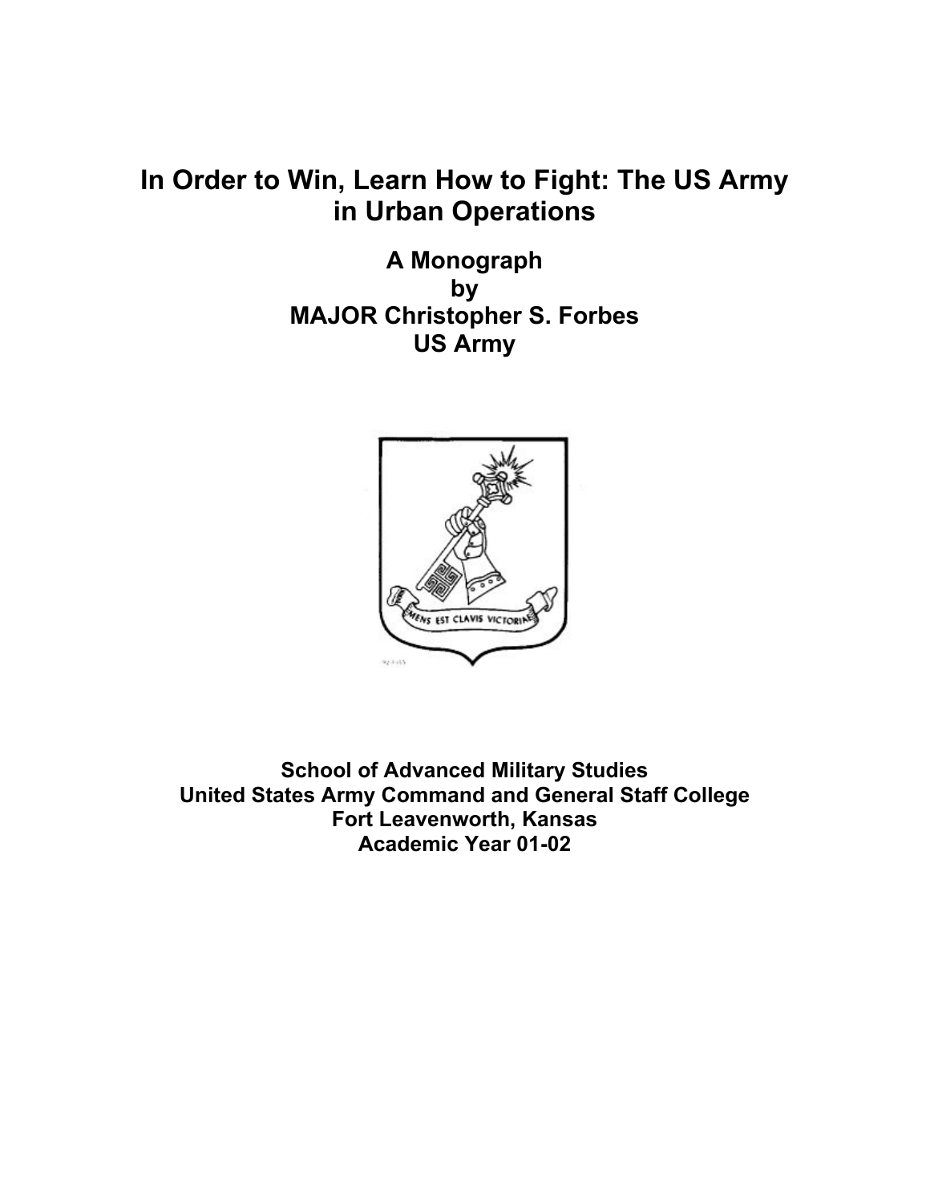# In Order to Win, Learn How to Fight: The US Army in Urban Operations

**A Monograph**
**by**
**MAJOR Christopher S. Forbes**
**US Army**

**School of Advanced Military Studies**
**United States Army Command and General Staff College**
**Fort Leavenworth, Kansas**
**Academic Year 01-02**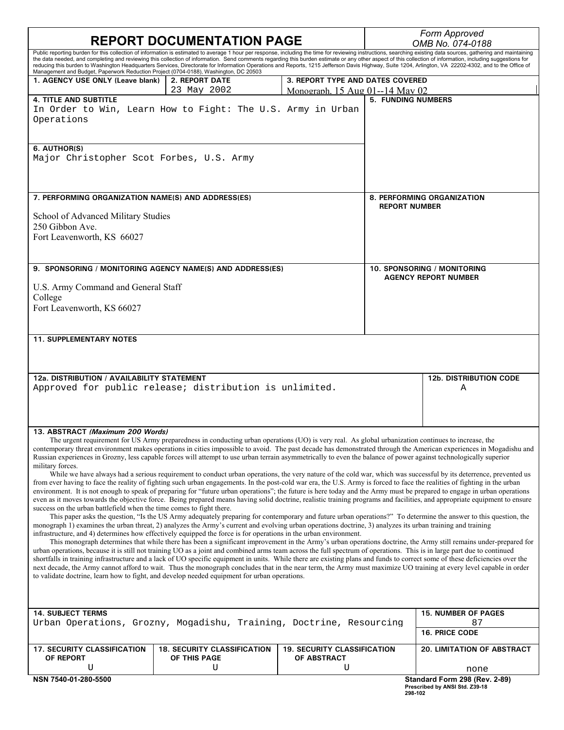# REPORT DOCUMENTATION PAGE

*Form Approved*
*OMB No. 074-0188*

Public reporting burden for this collection of information is estimated to average 1 hour per response, including the time for reviewing instructions, searching existing data sources, gathering and maintaining the data needed, and completing and reviewing this collection of information. Send comments regarding this burden estimate or any other aspect of this collection of information, including suggestions for reducing this burden to Washington Headquarters Services, Directorate for Information Operations and Reports, 1215 Jefferson Davis Highway, Suite 1204, Arlington, VA 22202-4302, and to the Office of Management and Budget, Paperwork Reduction Project (0704-0188), Washington, DC 20503

| 1. AGENCY USE ONLY (Leave blank) | 2. REPORT DATE | 3. REPORT TYPE AND DATES COVERED |
|---|---|---|
| | 23 May 2002 | Monograph, 15 Aug 01--14 May 02 |

**4. TITLE AND SUBTITLE**
In Order to Win, Learn How to Fight: The U.S. Army in Urban Operations

**5. FUNDING NUMBERS**

**6. AUTHOR(S)**
Major Christopher Scot Forbes, U.S. Army

**7. PERFORMING ORGANIZATION NAME(S) AND ADDRESS(ES)**

School of Advanced Military Studies
250 Gibbon Ave.
Fort Leavenworth, KS 66027

**8. PERFORMING ORGANIZATION REPORT NUMBER**

**9. SPONSORING / MONITORING AGENCY NAME(S) AND ADDRESS(ES)**

U.S. Army Command and General Staff College
Fort Leavenworth, KS 66027

**10. SPONSORING / MONITORING AGENCY REPORT NUMBER**

**11. SUPPLEMENTARY NOTES**

| 12a. DISTRIBUTION / AVAILABILITY STATEMENT | 12b. DISTRIBUTION CODE |
|---|---|
| Approved for public release; distribution is unlimited. | A |

**13. ABSTRACT** ***(Maximum 200 Words)***

The urgent requirement for US Army preparedness in conducting urban operations (UO) is very real. As global urbanization continues to increase, the contemporary threat environment makes operations in cities impossible to avoid. The past decade has demonstrated through the American experiences in Mogadishu and Russian experiences in Grozny, less capable forces will attempt to use urban terrain asymmetrically to even the balance of power against technologically superior military forces.

While we have always had a serious requirement to conduct urban operations, the very nature of the cold war, which was successful by its deterrence, prevented us from ever having to face the reality of fighting such urban engagements. In the post-cold war era, the U.S. Army is forced to face the realities of fighting in the urban environment. It is not enough to speak of preparing for "future urban operations"; the future is here today and the Army must be prepared to engage in urban operations even as it moves towards the objective force. Being prepared means having solid doctrine, realistic training programs and facilities, and appropriate equipment to ensure success on the urban battlefield when the time comes to fight there.

This paper asks the question, "Is the US Army adequately preparing for contemporary and future urban operations?" To determine the answer to this question, the monograph 1) examines the urban threat, 2) analyzes the Army's current and evolving urban operations doctrine, 3) analyzes its urban training and training infrastructure, and 4) determines how effectively equipped the force is for operations in the urban environment.

This monograph determines that while there has been a significant improvement in the Army's urban operations doctrine, the Army still remains under-prepared for urban operations, because it is still not training UO as a joint and combined arms team across the full spectrum of operations. This is in large part due to continued shortfalls in training infrastructure and a lack of UO specific equipment in units. While there are existing plans and funds to correct some of these deficiencies over the next decade, the Army cannot afford to wait. Thus the monograph concludes that in the near term, the Army must maximize UO training at every level capable in order to validate doctrine, learn how to fight, and develop needed equipment for urban operations.

| 14. SUBJECT TERMS | 15. NUMBER OF PAGES |
|---|---|
| Urban Operations, Grozny, Mogadishu, Training, Doctrine, Resourcing | 87 |
| | 16. PRICE CODE |

| 17. SECURITY CLASSIFICATION OF REPORT | 18. SECURITY CLASSIFICATION OF THIS PAGE | 19. SECURITY CLASSIFICATION OF ABSTRACT | 20. LIMITATION OF ABSTRACT |
|---|---|---|---|
| U | U | U | none |

NSN 7540-01-280-5500

**Standard Form 298 (Rev. 2-89)**
Prescribed by ANSI Std. Z39-18
298-102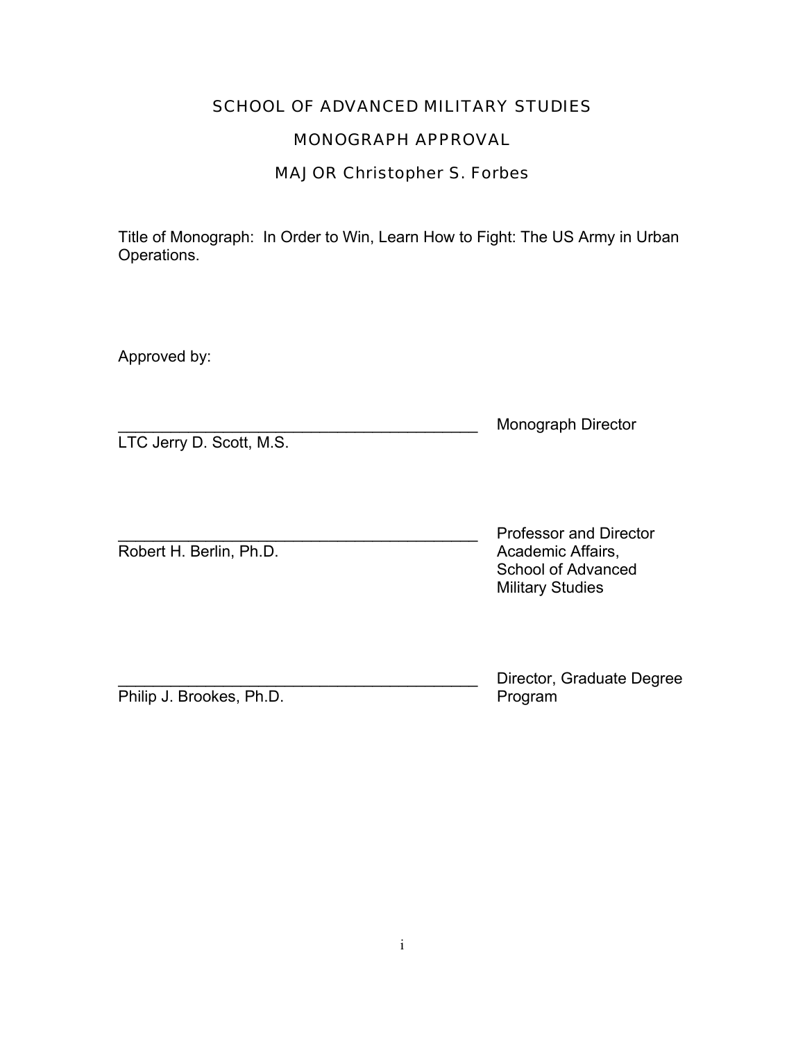# SCHOOL OF ADVANCED MILITARY STUDIES

## MONOGRAPH APPROVAL

### MAJOR Christopher S. Forbes

Title of Monograph: In Order to Win, Learn How to Fight: The US Army in Urban Operations.

Approved by:

__________________________________________ Monograph Director
LTC Jerry D. Scott, M.S.

__________________________________________ Professor and Director
Robert H. Berlin, Ph.D. Academic Affairs, School of Advanced Military Studies

__________________________________________ Director, Graduate Degree
Philip J. Brookes, Ph.D. Program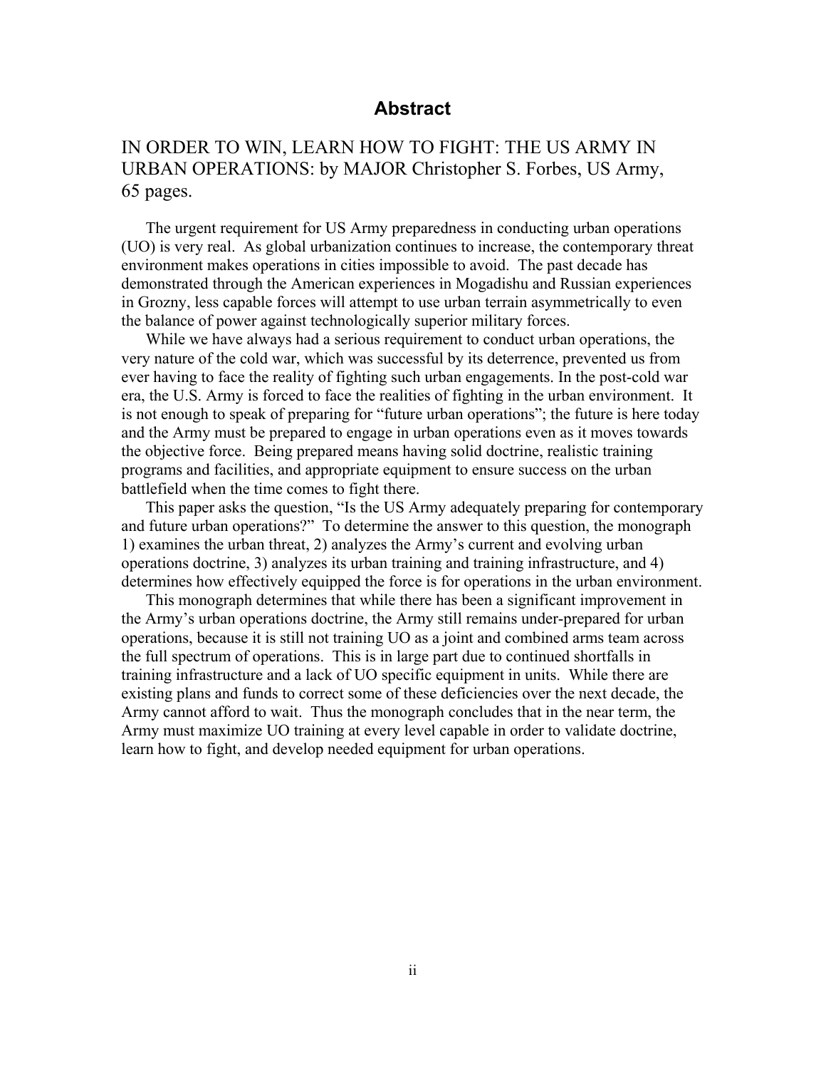# Abstract

IN ORDER TO WIN, LEARN HOW TO FIGHT: THE US ARMY IN URBAN OPERATIONS: by MAJOR Christopher S. Forbes, US Army, 65 pages.

The urgent requirement for US Army preparedness in conducting urban operations (UO) is very real. As global urbanization continues to increase, the contemporary threat environment makes operations in cities impossible to avoid. The past decade has demonstrated through the American experiences in Mogadishu and Russian experiences in Grozny, less capable forces will attempt to use urban terrain asymmetrically to even the balance of power against technologically superior military forces.

While we have always had a serious requirement to conduct urban operations, the very nature of the cold war, which was successful by its deterrence, prevented us from ever having to face the reality of fighting such urban engagements. In the post-cold war era, the U.S. Army is forced to face the realities of fighting in the urban environment. It is not enough to speak of preparing for "future urban operations"; the future is here today and the Army must be prepared to engage in urban operations even as it moves towards the objective force. Being prepared means having solid doctrine, realistic training programs and facilities, and appropriate equipment to ensure success on the urban battlefield when the time comes to fight there.

This paper asks the question, "Is the US Army adequately preparing for contemporary and future urban operations?" To determine the answer to this question, the monograph 1) examines the urban threat, 2) analyzes the Army's current and evolving urban operations doctrine, 3) analyzes its urban training and training infrastructure, and 4) determines how effectively equipped the force is for operations in the urban environment.

This monograph determines that while there has been a significant improvement in the Army's urban operations doctrine, the Army still remains under-prepared for urban operations, because it is still not training UO as a joint and combined arms team across the full spectrum of operations. This is in large part due to continued shortfalls in training infrastructure and a lack of UO specific equipment in units. While there are existing plans and funds to correct some of these deficiencies over the next decade, the Army cannot afford to wait. Thus the monograph concludes that in the near term, the Army must maximize UO training at every level capable in order to validate doctrine, learn how to fight, and develop needed equipment for urban operations.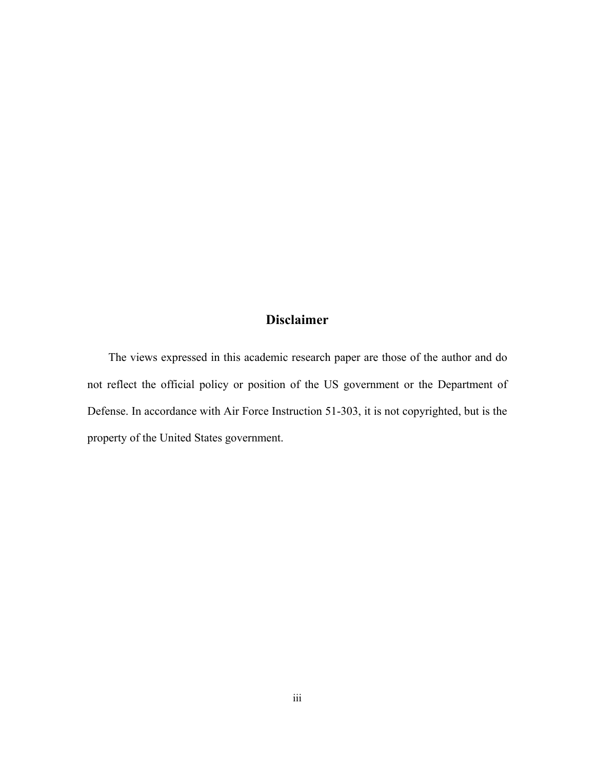## Disclaimer

The views expressed in this academic research paper are those of the author and do not reflect the official policy or position of the US government or the Department of Defense. In accordance with Air Force Instruction 51-303, it is not copyrighted, but is the property of the United States government.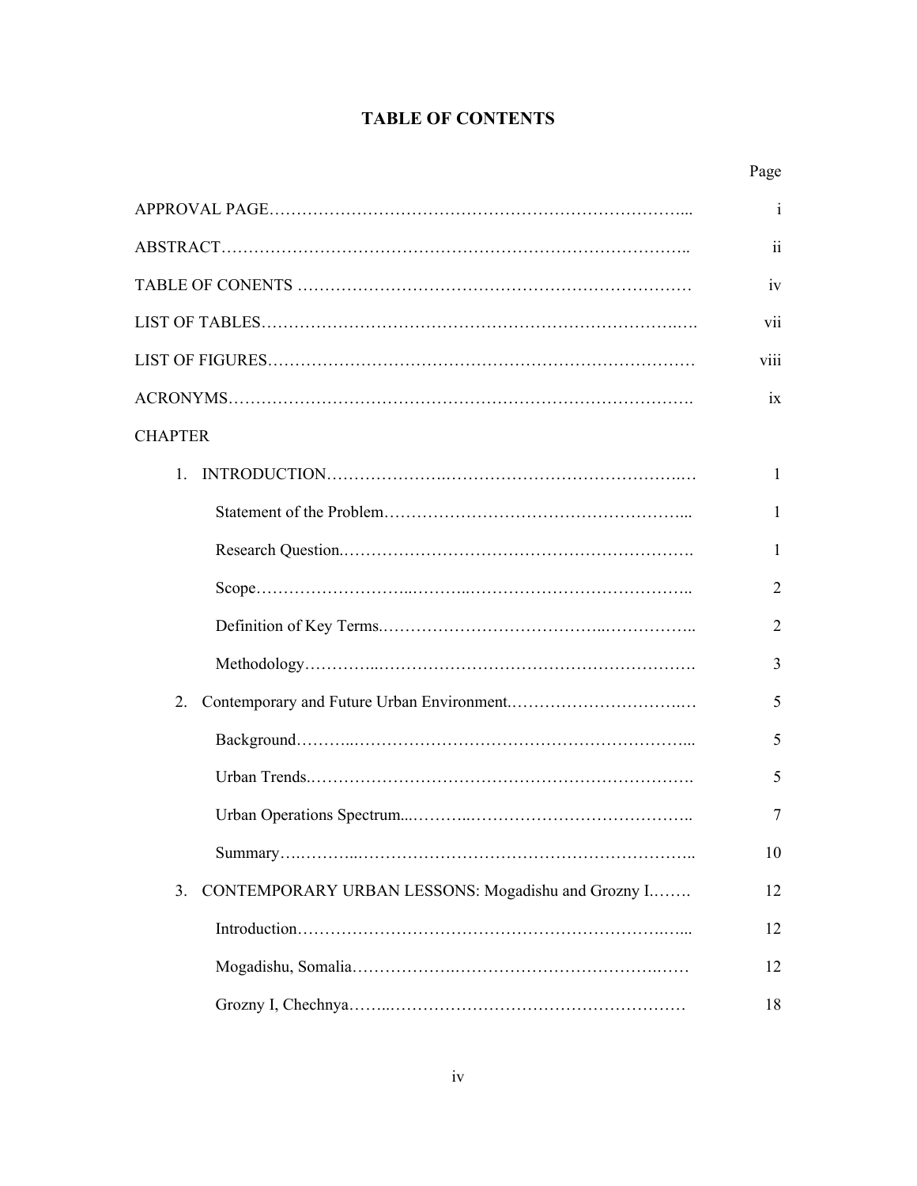## TABLE OF CONTENTS

| | Page |
|---|---|
| APPROVAL PAGE | i |
| ABSTRACT | ii |
| TABLE OF CONENTS | iv |
| LIST OF TABLES | vii |
| LIST OF FIGURES | viii |
| ACRONYMS | ix |
| CHAPTER | |
| 1. INTRODUCTION | 1 |
| Statement of the Problem | 1 |
| Research Question. | 1 |
| Scope | 2 |
| Definition of Key Terms. | 2 |
| Methodology | 3 |
| 2. Contemporary and Future Urban Environment. | 5 |
| Background | 5 |
| Urban Trends. | 5 |
| Urban Operations Spectrum. | 7 |
| Summary | 10 |
| 3. CONTEMPORARY URBAN LESSONS: Mogadishu and Grozny I. | 12 |
| Introduction | 12 |
| Mogadishu, Somalia | 12 |
| Grozny I, Chechnya | 18 |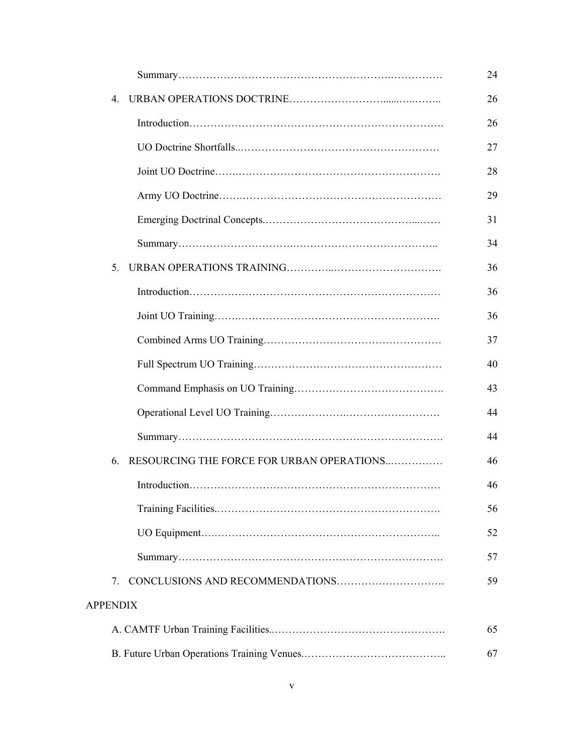| | |
|---|---|
| Summary | 24 |
| 4. URBAN OPERATIONS DOCTRINE | 26 |
| Introduction | 26 |
| UO Doctrine Shortfalls | 27 |
| Joint UO Doctrine | 28 |
| Army UO Doctrine | 29 |
| Emerging Doctrinal Concepts | 31 |
| Summary | 34 |
| 5. URBAN OPERATIONS TRAINING | 36 |
| Introduction | 36 |
| Joint UO Training | 36 |
| Combined Arms UO Training | 37 |
| Full Spectrum UO Training | 40 |
| Command Emphasis on UO Training | 43 |
| Operational Level UO Training | 44 |
| Summary | 44 |
| 6. RESOURCING THE FORCE FOR URBAN OPERATIONS | 46 |
| Introduction | 46 |
| Training Facilities | 56 |
| UO Equipment | 52 |
| Summary | 57 |
| 7. CONCLUSIONS AND RECOMMENDATIONS | 59 |
| APPENDIX | |
| A. CAMTF Urban Training Facilities | 65 |
| B. Future Urban Operations Training Venues | 67 |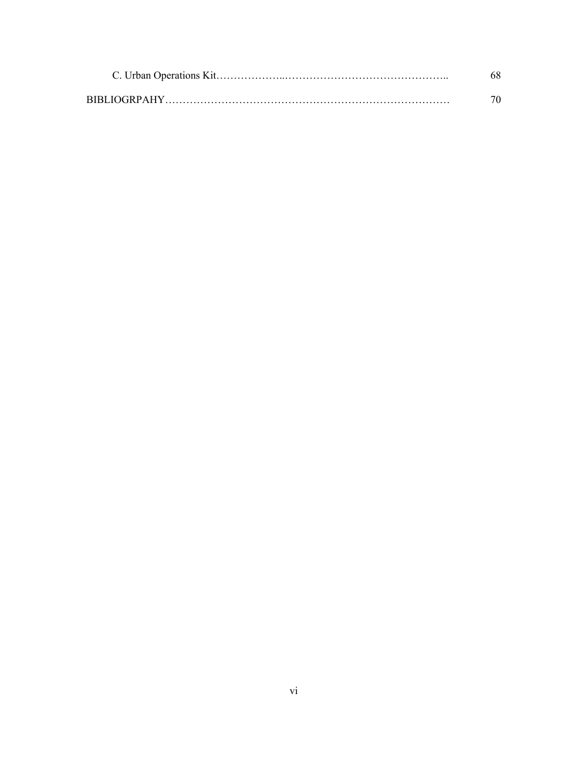C. Urban Operations Kit………………..……………………………………….. 68

BIBLIOGRPAHY……………………………………………….……………………… 70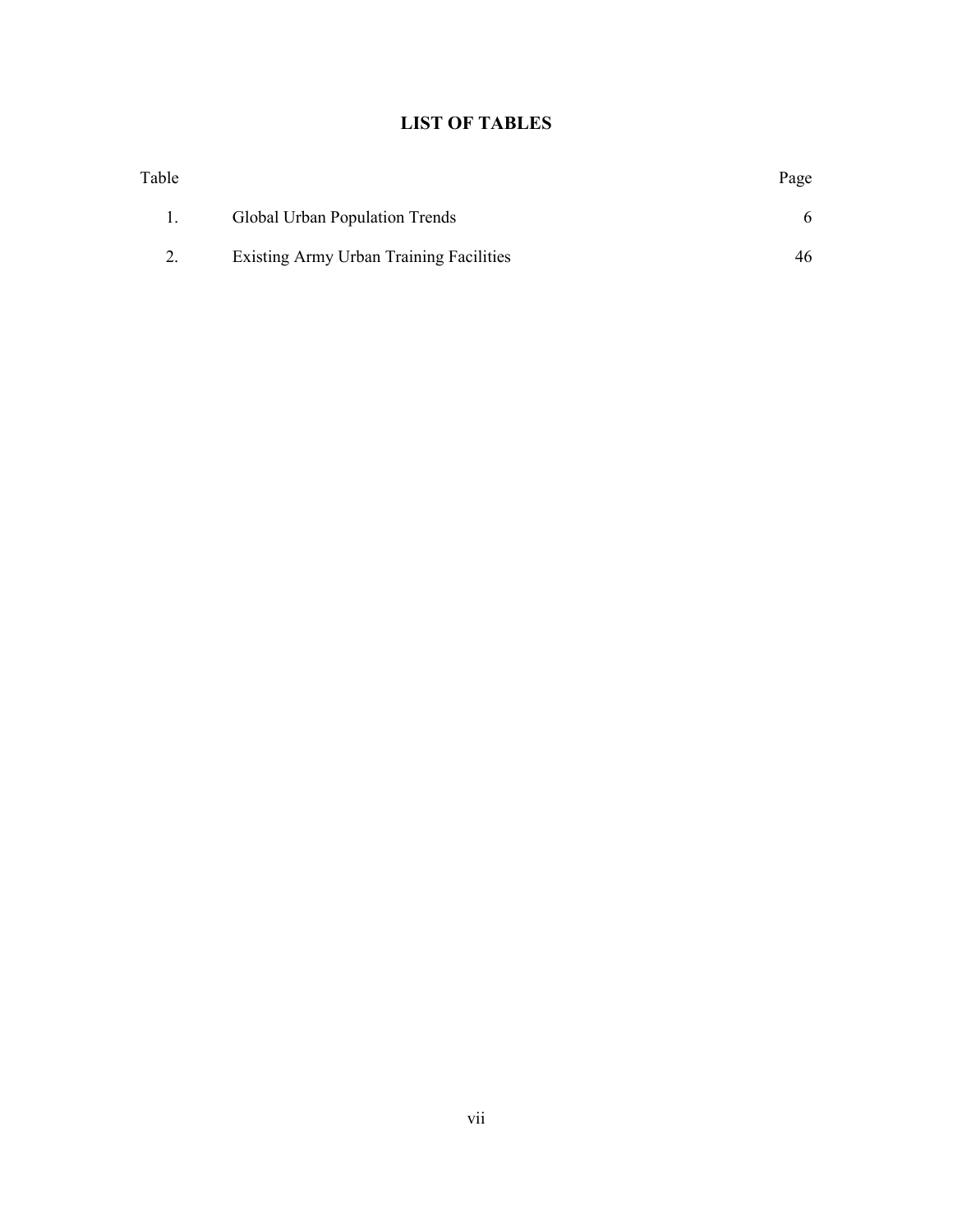# LIST OF TABLES

| Table | | Page |
|---|---|---|
| 1. | Global Urban Population Trends | 6 |
| 2. | Existing Army Urban Training Facilities | 46 |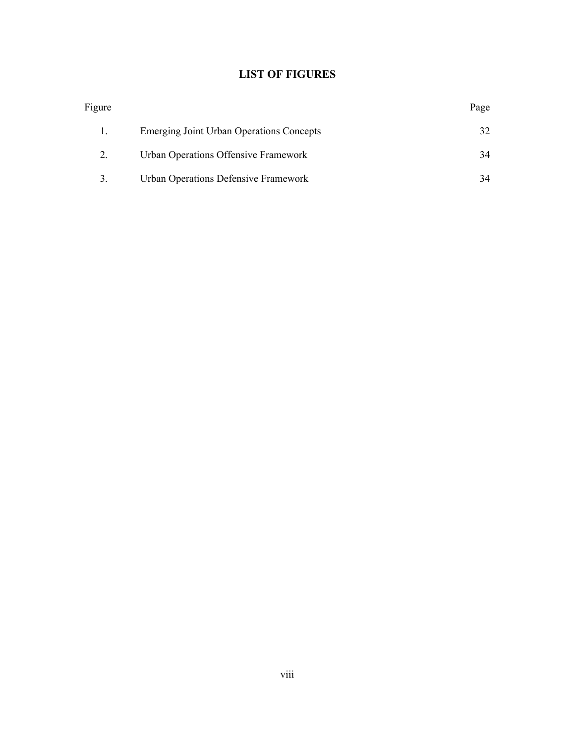# LIST OF FIGURES

| Figure | | Page |
|---|---|---|
| 1. | Emerging Joint Urban Operations Concepts | 32 |
| 2. | Urban Operations Offensive Framework | 34 |
| 3. | Urban Operations Defensive Framework | 34 |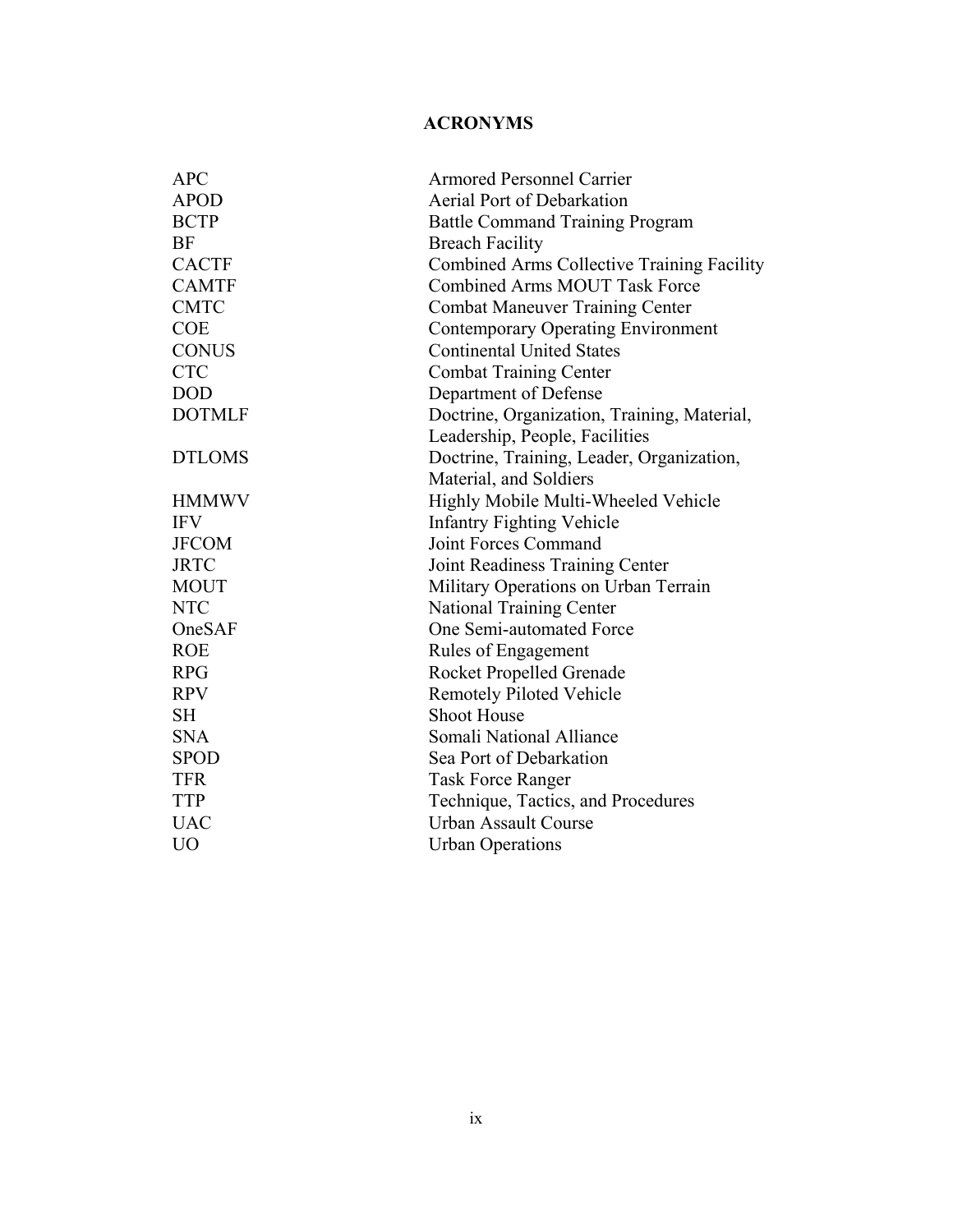# ACRONYMS

| | |
|---|---|
| APC | Armored Personnel Carrier |
| APOD | Aerial Port of Debarkation |
| BCTP | Battle Command Training Program |
| BF | Breach Facility |
| CACTF | Combined Arms Collective Training Facility |
| CAMTF | Combined Arms MOUT Task Force |
| CMTC | Combat Maneuver Training Center |
| COE | Contemporary Operating Environment |
| CONUS | Continental United States |
| CTC | Combat Training Center |
| DOD | Department of Defense |
| DOTMLF | Doctrine, Organization, Training, Material, Leadership, People, Facilities |
| DTLOMS | Doctrine, Training, Leader, Organization, Material, and Soldiers |
| HMMWV | Highly Mobile Multi-Wheeled Vehicle |
| IFV | Infantry Fighting Vehicle |
| JFCOM | Joint Forces Command |
| JRTC | Joint Readiness Training Center |
| MOUT | Military Operations on Urban Terrain |
| NTC | National Training Center |
| OneSAF | One Semi-automated Force |
| ROE | Rules of Engagement |
| RPG | Rocket Propelled Grenade |
| RPV | Remotely Piloted Vehicle |
| SH | Shoot House |
| SNA | Somali National Alliance |
| SPOD | Sea Port of Debarkation |
| TFR | Task Force Ranger |
| TTP | Technique, Tactics, and Procedures |
| UAC | Urban Assault Course |
| UO | Urban Operations |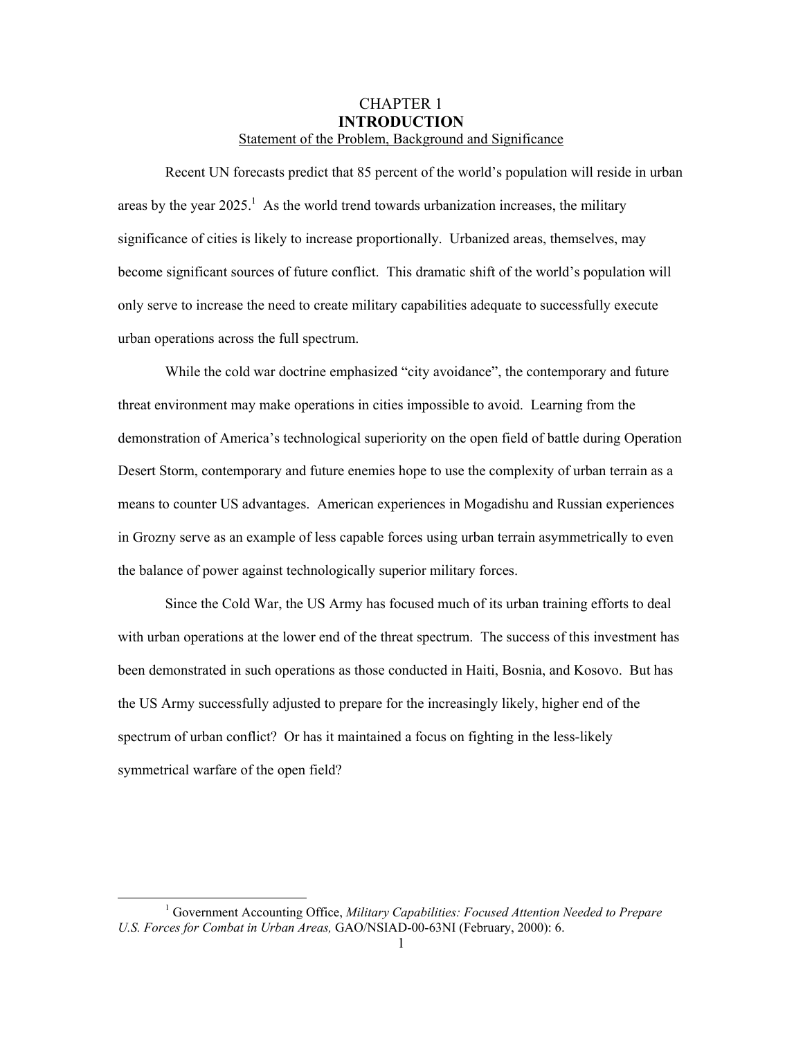# CHAPTER 1
# INTRODUCTION
## Statement of the Problem, Background and Significance

Recent UN forecasts predict that 85 percent of the world's population will reside in urban areas by the year 2025.[1] As the world trend towards urbanization increases, the military significance of cities is likely to increase proportionally. Urbanized areas, themselves, may become significant sources of future conflict. This dramatic shift of the world's population will only serve to increase the need to create military capabilities adequate to successfully execute urban operations across the full spectrum.

While the cold war doctrine emphasized "city avoidance", the contemporary and future threat environment may make operations in cities impossible to avoid. Learning from the demonstration of America's technological superiority on the open field of battle during Operation Desert Storm, contemporary and future enemies hope to use the complexity of urban terrain as a means to counter US advantages. American experiences in Mogadishu and Russian experiences in Grozny serve as an example of less capable forces using urban terrain asymmetrically to even the balance of power against technologically superior military forces.

Since the Cold War, the US Army has focused much of its urban training efforts to deal with urban operations at the lower end of the threat spectrum. The success of this investment has been demonstrated in such operations as those conducted in Haiti, Bosnia, and Kosovo. But has the US Army successfully adjusted to prepare for the increasingly likely, higher end of the spectrum of urban conflict? Or has it maintained a focus on fighting in the less-likely symmetrical warfare of the open field?

---

[1] Government Accounting Office, *Military Capabilities: Focused Attention Needed to Prepare U.S. Forces for Combat in Urban Areas,* GAO/NSIAD-00-63NI (February, 2000): 6.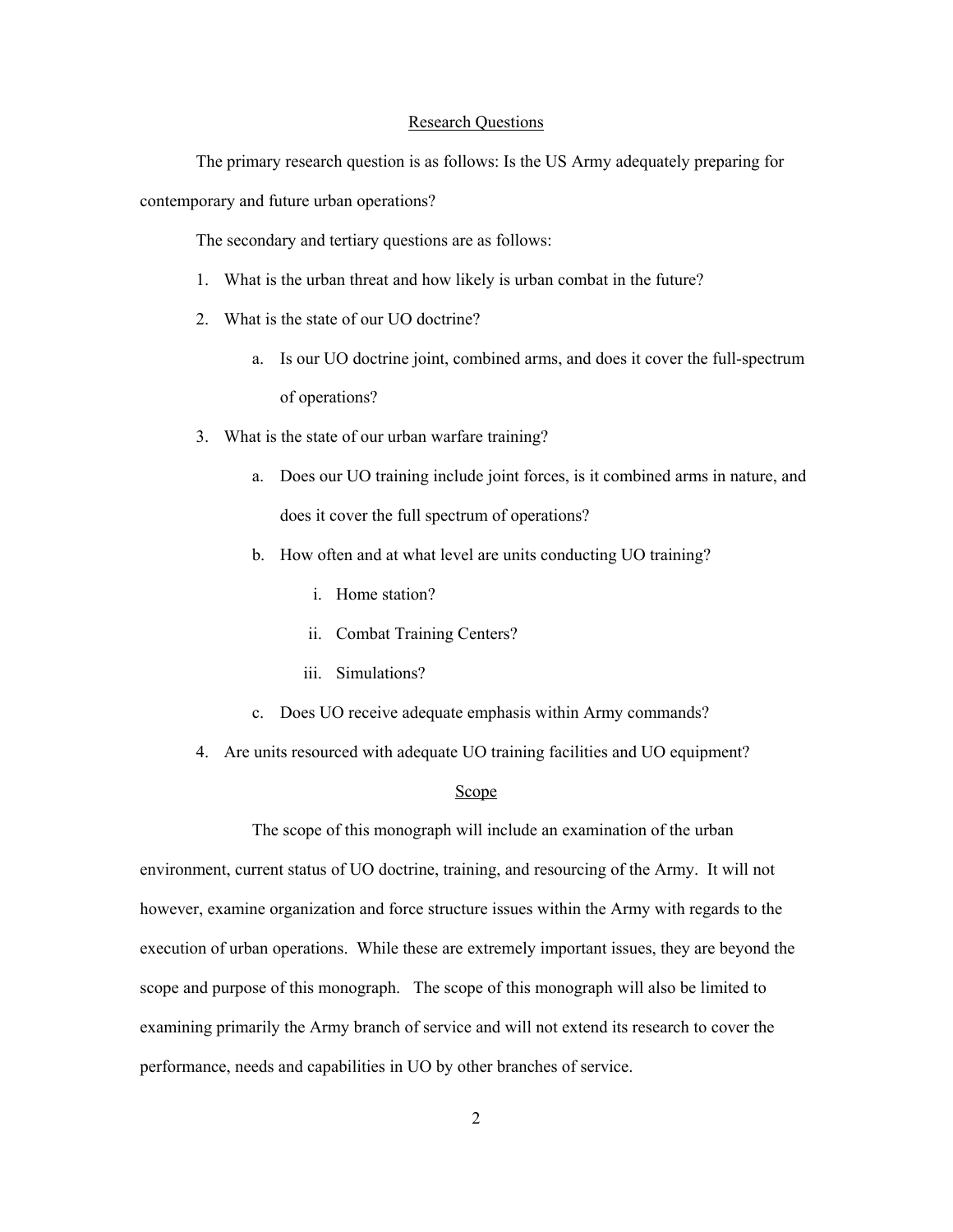## Research Questions

The primary research question is as follows: Is the US Army adequately preparing for contemporary and future urban operations?

The secondary and tertiary questions are as follows:

1. What is the urban threat and how likely is urban combat in the future?
2. What is the state of our UO doctrine?
    a. Is our UO doctrine joint, combined arms, and does it cover the full-spectrum of operations?
3. What is the state of our urban warfare training?
    a. Does our UO training include joint forces, is it combined arms in nature, and does it cover the full spectrum of operations?
    b. How often and at what level are units conducting UO training?
        i. Home station?
        ii. Combat Training Centers?
        iii. Simulations?
    c. Does UO receive adequate emphasis within Army commands?
4. Are units resourced with adequate UO training facilities and UO equipment?

## Scope

The scope of this monograph will include an examination of the urban environment, current status of UO doctrine, training, and resourcing of the Army. It will not however, examine organization and force structure issues within the Army with regards to the execution of urban operations. While these are extremely important issues, they are beyond the scope and purpose of this monograph. The scope of this monograph will also be limited to examining primarily the Army branch of service and will not extend its research to cover the performance, needs and capabilities in UO by other branches of service.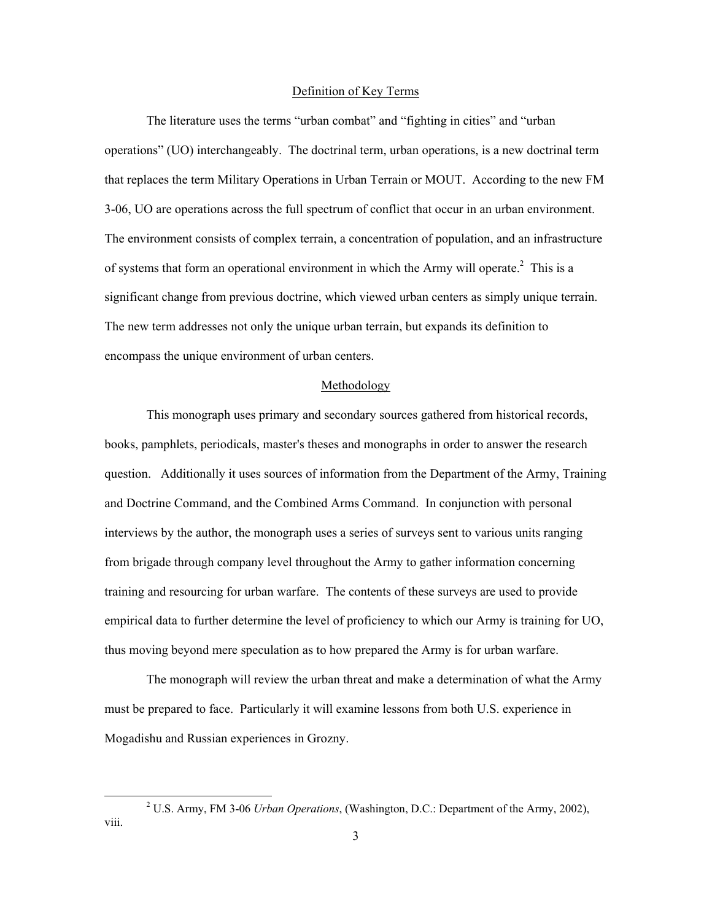## Definition of Key Terms

The literature uses the terms "urban combat" and "fighting in cities" and "urban operations" (UO) interchangeably. The doctrinal term, urban operations, is a new doctrinal term that replaces the term Military Operations in Urban Terrain or MOUT. According to the new FM 3-06, UO are operations across the full spectrum of conflict that occur in an urban environment. The environment consists of complex terrain, a concentration of population, and an infrastructure of systems that form an operational environment in which the Army will operate.[2] This is a significant change from previous doctrine, which viewed urban centers as simply unique terrain. The new term addresses not only the unique urban terrain, but expands its definition to encompass the unique environment of urban centers.

## Methodology

This monograph uses primary and secondary sources gathered from historical records, books, pamphlets, periodicals, master's theses and monographs in order to answer the research question. Additionally it uses sources of information from the Department of the Army, Training and Doctrine Command, and the Combined Arms Command. In conjunction with personal interviews by the author, the monograph uses a series of surveys sent to various units ranging from brigade through company level throughout the Army to gather information concerning training and resourcing for urban warfare. The contents of these surveys are used to provide empirical data to further determine the level of proficiency to which our Army is training for UO, thus moving beyond mere speculation as to how prepared the Army is for urban warfare.

The monograph will review the urban threat and make a determination of what the Army must be prepared to face. Particularly it will examine lessons from both U.S. experience in Mogadishu and Russian experiences in Grozny.

---

[2] U.S. Army, FM 3-06 *Urban Operations*, (Washington, D.C.: Department of the Army, 2002), viii.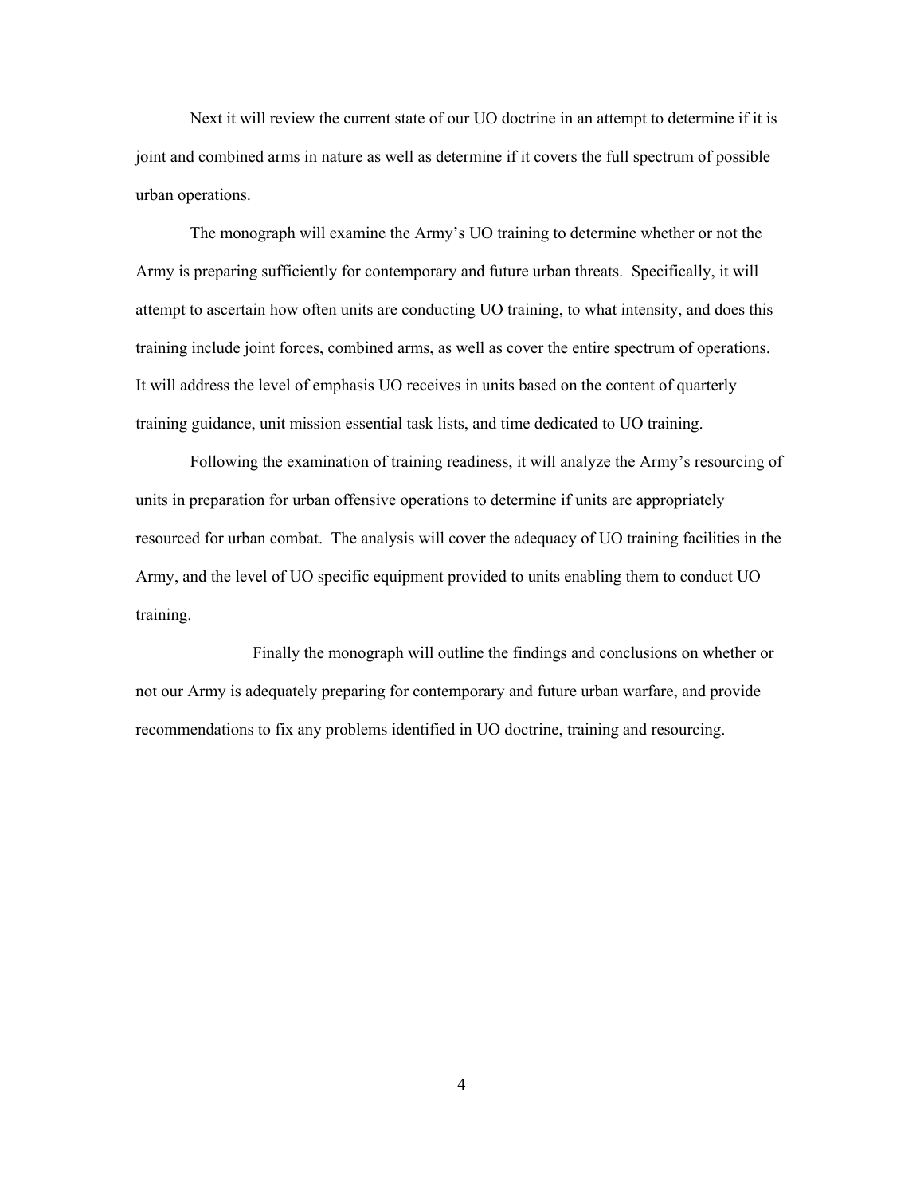Next it will review the current state of our UO doctrine in an attempt to determine if it is joint and combined arms in nature as well as determine if it covers the full spectrum of possible urban operations.

The monograph will examine the Army's UO training to determine whether or not the Army is preparing sufficiently for contemporary and future urban threats. Specifically, it will attempt to ascertain how often units are conducting UO training, to what intensity, and does this training include joint forces, combined arms, as well as cover the entire spectrum of operations. It will address the level of emphasis UO receives in units based on the content of quarterly training guidance, unit mission essential task lists, and time dedicated to UO training.

Following the examination of training readiness, it will analyze the Army's resourcing of units in preparation for urban offensive operations to determine if units are appropriately resourced for urban combat. The analysis will cover the adequacy of UO training facilities in the Army, and the level of UO specific equipment provided to units enabling them to conduct UO training.

Finally the monograph will outline the findings and conclusions on whether or not our Army is adequately preparing for contemporary and future urban warfare, and provide recommendations to fix any problems identified in UO doctrine, training and resourcing.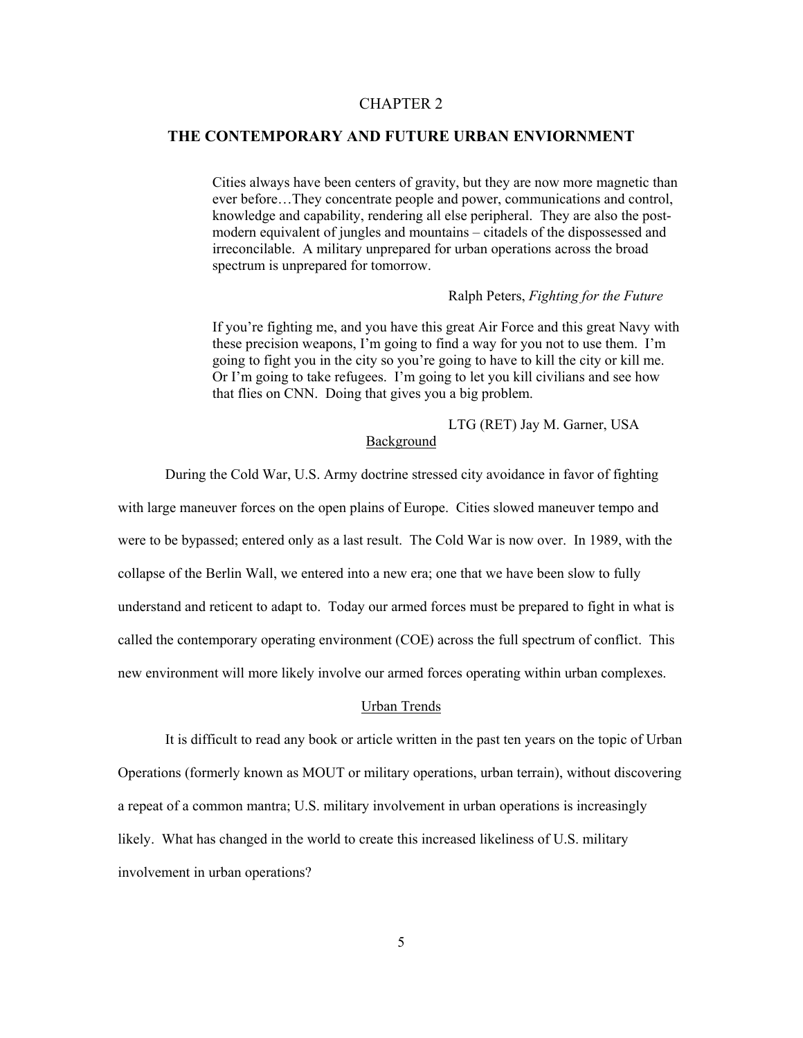# CHAPTER 2

## THE CONTEMPORARY AND FUTURE URBAN ENVIORNMENT

> Cities always have been centers of gravity, but they are now more magnetic than ever before…They concentrate people and power, communications and control, knowledge and capability, rendering all else peripheral. They are also the post-modern equivalent of jungles and mountains – citadels of the dispossessed and irreconcilable. A military unprepared for urban operations across the broad spectrum is unprepared for tomorrow.
>
> Ralph Peters, *Fighting for the Future*

> If you're fighting me, and you have this great Air Force and this great Navy with these precision weapons, I'm going to find a way for you not to use them. I'm going to fight you in the city so you're going to have to kill the city or kill me. Or I'm going to take refugees. I'm going to let you kill civilians and see how that flies on CNN. Doing that gives you a big problem.
>
> LTG (RET) Jay M. Garner, USA

### Background

During the Cold War, U.S. Army doctrine stressed city avoidance in favor of fighting with large maneuver forces on the open plains of Europe. Cities slowed maneuver tempo and were to be bypassed; entered only as a last result. The Cold War is now over. In 1989, with the collapse of the Berlin Wall, we entered into a new era; one that we have been slow to fully understand and reticent to adapt to. Today our armed forces must be prepared to fight in what is called the contemporary operating environment (COE) across the full spectrum of conflict. This new environment will more likely involve our armed forces operating within urban complexes.

### Urban Trends

It is difficult to read any book or article written in the past ten years on the topic of Urban Operations (formerly known as MOUT or military operations, urban terrain), without discovering a repeat of a common mantra; U.S. military involvement in urban operations is increasingly likely. What has changed in the world to create this increased likeliness of U.S. military involvement in urban operations?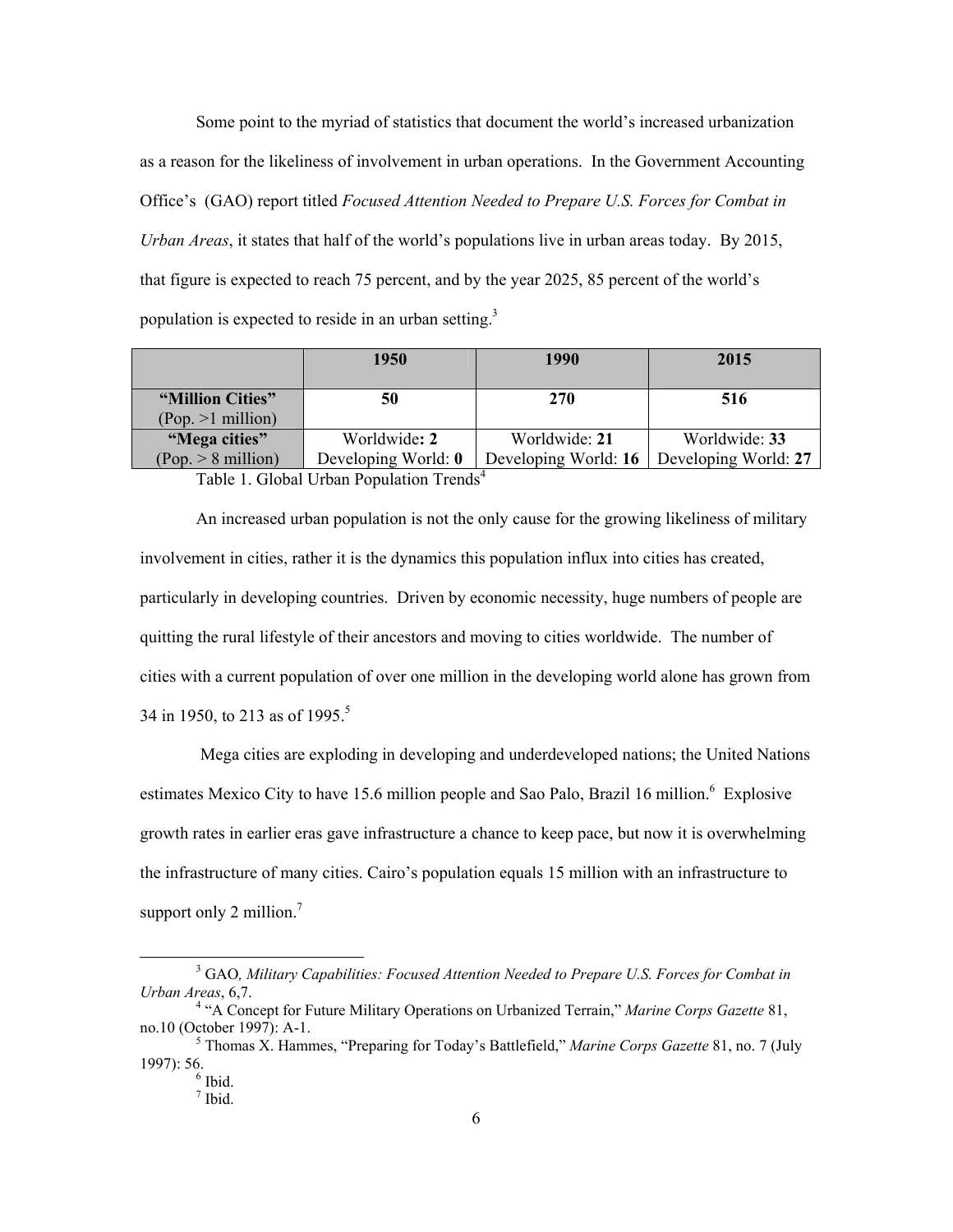Some point to the myriad of statistics that document the world's increased urbanization as a reason for the likeliness of involvement in urban operations. In the Government Accounting Office's (GAO) report titled *Focused Attention Needed to Prepare U.S. Forces for Combat in Urban Areas*, it states that half of the world's populations live in urban areas today. By 2015, that figure is expected to reach 75 percent, and by the year 2025, 85 percent of the world's population is expected to reside in an urban setting.[3]

| | **1950** | **1990** | **2015** |
|---|---|---|---|
| **"Million Cities"** (Pop. >1 million) | **50** | **270** | **516** |
| **"Mega cities"** (Pop. > 8 million) | Worldwide**: 2** Developing World: **0** | Worldwide: **21** Developing World: **16** | Worldwide: **33** Developing World: **27** |

Table 1. Global Urban Population Trends[4]

An increased urban population is not the only cause for the growing likeliness of military involvement in cities, rather it is the dynamics this population influx into cities has created, particularly in developing countries. Driven by economic necessity, huge numbers of people are quitting the rural lifestyle of their ancestors and moving to cities worldwide. The number of cities with a current population of over one million in the developing world alone has grown from 34 in 1950, to 213 as of 1995.[5]

Mega cities are exploding in developing and underdeveloped nations; the United Nations estimates Mexico City to have 15.6 million people and Sao Palo, Brazil 16 million.[6] Explosive growth rates in earlier eras gave infrastructure a chance to keep pace, but now it is overwhelming the infrastructure of many cities. Cairo's population equals 15 million with an infrastructure to support only 2 million.[7]

---

[3] GAO*, Military Capabilities: Focused Attention Needed to Prepare U.S. Forces for Combat in Urban Areas*, 6,7.

[4] "A Concept for Future Military Operations on Urbanized Terrain," *Marine Corps Gazette* 81, no.10 (October 1997): A-1.

[5] Thomas X. Hammes, "Preparing for Today's Battlefield," *Marine Corps Gazette* 81, no. 7 (July 1997): 56.

[6] Ibid.

[7] Ibid.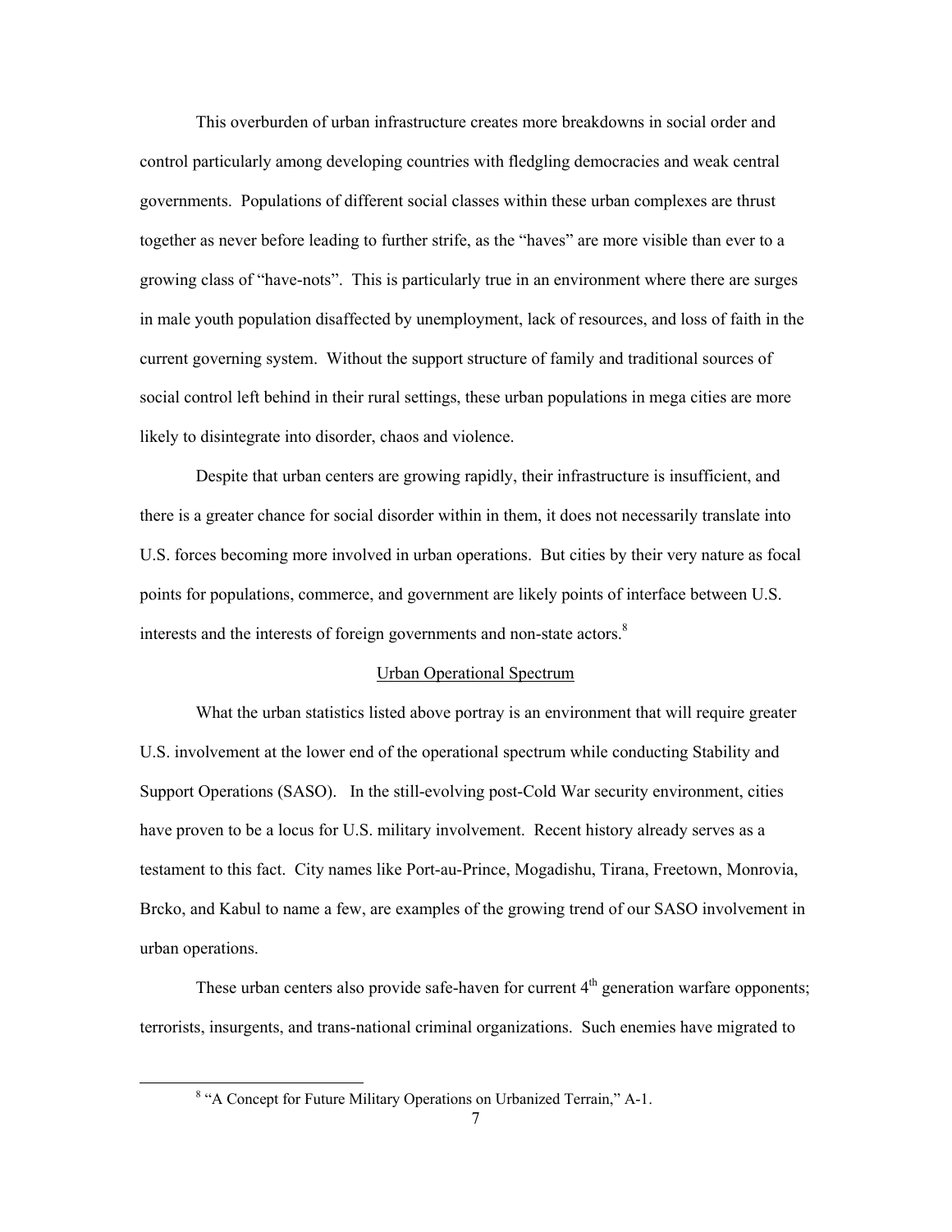This overburden of urban infrastructure creates more breakdowns in social order and control particularly among developing countries with fledgling democracies and weak central governments. Populations of different social classes within these urban complexes are thrust together as never before leading to further strife, as the "haves" are more visible than ever to a growing class of "have-nots". This is particularly true in an environment where there are surges in male youth population disaffected by unemployment, lack of resources, and loss of faith in the current governing system. Without the support structure of family and traditional sources of social control left behind in their rural settings, these urban populations in mega cities are more likely to disintegrate into disorder, chaos and violence.

Despite that urban centers are growing rapidly, their infrastructure is insufficient, and there is a greater chance for social disorder within in them, it does not necessarily translate into U.S. forces becoming more involved in urban operations. But cities by their very nature as focal points for populations, commerce, and government are likely points of interface between U.S. interests and the interests of foreign governments and non-state actors.[8]

## Urban Operational Spectrum

What the urban statistics listed above portray is an environment that will require greater U.S. involvement at the lower end of the operational spectrum while conducting Stability and Support Operations (SASO). In the still-evolving post-Cold War security environment, cities have proven to be a locus for U.S. military involvement. Recent history already serves as a testament to this fact. City names like Port-au-Prince, Mogadishu, Tirana, Freetown, Monrovia, Brcko, and Kabul to name a few, are examples of the growing trend of our SASO involvement in urban operations.

These urban centers also provide safe-haven for current 4th generation warfare opponents; terrorists, insurgents, and trans-national criminal organizations. Such enemies have migrated to

[8] "A Concept for Future Military Operations on Urbanized Terrain," A-1.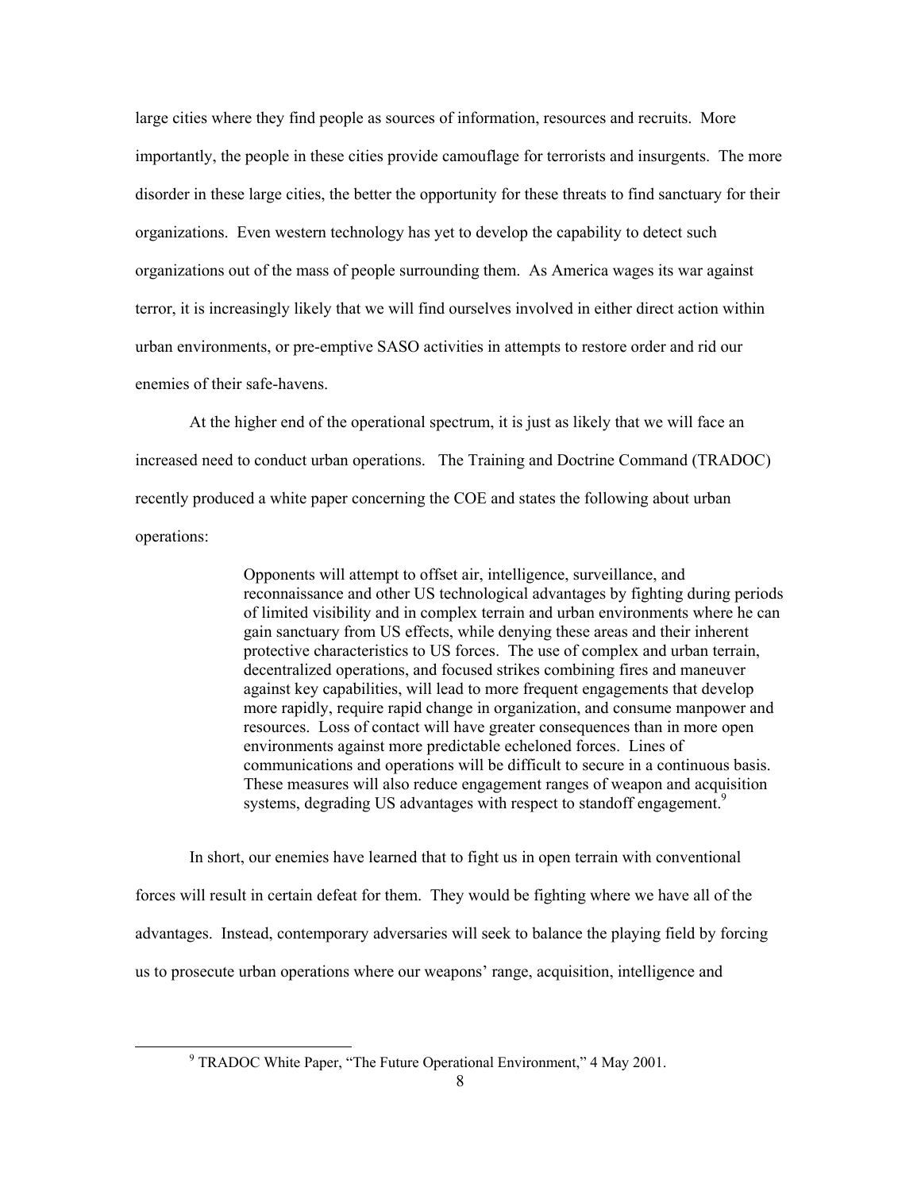large cities where they find people as sources of information, resources and recruits. More importantly, the people in these cities provide camouflage for terrorists and insurgents. The more disorder in these large cities, the better the opportunity for these threats to find sanctuary for their organizations. Even western technology has yet to develop the capability to detect such organizations out of the mass of people surrounding them. As America wages its war against terror, it is increasingly likely that we will find ourselves involved in either direct action within urban environments, or pre-emptive SASO activities in attempts to restore order and rid our enemies of their safe-havens.

At the higher end of the operational spectrum, it is just as likely that we will face an increased need to conduct urban operations. The Training and Doctrine Command (TRADOC) recently produced a white paper concerning the COE and states the following about urban operations:

> Opponents will attempt to offset air, intelligence, surveillance, and reconnaissance and other US technological advantages by fighting during periods of limited visibility and in complex terrain and urban environments where he can gain sanctuary from US effects, while denying these areas and their inherent protective characteristics to US forces. The use of complex and urban terrain, decentralized operations, and focused strikes combining fires and maneuver against key capabilities, will lead to more frequent engagements that develop more rapidly, require rapid change in organization, and consume manpower and resources. Loss of contact will have greater consequences than in more open environments against more predictable echeloned forces. Lines of communications and operations will be difficult to secure in a continuous basis. These measures will also reduce engagement ranges of weapon and acquisition systems, degrading US advantages with respect to standoff engagement.[9]

In short, our enemies have learned that to fight us in open terrain with conventional forces will result in certain defeat for them. They would be fighting where we have all of the advantages. Instead, contemporary adversaries will seek to balance the playing field by forcing us to prosecute urban operations where our weapons' range, acquisition, intelligence and

[9] TRADOC White Paper, "The Future Operational Environment," 4 May 2001.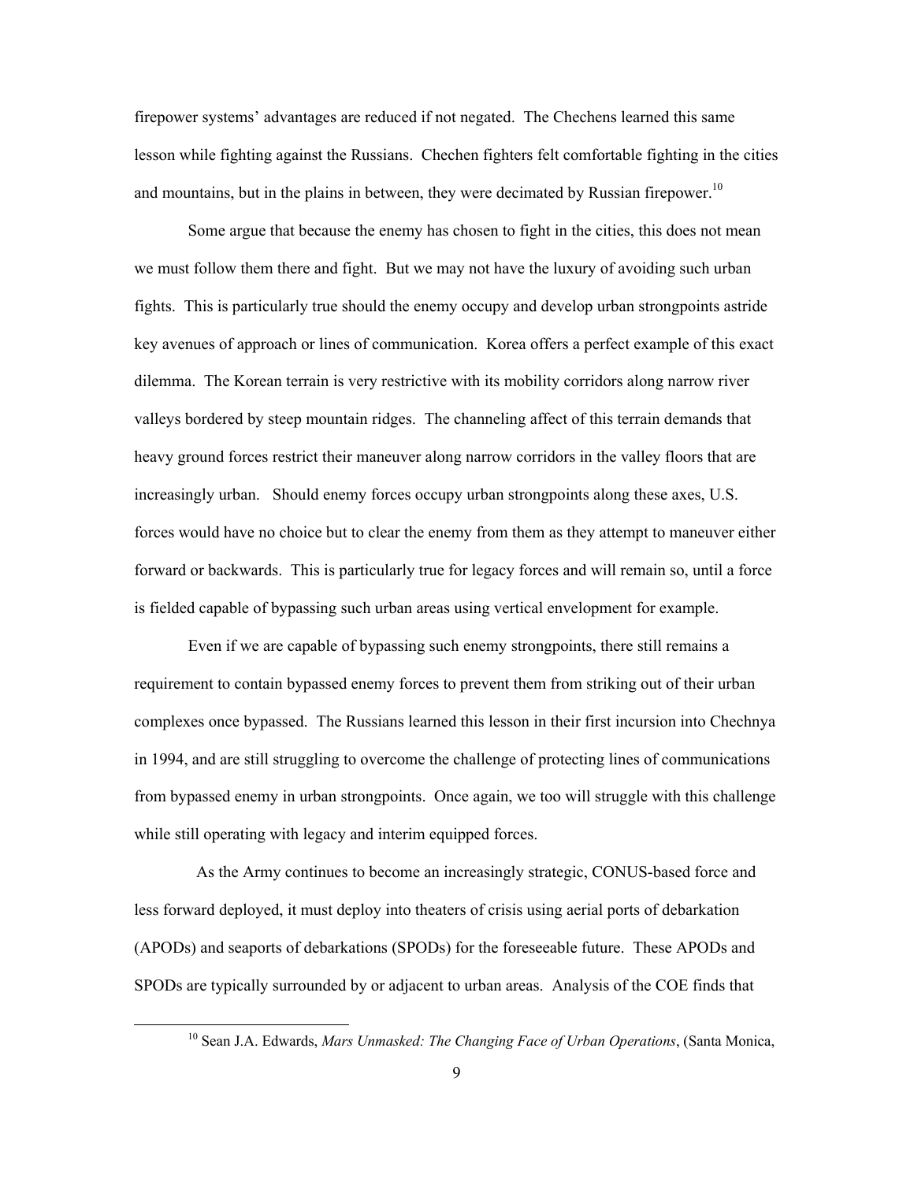firepower systems' advantages are reduced if not negated. The Chechens learned this same lesson while fighting against the Russians. Chechen fighters felt comfortable fighting in the cities and mountains, but in the plains in between, they were decimated by Russian firepower.[10]

Some argue that because the enemy has chosen to fight in the cities, this does not mean we must follow them there and fight. But we may not have the luxury of avoiding such urban fights. This is particularly true should the enemy occupy and develop urban strongpoints astride key avenues of approach or lines of communication. Korea offers a perfect example of this exact dilemma. The Korean terrain is very restrictive with its mobility corridors along narrow river valleys bordered by steep mountain ridges. The channeling affect of this terrain demands that heavy ground forces restrict their maneuver along narrow corridors in the valley floors that are increasingly urban. Should enemy forces occupy urban strongpoints along these axes, U.S. forces would have no choice but to clear the enemy from them as they attempt to maneuver either forward or backwards. This is particularly true for legacy forces and will remain so, until a force is fielded capable of bypassing such urban areas using vertical envelopment for example.

Even if we are capable of bypassing such enemy strongpoints, there still remains a requirement to contain bypassed enemy forces to prevent them from striking out of their urban complexes once bypassed. The Russians learned this lesson in their first incursion into Chechnya in 1994, and are still struggling to overcome the challenge of protecting lines of communications from bypassed enemy in urban strongpoints. Once again, we too will struggle with this challenge while still operating with legacy and interim equipped forces.

As the Army continues to become an increasingly strategic, CONUS-based force and less forward deployed, it must deploy into theaters of crisis using aerial ports of debarkation (APODs) and seaports of debarkations (SPODs) for the foreseeable future. These APODs and SPODs are typically surrounded by or adjacent to urban areas. Analysis of the COE finds that

[10] Sean J.A. Edwards, *Mars Unmasked: The Changing Face of Urban Operations*, (Santa Monica,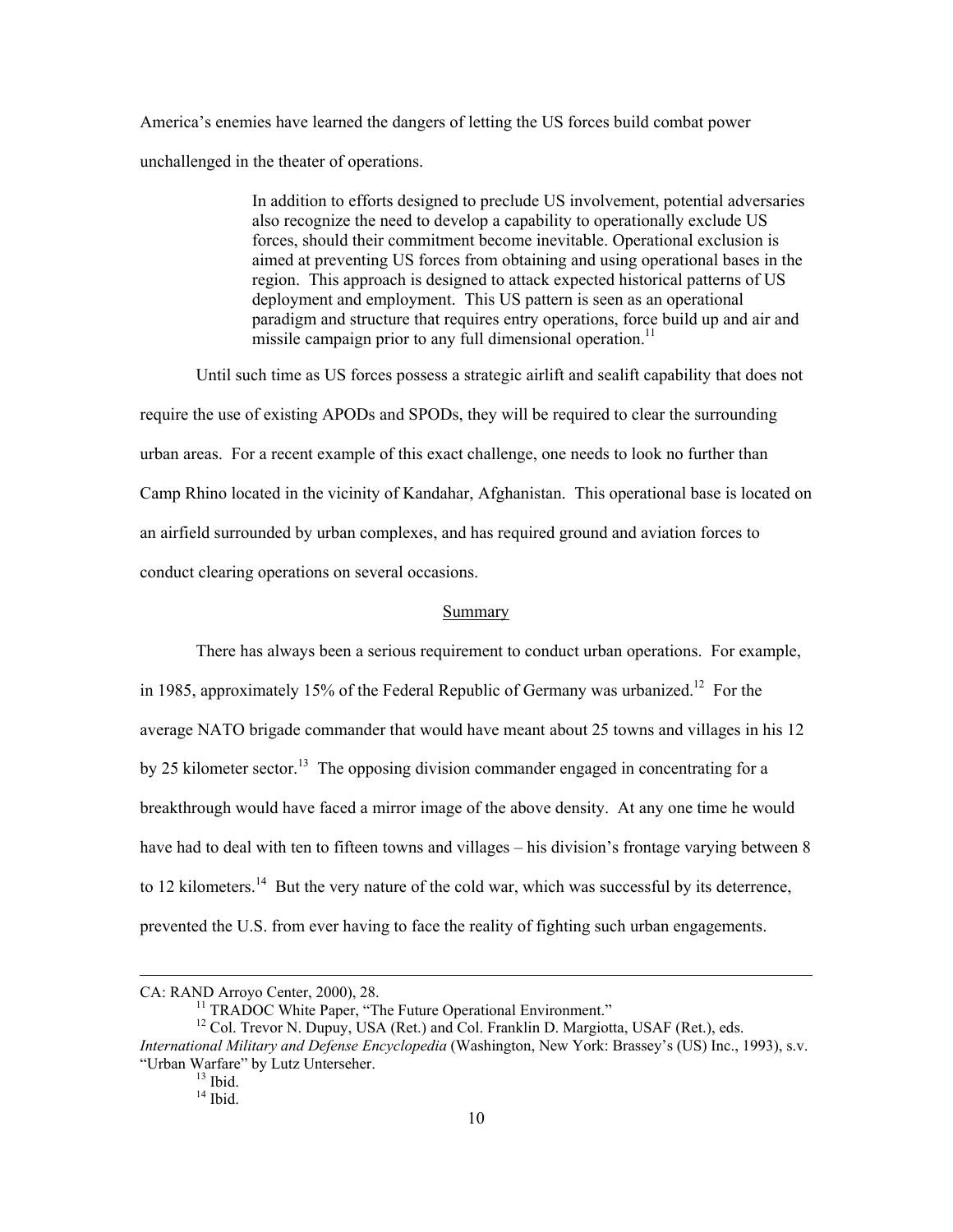America's enemies have learned the dangers of letting the US forces build combat power unchallenged in the theater of operations.

> In addition to efforts designed to preclude US involvement, potential adversaries also recognize the need to develop a capability to operationally exclude US forces, should their commitment become inevitable. Operational exclusion is aimed at preventing US forces from obtaining and using operational bases in the region. This approach is designed to attack expected historical patterns of US deployment and employment. This US pattern is seen as an operational paradigm and structure that requires entry operations, force build up and air and missile campaign prior to any full dimensional operation.[11]

Until such time as US forces possess a strategic airlift and sealift capability that does not require the use of existing APODs and SPODs, they will be required to clear the surrounding urban areas. For a recent example of this exact challenge, one needs to look no further than Camp Rhino located in the vicinity of Kandahar, Afghanistan. This operational base is located on an airfield surrounded by urban complexes, and has required ground and aviation forces to conduct clearing operations on several occasions.

## Summary

There has always been a serious requirement to conduct urban operations. For example, in 1985, approximately 15% of the Federal Republic of Germany was urbanized.[12] For the average NATO brigade commander that would have meant about 25 towns and villages in his 12 by 25 kilometer sector.[13] The opposing division commander engaged in concentrating for a breakthrough would have faced a mirror image of the above density. At any one time he would have had to deal with ten to fifteen towns and villages – his division's frontage varying between 8 to 12 kilometers.[14] But the very nature of the cold war, which was successful by its deterrence, prevented the U.S. from ever having to face the reality of fighting such urban engagements.

---

CA: RAND Arroyo Center, 2000), 28.

[11] TRADOC White Paper, "The Future Operational Environment."

[12] Col. Trevor N. Dupuy, USA (Ret.) and Col. Franklin D. Margiotta, USAF (Ret.), eds. *International Military and Defense Encyclopedia* (Washington, New York: Brassey's (US) Inc., 1993), s.v. "Urban Warfare" by Lutz Unterseher.

[13] Ibid.

[14] Ibid.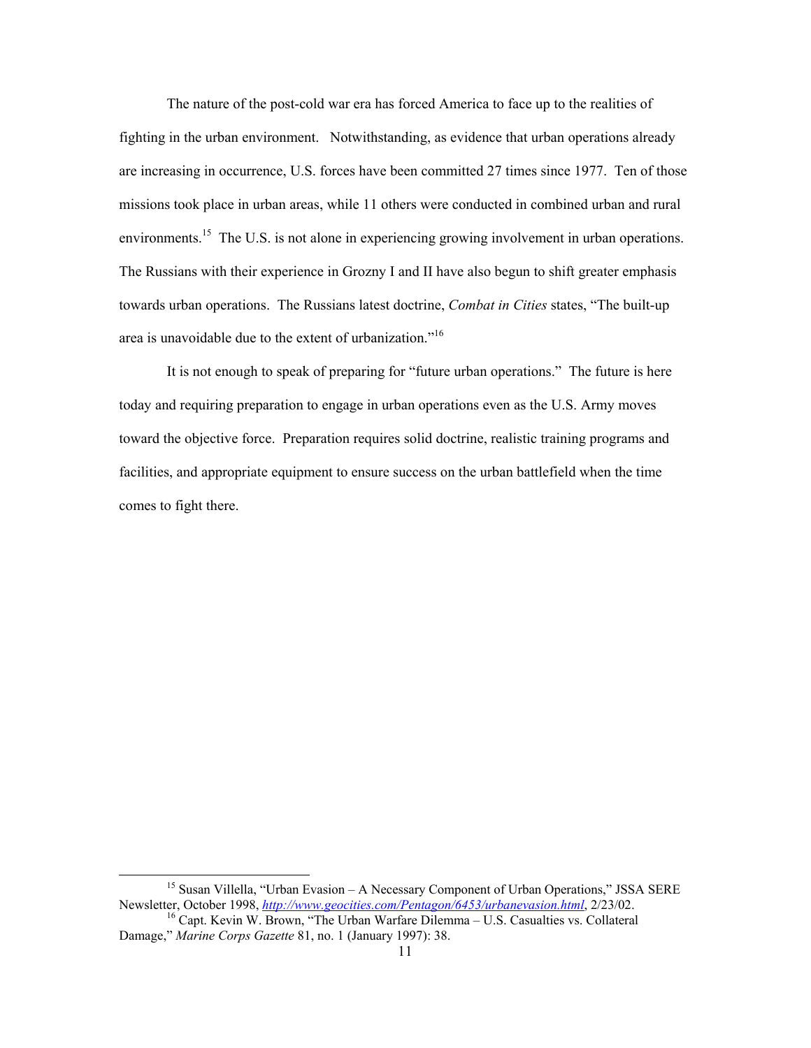The nature of the post-cold war era has forced America to face up to the realities of fighting in the urban environment. Notwithstanding, as evidence that urban operations already are increasing in occurrence, U.S. forces have been committed 27 times since 1977. Ten of those missions took place in urban areas, while 11 others were conducted in combined urban and rural environments.[15] The U.S. is not alone in experiencing growing involvement in urban operations. The Russians with their experience in Grozny I and II have also begun to shift greater emphasis towards urban operations. The Russians latest doctrine, *Combat in Cities* states, "The built-up area is unavoidable due to the extent of urbanization."[16]

It is not enough to speak of preparing for "future urban operations." The future is here today and requiring preparation to engage in urban operations even as the U.S. Army moves toward the objective force. Preparation requires solid doctrine, realistic training programs and facilities, and appropriate equipment to ensure success on the urban battlefield when the time comes to fight there.

---

[15] Susan Villella, "Urban Evasion – A Necessary Component of Urban Operations," JSSA SERE Newsletter, October 1998, *http://www.geocities.com/Pentagon/6453/urbanevasion.html*, 2/23/02.

[16] Capt. Kevin W. Brown, "The Urban Warfare Dilemma – U.S. Casualties vs. Collateral Damage," *Marine Corps Gazette* 81, no. 1 (January 1997): 38.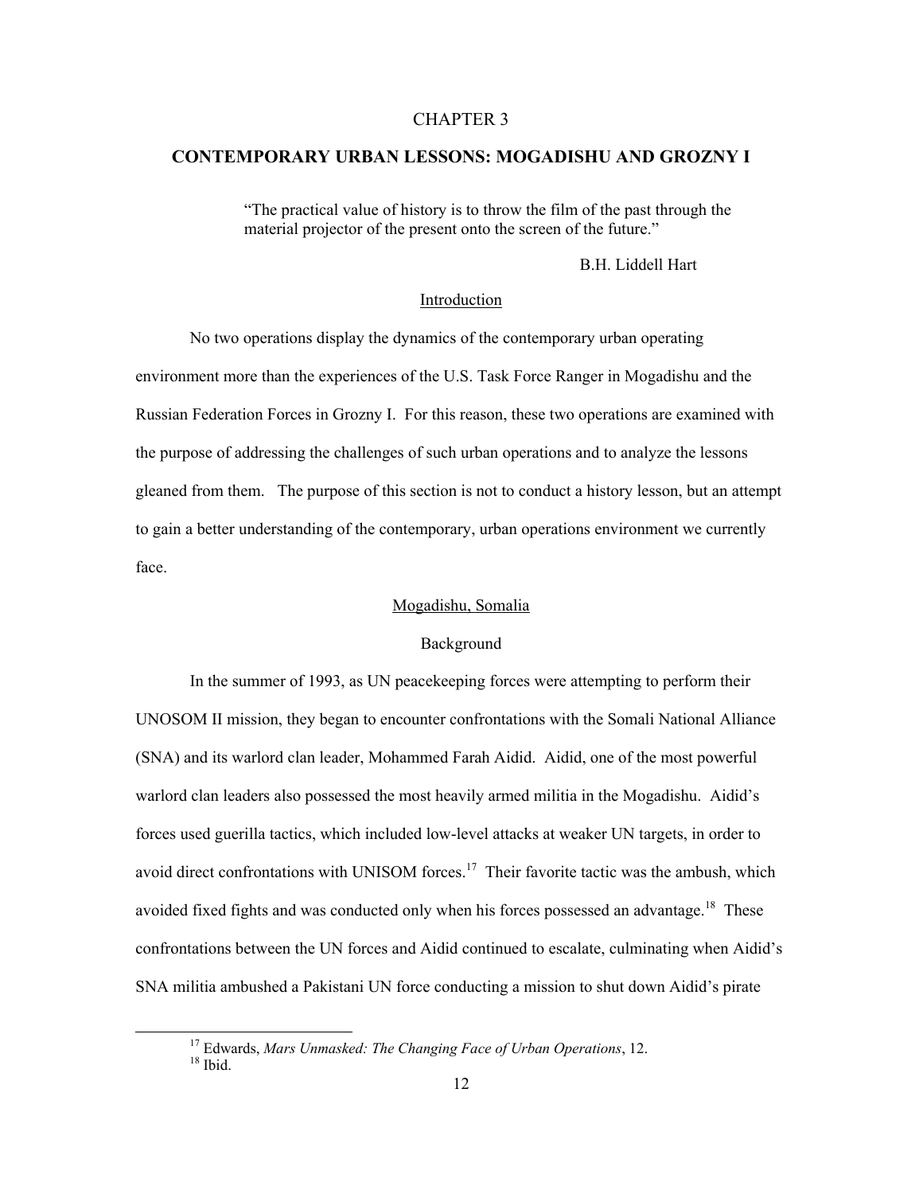# CHAPTER 3

## CONTEMPORARY URBAN LESSONS: MOGADISHU AND GROZNY I

> "The practical value of history is to throw the film of the past through the material projector of the present onto the screen of the future."
>
> B.H. Liddell Hart

### Introduction

No two operations display the dynamics of the contemporary urban operating environment more than the experiences of the U.S. Task Force Ranger in Mogadishu and the Russian Federation Forces in Grozny I. For this reason, these two operations are examined with the purpose of addressing the challenges of such urban operations and to analyze the lessons gleaned from them. The purpose of this section is not to conduct a history lesson, but an attempt to gain a better understanding of the contemporary, urban operations environment we currently face.

### Mogadishu, Somalia

#### Background

In the summer of 1993, as UN peacekeeping forces were attempting to perform their UNOSOM II mission, they began to encounter confrontations with the Somali National Alliance (SNA) and its warlord clan leader, Mohammed Farah Aidid. Aidid, one of the most powerful warlord clan leaders also possessed the most heavily armed militia in the Mogadishu. Aidid's forces used guerilla tactics, which included low-level attacks at weaker UN targets, in order to avoid direct confrontations with UNISOM forces.[17] Their favorite tactic was the ambush, which avoided fixed fights and was conducted only when his forces possessed an advantage.[18] These confrontations between the UN forces and Aidid continued to escalate, culminating when Aidid's SNA militia ambushed a Pakistani UN force conducting a mission to shut down Aidid's pirate

---

[17] Edwards, *Mars Unmasked: The Changing Face of Urban Operations*, 12.
[18] Ibid.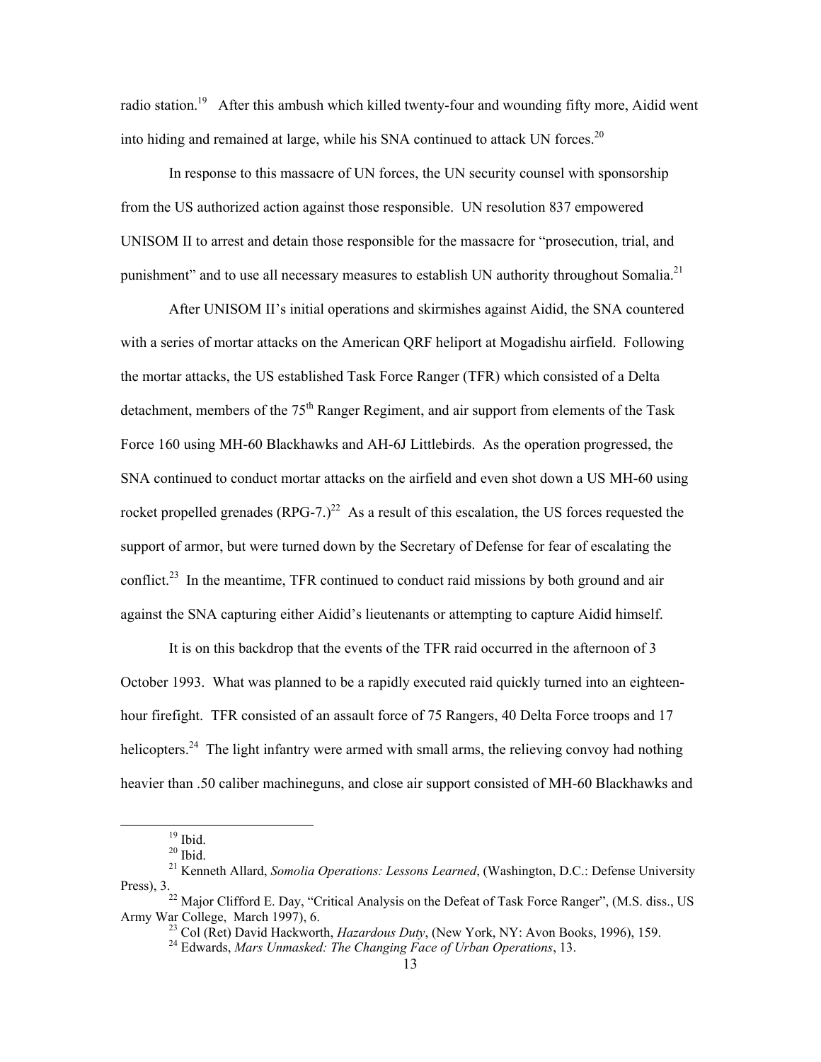radio station.[19] After this ambush which killed twenty-four and wounding fifty more, Aidid went into hiding and remained at large, while his SNA continued to attack UN forces.[20]

In response to this massacre of UN forces, the UN security counsel with sponsorship from the US authorized action against those responsible. UN resolution 837 empowered UNISOM II to arrest and detain those responsible for the massacre for "prosecution, trial, and punishment" and to use all necessary measures to establish UN authority throughout Somalia.[21]

After UNISOM II's initial operations and skirmishes against Aidid, the SNA countered with a series of mortar attacks on the American QRF heliport at Mogadishu airfield. Following the mortar attacks, the US established Task Force Ranger (TFR) which consisted of a Delta detachment, members of the 75th Ranger Regiment, and air support from elements of the Task Force 160 using MH-60 Blackhawks and AH-6J Littlebirds. As the operation progressed, the SNA continued to conduct mortar attacks on the airfield and even shot down a US MH-60 using rocket propelled grenades (RPG-7.)[22] As a result of this escalation, the US forces requested the support of armor, but were turned down by the Secretary of Defense for fear of escalating the conflict.[23] In the meantime, TFR continued to conduct raid missions by both ground and air against the SNA capturing either Aidid's lieutenants or attempting to capture Aidid himself.

It is on this backdrop that the events of the TFR raid occurred in the afternoon of 3 October 1993. What was planned to be a rapidly executed raid quickly turned into an eighteen-hour firefight. TFR consisted of an assault force of 75 Rangers, 40 Delta Force troops and 17 helicopters.[24] The light infantry were armed with small arms, the relieving convoy had nothing heavier than .50 caliber machineguns, and close air support consisted of MH-60 Blackhawks and

---

[19] Ibid.

[20] Ibid.

[21] Kenneth Allard, *Somolia Operations: Lessons Learned*, (Washington, D.C.: Defense University Press), 3.

[22] Major Clifford E. Day, "Critical Analysis on the Defeat of Task Force Ranger", (M.S. diss., US Army War College, March 1997), 6.

[23] Col (Ret) David Hackworth, *Hazardous Duty*, (New York, NY: Avon Books, 1996), 159.

[24] Edwards, *Mars Unmasked: The Changing Face of Urban Operations*, 13.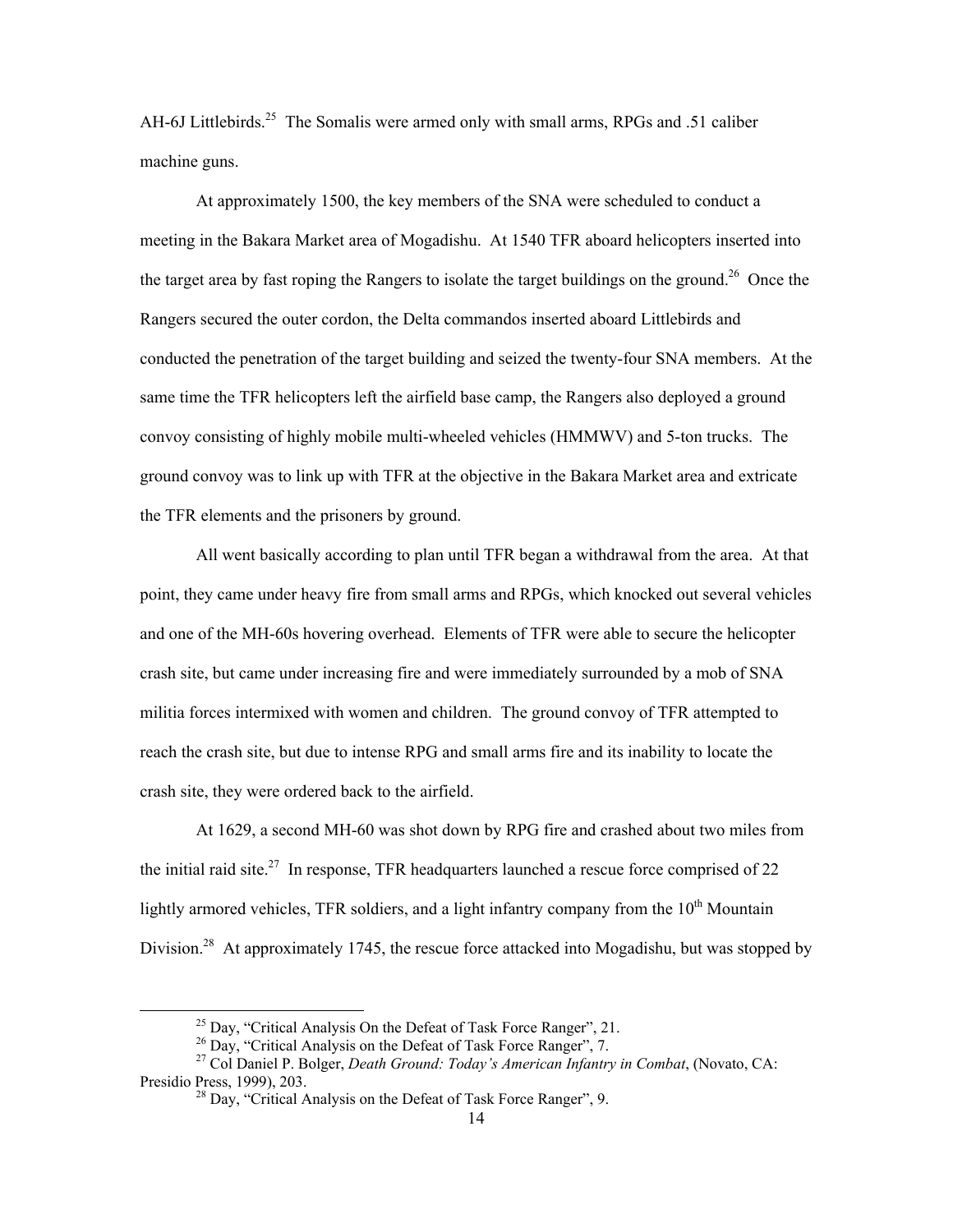AH-6J Littlebirds.[25] The Somalis were armed only with small arms, RPGs and .51 caliber machine guns.

At approximately 1500, the key members of the SNA were scheduled to conduct a meeting in the Bakara Market area of Mogadishu. At 1540 TFR aboard helicopters inserted into the target area by fast roping the Rangers to isolate the target buildings on the ground.[26] Once the Rangers secured the outer cordon, the Delta commandos inserted aboard Littlebirds and conducted the penetration of the target building and seized the twenty-four SNA members. At the same time the TFR helicopters left the airfield base camp, the Rangers also deployed a ground convoy consisting of highly mobile multi-wheeled vehicles (HMMWV) and 5-ton trucks. The ground convoy was to link up with TFR at the objective in the Bakara Market area and extricate the TFR elements and the prisoners by ground.

All went basically according to plan until TFR began a withdrawal from the area. At that point, they came under heavy fire from small arms and RPGs, which knocked out several vehicles and one of the MH-60s hovering overhead. Elements of TFR were able to secure the helicopter crash site, but came under increasing fire and were immediately surrounded by a mob of SNA militia forces intermixed with women and children. The ground convoy of TFR attempted to reach the crash site, but due to intense RPG and small arms fire and its inability to locate the crash site, they were ordered back to the airfield.

At 1629, a second MH-60 was shot down by RPG fire and crashed about two miles from the initial raid site.[27] In response, TFR headquarters launched a rescue force comprised of 22 lightly armored vehicles, TFR soldiers, and a light infantry company from the 10th Mountain Division.[28] At approximately 1745, the rescue force attacked into Mogadishu, but was stopped by

---

[25] Day, "Critical Analysis On the Defeat of Task Force Ranger", 21.

[26] Day, "Critical Analysis on the Defeat of Task Force Ranger", 7.

[27] Col Daniel P. Bolger, *Death Ground: Today's American Infantry in Combat*, (Novato, CA: Presidio Press, 1999), 203.

[28] Day, "Critical Analysis on the Defeat of Task Force Ranger", 9.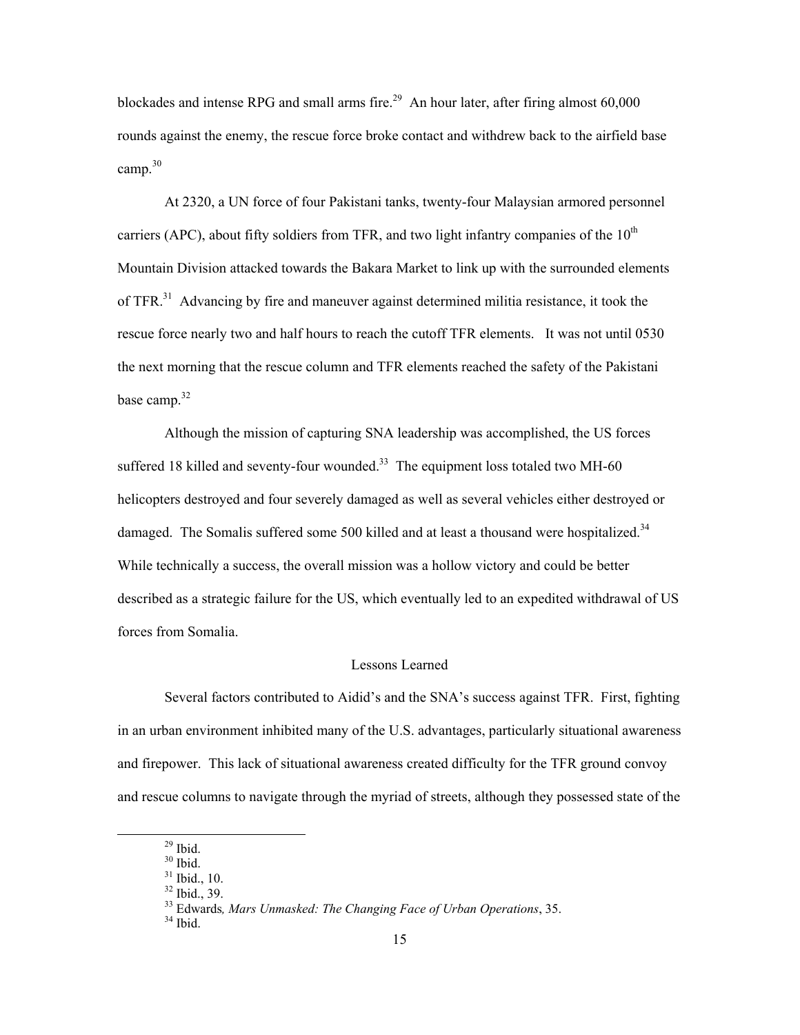blockades and intense RPG and small arms fire.[29] An hour later, after firing almost 60,000 rounds against the enemy, the rescue force broke contact and withdrew back to the airfield base camp.[30]

At 2320, a UN force of four Pakistani tanks, twenty-four Malaysian armored personnel carriers (APC), about fifty soldiers from TFR, and two light infantry companies of the 10th Mountain Division attacked towards the Bakara Market to link up with the surrounded elements of TFR.[31] Advancing by fire and maneuver against determined militia resistance, it took the rescue force nearly two and half hours to reach the cutoff TFR elements. It was not until 0530 the next morning that the rescue column and TFR elements reached the safety of the Pakistani base camp.[32]

Although the mission of capturing SNA leadership was accomplished, the US forces suffered 18 killed and seventy-four wounded.[33] The equipment loss totaled two MH-60 helicopters destroyed and four severely damaged as well as several vehicles either destroyed or damaged. The Somalis suffered some 500 killed and at least a thousand were hospitalized.[34] While technically a success, the overall mission was a hollow victory and could be better described as a strategic failure for the US, which eventually led to an expedited withdrawal of US forces from Somalia.

## Lessons Learned

Several factors contributed to Aidid's and the SNA's success against TFR. First, fighting in an urban environment inhibited many of the U.S. advantages, particularly situational awareness and firepower. This lack of situational awareness created difficulty for the TFR ground convoy and rescue columns to navigate through the myriad of streets, although they possessed state of the

---

[29] Ibid.
[30] Ibid.
[31] Ibid., 10.
[32] Ibid., 39.
[33] Edwards, *Mars Unmasked: The Changing Face of Urban Operations*, 35.
[34] Ibid.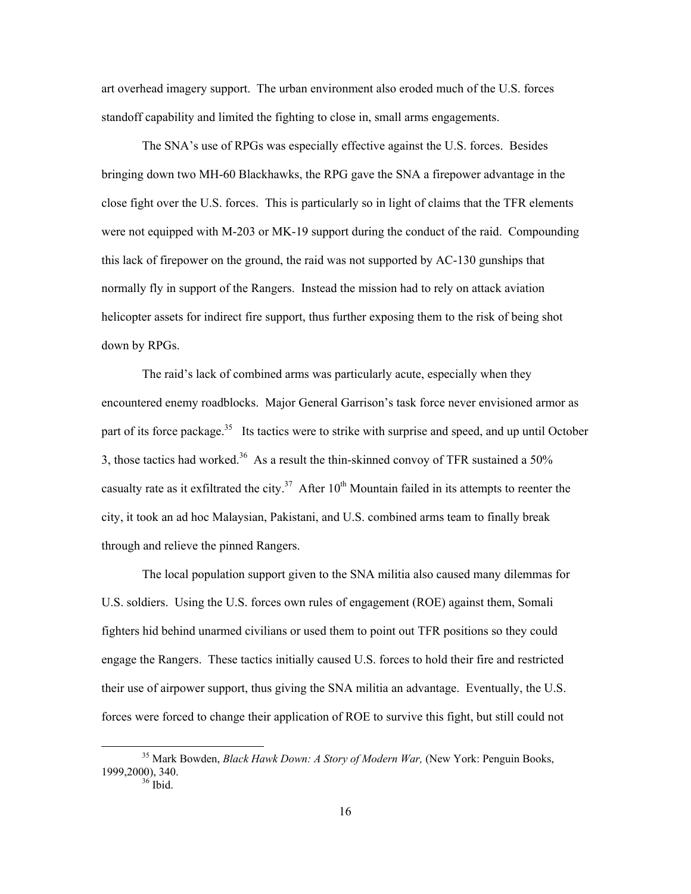art overhead imagery support. The urban environment also eroded much of the U.S. forces standoff capability and limited the fighting to close in, small arms engagements.

The SNA's use of RPGs was especially effective against the U.S. forces. Besides bringing down two MH-60 Blackhawks, the RPG gave the SNA a firepower advantage in the close fight over the U.S. forces. This is particularly so in light of claims that the TFR elements were not equipped with M-203 or MK-19 support during the conduct of the raid. Compounding this lack of firepower on the ground, the raid was not supported by AC-130 gunships that normally fly in support of the Rangers. Instead the mission had to rely on attack aviation helicopter assets for indirect fire support, thus further exposing them to the risk of being shot down by RPGs.

The raid's lack of combined arms was particularly acute, especially when they encountered enemy roadblocks. Major General Garrison's task force never envisioned armor as part of its force package.[35] Its tactics were to strike with surprise and speed, and up until October 3, those tactics had worked.[36] As a result the thin-skinned convoy of TFR sustained a 50% casualty rate as it exfiltrated the city.[37] After 10th Mountain failed in its attempts to reenter the city, it took an ad hoc Malaysian, Pakistani, and U.S. combined arms team to finally break through and relieve the pinned Rangers.

The local population support given to the SNA militia also caused many dilemmas for U.S. soldiers. Using the U.S. forces own rules of engagement (ROE) against them, Somali fighters hid behind unarmed civilians or used them to point out TFR positions so they could engage the Rangers. These tactics initially caused U.S. forces to hold their fire and restricted their use of airpower support, thus giving the SNA militia an advantage. Eventually, the U.S. forces were forced to change their application of ROE to survive this fight, but still could not

---

[35] Mark Bowden, *Black Hawk Down: A Story of Modern War,* (New York: Penguin Books, 1999,2000), 340.

[36] Ibid.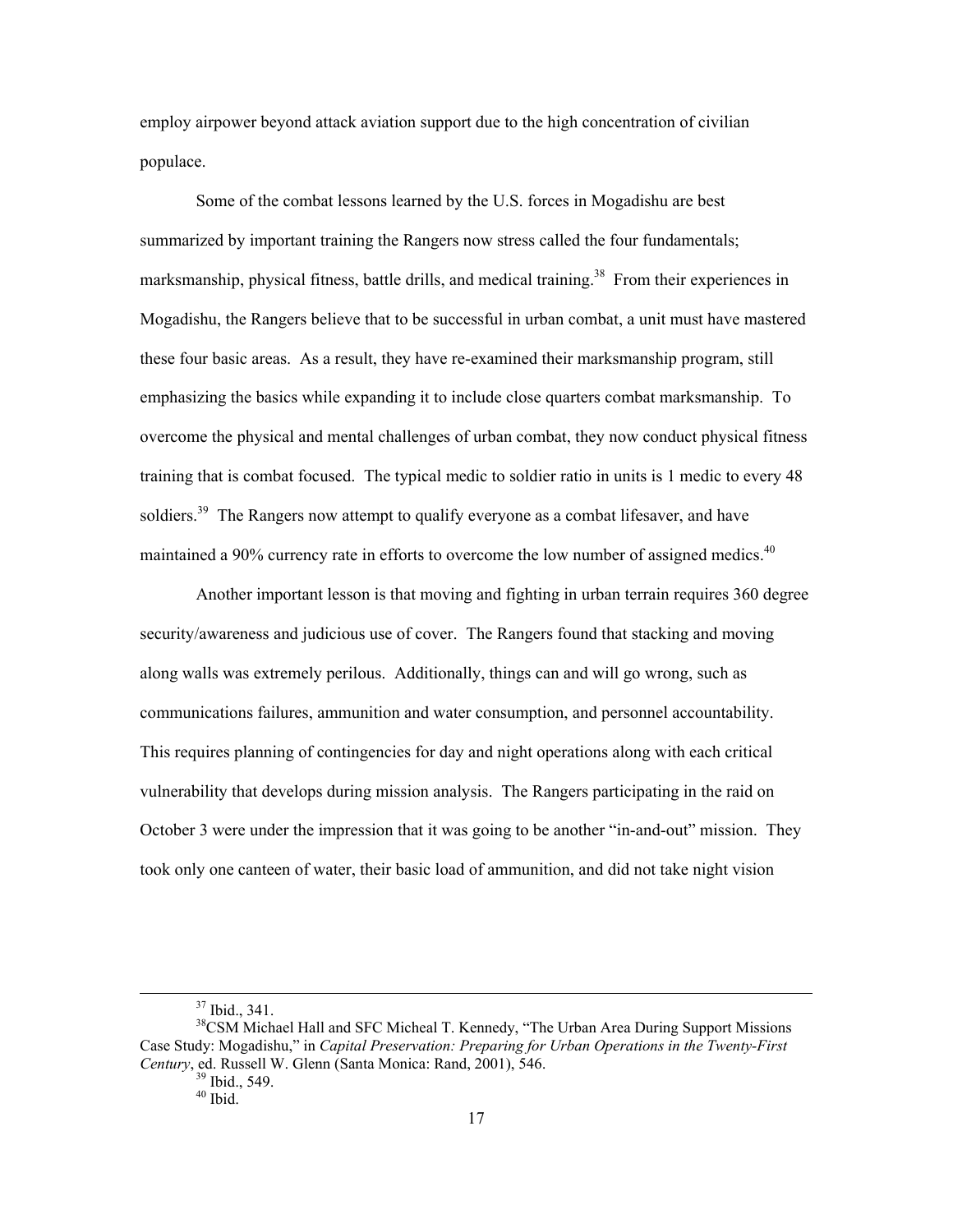employ airpower beyond attack aviation support due to the high concentration of civilian populace.

Some of the combat lessons learned by the U.S. forces in Mogadishu are best summarized by important training the Rangers now stress called the four fundamentals; marksmanship, physical fitness, battle drills, and medical training.[38] From their experiences in Mogadishu, the Rangers believe that to be successful in urban combat, a unit must have mastered these four basic areas. As a result, they have re-examined their marksmanship program, still emphasizing the basics while expanding it to include close quarters combat marksmanship. To overcome the physical and mental challenges of urban combat, they now conduct physical fitness training that is combat focused. The typical medic to soldier ratio in units is 1 medic to every 48 soldiers.[39] The Rangers now attempt to qualify everyone as a combat lifesaver, and have maintained a 90% currency rate in efforts to overcome the low number of assigned medics.[40]

Another important lesson is that moving and fighting in urban terrain requires 360 degree security/awareness and judicious use of cover. The Rangers found that stacking and moving along walls was extremely perilous. Additionally, things can and will go wrong, such as communications failures, ammunition and water consumption, and personnel accountability. This requires planning of contingencies for day and night operations along with each critical vulnerability that develops during mission analysis. The Rangers participating in the raid on October 3 were under the impression that it was going to be another "in-and-out" mission. They took only one canteen of water, their basic load of ammunition, and did not take night vision

---

[37] Ibid., 341.

[38] CSM Michael Hall and SFC Micheal T. Kennedy, "The Urban Area During Support Missions Case Study: Mogadishu," in *Capital Preservation: Preparing for Urban Operations in the Twenty-First Century*, ed. Russell W. Glenn (Santa Monica: Rand, 2001), 546.

[39] Ibid., 549.

[40] Ibid.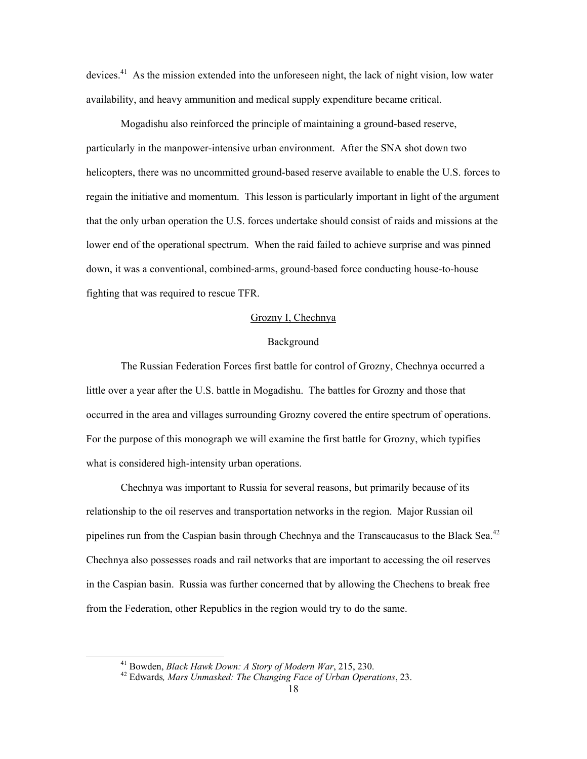devices.[41] As the mission extended into the unforeseen night, the lack of night vision, low water availability, and heavy ammunition and medical supply expenditure became critical.

Mogadishu also reinforced the principle of maintaining a ground-based reserve, particularly in the manpower-intensive urban environment. After the SNA shot down two helicopters, there was no uncommitted ground-based reserve available to enable the U.S. forces to regain the initiative and momentum. This lesson is particularly important in light of the argument that the only urban operation the U.S. forces undertake should consist of raids and missions at the lower end of the operational spectrum. When the raid failed to achieve surprise and was pinned down, it was a conventional, combined-arms, ground-based force conducting house-to-house fighting that was required to rescue TFR.

## Grozny I, Chechnya

### Background

The Russian Federation Forces first battle for control of Grozny, Chechnya occurred a little over a year after the U.S. battle in Mogadishu. The battles for Grozny and those that occurred in the area and villages surrounding Grozny covered the entire spectrum of operations. For the purpose of this monograph we will examine the first battle for Grozny, which typifies what is considered high-intensity urban operations.

Chechnya was important to Russia for several reasons, but primarily because of its relationship to the oil reserves and transportation networks in the region. Major Russian oil pipelines run from the Caspian basin through Chechnya and the Transcaucasus to the Black Sea.[42] Chechnya also possesses roads and rail networks that are important to accessing the oil reserves in the Caspian basin. Russia was further concerned that by allowing the Chechens to break free from the Federation, other Republics in the region would try to do the same.

---

[41] Bowden, *Black Hawk Down: A Story of Modern War*, 215, 230.

[42] Edwards*, Mars Unmasked: The Changing Face of Urban Operations*, 23.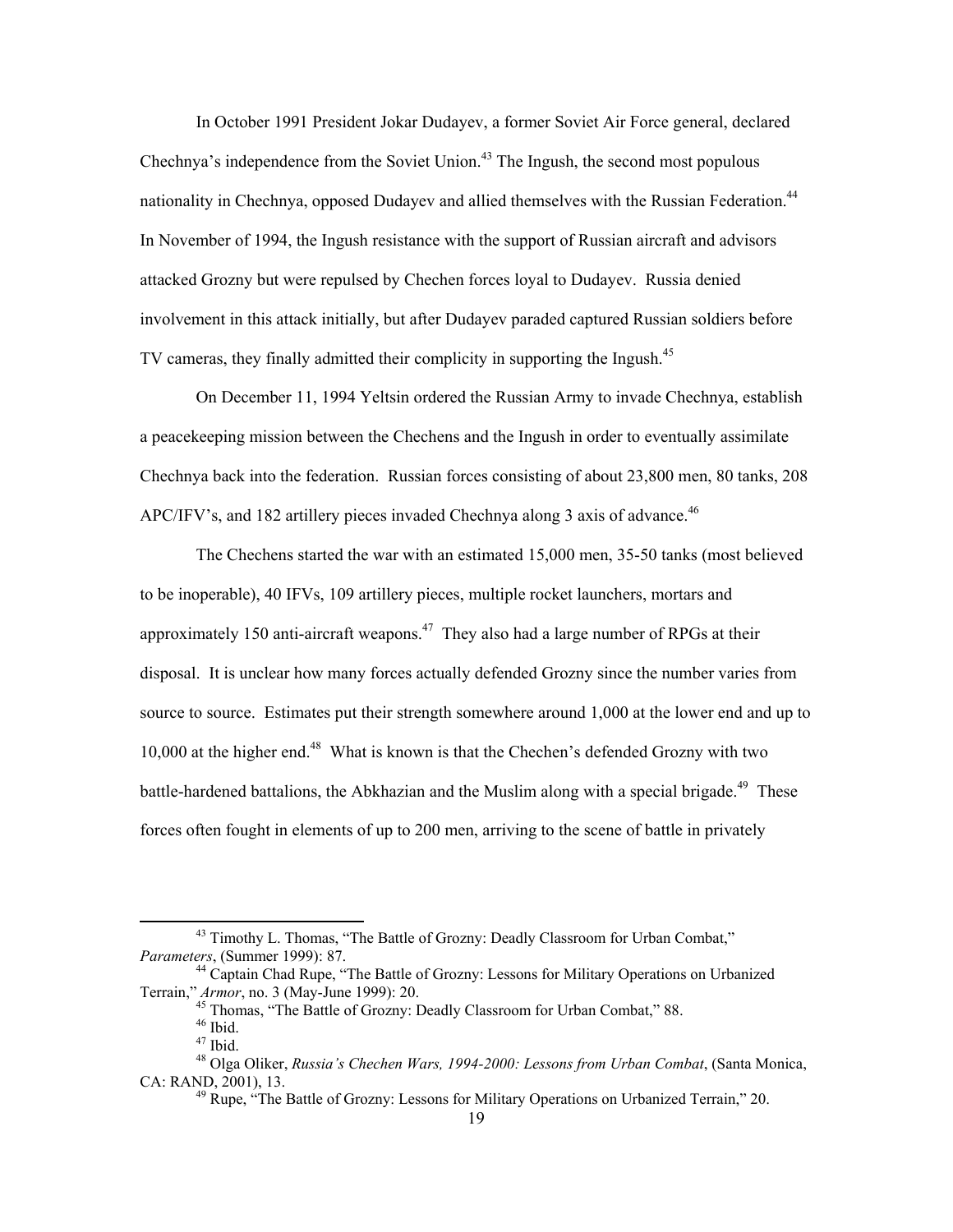In October 1991 President Jokar Dudayev, a former Soviet Air Force general, declared Chechnya's independence from the Soviet Union.[43] The Ingush, the second most populous nationality in Chechnya, opposed Dudayev and allied themselves with the Russian Federation.[44] In November of 1994, the Ingush resistance with the support of Russian aircraft and advisors attacked Grozny but were repulsed by Chechen forces loyal to Dudayev. Russia denied involvement in this attack initially, but after Dudayev paraded captured Russian soldiers before TV cameras, they finally admitted their complicity in supporting the Ingush.[45]

On December 11, 1994 Yeltsin ordered the Russian Army to invade Chechnya, establish a peacekeeping mission between the Chechens and the Ingush in order to eventually assimilate Chechnya back into the federation. Russian forces consisting of about 23,800 men, 80 tanks, 208 APC/IFV's, and 182 artillery pieces invaded Chechnya along 3 axis of advance.[46]

The Chechens started the war with an estimated 15,000 men, 35-50 tanks (most believed to be inoperable), 40 IFVs, 109 artillery pieces, multiple rocket launchers, mortars and approximately 150 anti-aircraft weapons.[47] They also had a large number of RPGs at their disposal. It is unclear how many forces actually defended Grozny since the number varies from source to source. Estimates put their strength somewhere around 1,000 at the lower end and up to 10,000 at the higher end.[48] What is known is that the Chechen's defended Grozny with two battle-hardened battalions, the Abkhazian and the Muslim along with a special brigade.[49] These forces often fought in elements of up to 200 men, arriving to the scene of battle in privately

---

[43] Timothy L. Thomas, "The Battle of Grozny: Deadly Classroom for Urban Combat," *Parameters*, (Summer 1999): 87.

[44] Captain Chad Rupe, "The Battle of Grozny: Lessons for Military Operations on Urbanized Terrain," *Armor*, no. 3 (May-June 1999): 20.

[45] Thomas, "The Battle of Grozny: Deadly Classroom for Urban Combat," 88.

[46] Ibid.

[47] Ibid.

[48] Olga Oliker, *Russia's Chechen Wars, 1994-2000: Lessons from Urban Combat*, (Santa Monica, CA: RAND, 2001), 13.

[49] Rupe, "The Battle of Grozny: Lessons for Military Operations on Urbanized Terrain," 20.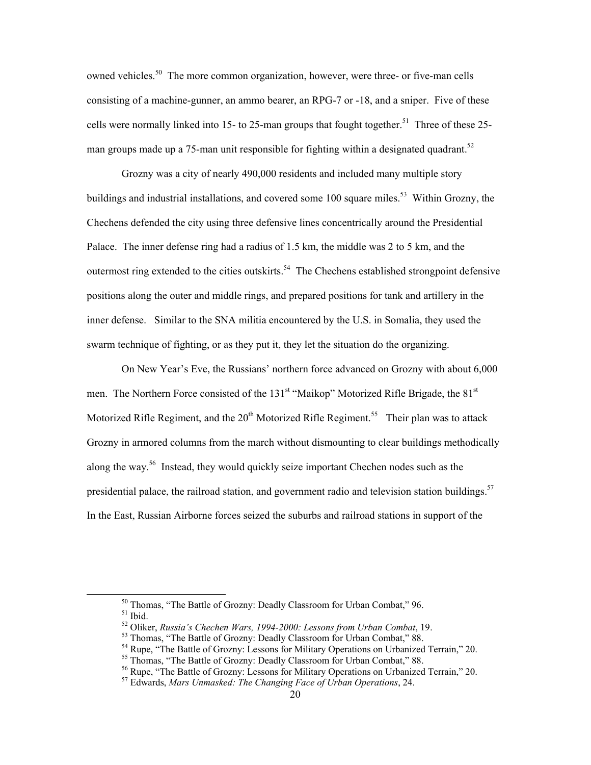owned vehicles.[50] The more common organization, however, were three- or five-man cells consisting of a machine-gunner, an ammo bearer, an RPG-7 or -18, and a sniper. Five of these cells were normally linked into 15- to 25-man groups that fought together.[51] Three of these 25-man groups made up a 75-man unit responsible for fighting within a designated quadrant.[52]

Grozny was a city of nearly 490,000 residents and included many multiple story buildings and industrial installations, and covered some 100 square miles.[53] Within Grozny, the Chechens defended the city using three defensive lines concentrically around the Presidential Palace. The inner defense ring had a radius of 1.5 km, the middle was 2 to 5 km, and the outermost ring extended to the cities outskirts.[54] The Chechens established strongpoint defensive positions along the outer and middle rings, and prepared positions for tank and artillery in the inner defense. Similar to the SNA militia encountered by the U.S. in Somalia, they used the swarm technique of fighting, or as they put it, they let the situation do the organizing.

On New Year's Eve, the Russians' northern force advanced on Grozny with about 6,000 men. The Northern Force consisted of the 131st "Maikop" Motorized Rifle Brigade, the 81st Motorized Rifle Regiment, and the 20th Motorized Rifle Regiment.[55] Their plan was to attack Grozny in armored columns from the march without dismounting to clear buildings methodically along the way.[56] Instead, they would quickly seize important Chechen nodes such as the presidential palace, the railroad station, and government radio and television station buildings.[57] In the East, Russian Airborne forces seized the suburbs and railroad stations in support of the

---

[50] Thomas, "The Battle of Grozny: Deadly Classroom for Urban Combat," 96.

[51] Ibid.

[52] Oliker, *Russia's Chechen Wars, 1994-2000: Lessons from Urban Combat*, 19.

[53] Thomas, "The Battle of Grozny: Deadly Classroom for Urban Combat," 88.

[54] Rupe, "The Battle of Grozny: Lessons for Military Operations on Urbanized Terrain," 20.

[55] Thomas, "The Battle of Grozny: Deadly Classroom for Urban Combat," 88.

[56] Rupe, "The Battle of Grozny: Lessons for Military Operations on Urbanized Terrain," 20.

[57] Edwards, *Mars Unmasked: The Changing Face of Urban Operations*, 24.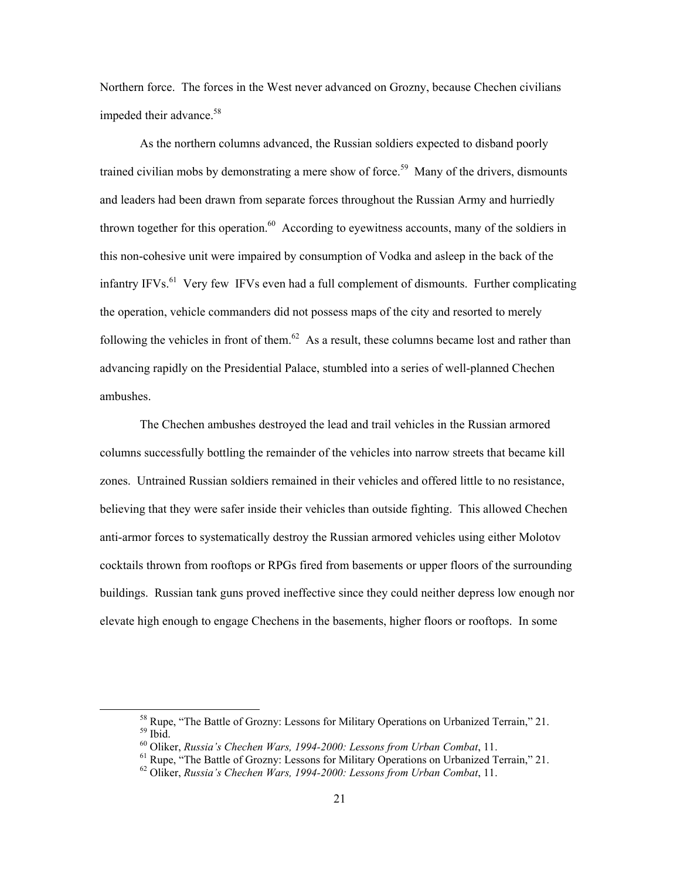Northern force. The forces in the West never advanced on Grozny, because Chechen civilians impeded their advance.[58]

As the northern columns advanced, the Russian soldiers expected to disband poorly trained civilian mobs by demonstrating a mere show of force.[59] Many of the drivers, dismounts and leaders had been drawn from separate forces throughout the Russian Army and hurriedly thrown together for this operation.[60] According to eyewitness accounts, many of the soldiers in this non-cohesive unit were impaired by consumption of Vodka and asleep in the back of the infantry IFVs.[61] Very few IFVs even had a full complement of dismounts. Further complicating the operation, vehicle commanders did not possess maps of the city and resorted to merely following the vehicles in front of them.[62] As a result, these columns became lost and rather than advancing rapidly on the Presidential Palace, stumbled into a series of well-planned Chechen ambushes.

The Chechen ambushes destroyed the lead and trail vehicles in the Russian armored columns successfully bottling the remainder of the vehicles into narrow streets that became kill zones. Untrained Russian soldiers remained in their vehicles and offered little to no resistance, believing that they were safer inside their vehicles than outside fighting. This allowed Chechen anti-armor forces to systematically destroy the Russian armored vehicles using either Molotov cocktails thrown from rooftops or RPGs fired from basements or upper floors of the surrounding buildings. Russian tank guns proved ineffective since they could neither depress low enough nor elevate high enough to engage Chechens in the basements, higher floors or rooftops. In some

[58] Rupe, "The Battle of Grozny: Lessons for Military Operations on Urbanized Terrain," 21.
[59] Ibid.
[60] Oliker, *Russia's Chechen Wars, 1994-2000: Lessons from Urban Combat*, 11.
[61] Rupe, "The Battle of Grozny: Lessons for Military Operations on Urbanized Terrain," 21.
[62] Oliker, *Russia's Chechen Wars, 1994-2000: Lessons from Urban Combat*, 11.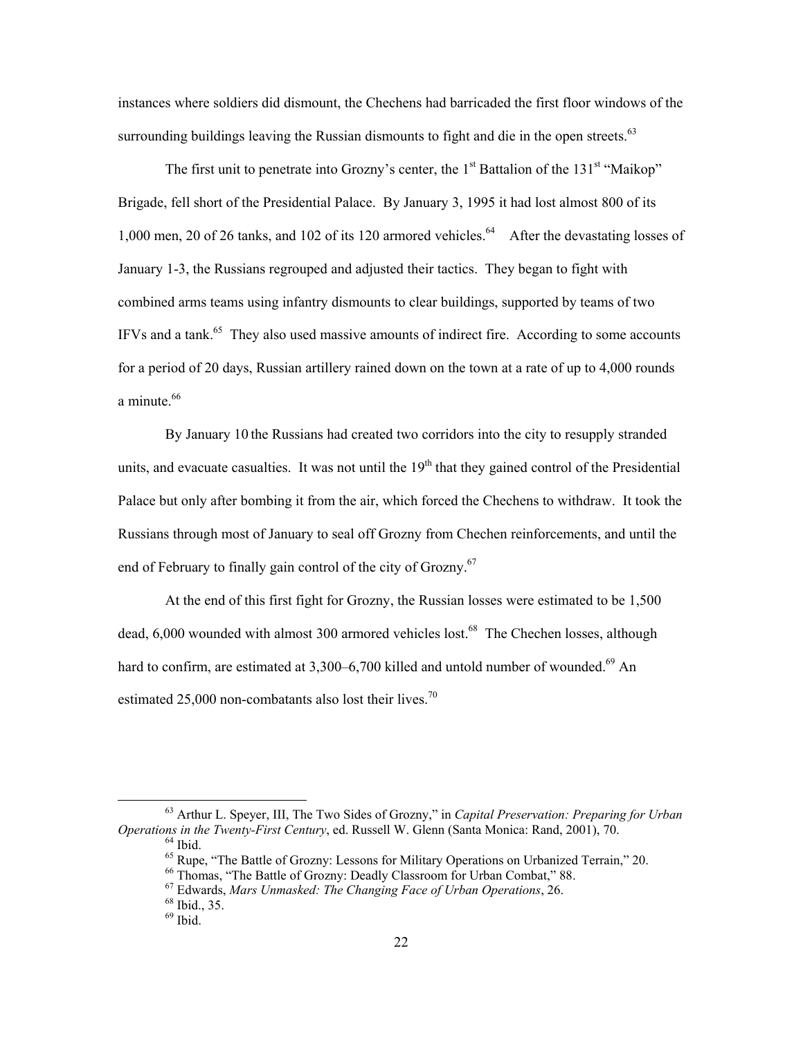instances where soldiers did dismount, the Chechens had barricaded the first floor windows of the surrounding buildings leaving the Russian dismounts to fight and die in the open streets.[63]

The first unit to penetrate into Grozny's center, the 1st Battalion of the 131st "Maikop" Brigade, fell short of the Presidential Palace. By January 3, 1995 it had lost almost 800 of its 1,000 men, 20 of 26 tanks, and 102 of its 120 armored vehicles.[64] After the devastating losses of January 1-3, the Russians regrouped and adjusted their tactics. They began to fight with combined arms teams using infantry dismounts to clear buildings, supported by teams of two IFVs and a tank.[65] They also used massive amounts of indirect fire. According to some accounts for a period of 20 days, Russian artillery rained down on the town at a rate of up to 4,000 rounds a minute.[66]

By January 10 the Russians had created two corridors into the city to resupply stranded units, and evacuate casualties. It was not until the 19th that they gained control of the Presidential Palace but only after bombing it from the air, which forced the Chechens to withdraw. It took the Russians through most of January to seal off Grozny from Chechen reinforcements, and until the end of February to finally gain control of the city of Grozny.[67]

At the end of this first fight for Grozny, the Russian losses were estimated to be 1,500 dead, 6,000 wounded with almost 300 armored vehicles lost.[68] The Chechen losses, although hard to confirm, are estimated at 3,300–6,700 killed and untold number of wounded.[69] An estimated 25,000 non-combatants also lost their lives.[70]

---

[63] Arthur L. Speyer, III, The Two Sides of Grozny," in *Capital Preservation: Preparing for Urban Operations in the Twenty-First Century*, ed. Russell W. Glenn (Santa Monica: Rand, 2001), 70.

[64] Ibid.

[65] Rupe, "The Battle of Grozny: Lessons for Military Operations on Urbanized Terrain," 20.

[66] Thomas, "The Battle of Grozny: Deadly Classroom for Urban Combat," 88.

[67] Edwards, *Mars Unmasked: The Changing Face of Urban Operations*, 26.

[68] Ibid., 35.

[69] Ibid.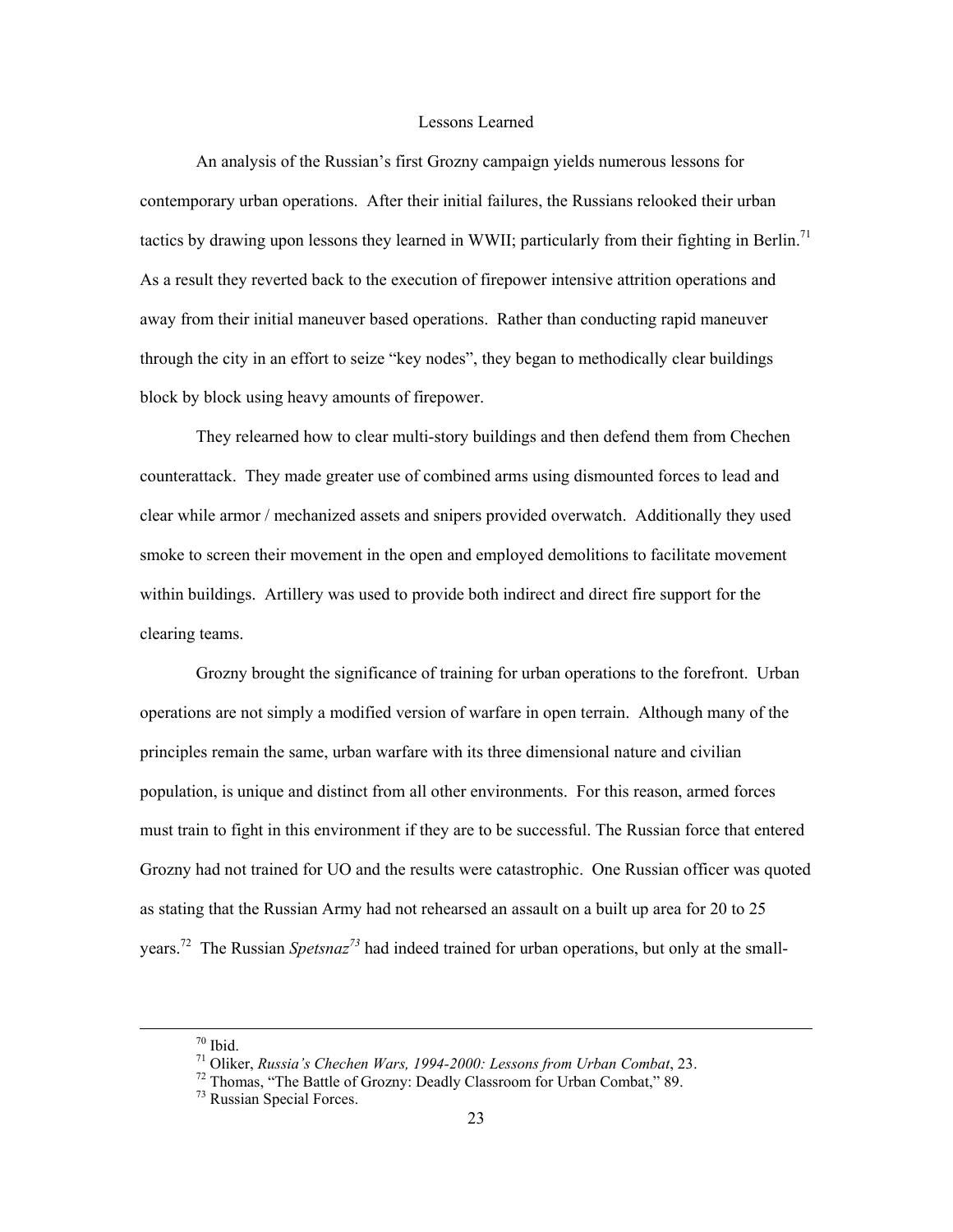## Lessons Learned

An analysis of the Russian's first Grozny campaign yields numerous lessons for contemporary urban operations. After their initial failures, the Russians relooked their urban tactics by drawing upon lessons they learned in WWII; particularly from their fighting in Berlin.[71] As a result they reverted back to the execution of firepower intensive attrition operations and away from their initial maneuver based operations. Rather than conducting rapid maneuver through the city in an effort to seize "key nodes", they began to methodically clear buildings block by block using heavy amounts of firepower.

They relearned how to clear multi-story buildings and then defend them from Chechen counterattack. They made greater use of combined arms using dismounted forces to lead and clear while armor / mechanized assets and snipers provided overwatch. Additionally they used smoke to screen their movement in the open and employed demolitions to facilitate movement within buildings. Artillery was used to provide both indirect and direct fire support for the clearing teams.

Grozny brought the significance of training for urban operations to the forefront. Urban operations are not simply a modified version of warfare in open terrain. Although many of the principles remain the same, urban warfare with its three dimensional nature and civilian population, is unique and distinct from all other environments. For this reason, armed forces must train to fight in this environment if they are to be successful. The Russian force that entered Grozny had not trained for UO and the results were catastrophic. One Russian officer was quoted as stating that the Russian Army had not rehearsed an assault on a built up area for 20 to 25 years.[72] The Russian *Spetsnaz*[73] had indeed trained for urban operations, but only at the small-

---

[70] Ibid.

[71] Oliker, *Russia's Chechen Wars, 1994-2000: Lessons from Urban Combat*, 23.

[72] Thomas, "The Battle of Grozny: Deadly Classroom for Urban Combat," 89.

[73] Russian Special Forces.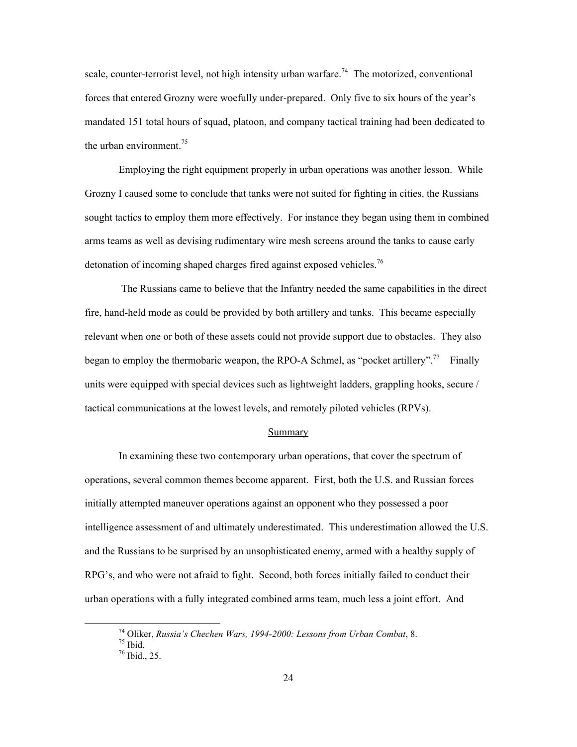scale, counter-terrorist level, not high intensity urban warfare.[74] The motorized, conventional forces that entered Grozny were woefully under-prepared. Only five to six hours of the year's mandated 151 total hours of squad, platoon, and company tactical training had been dedicated to the urban environment.[75]

Employing the right equipment properly in urban operations was another lesson. While Grozny I caused some to conclude that tanks were not suited for fighting in cities, the Russians sought tactics to employ them more effectively. For instance they began using them in combined arms teams as well as devising rudimentary wire mesh screens around the tanks to cause early detonation of incoming shaped charges fired against exposed vehicles.[76]

The Russians came to believe that the Infantry needed the same capabilities in the direct fire, hand-held mode as could be provided by both artillery and tanks. This became especially relevant when one or both of these assets could not provide support due to obstacles. They also began to employ the thermobaric weapon, the RPO-A Schmel, as "pocket artillery".[77] Finally units were equipped with special devices such as lightweight ladders, grappling hooks, secure / tactical communications at the lowest levels, and remotely piloted vehicles (RPVs).

## Summary

In examining these two contemporary urban operations, that cover the spectrum of operations, several common themes become apparent. First, both the U.S. and Russian forces initially attempted maneuver operations against an opponent who they possessed a poor intelligence assessment of and ultimately underestimated. This underestimation allowed the U.S. and the Russians to be surprised by an unsophisticated enemy, armed with a healthy supply of RPG's, and who were not afraid to fight. Second, both forces initially failed to conduct their urban operations with a fully integrated combined arms team, much less a joint effort. And

---

[74] Oliker, *Russia's Chechen Wars, 1994-2000: Lessons from Urban Combat*, 8.
[75] Ibid.
[76] Ibid., 25.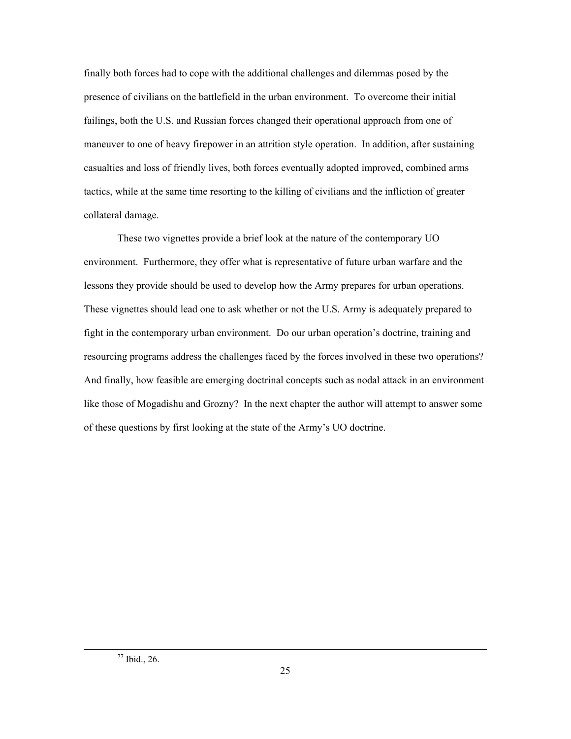finally both forces had to cope with the additional challenges and dilemmas posed by the presence of civilians on the battlefield in the urban environment. To overcome their initial failings, both the U.S. and Russian forces changed their operational approach from one of maneuver to one of heavy firepower in an attrition style operation. In addition, after sustaining casualties and loss of friendly lives, both forces eventually adopted improved, combined arms tactics, while at the same time resorting to the killing of civilians and the infliction of greater collateral damage.

These two vignettes provide a brief look at the nature of the contemporary UO environment. Furthermore, they offer what is representative of future urban warfare and the lessons they provide should be used to develop how the Army prepares for urban operations. These vignettes should lead one to ask whether or not the U.S. Army is adequately prepared to fight in the contemporary urban environment. Do our urban operation's doctrine, training and resourcing programs address the challenges faced by the forces involved in these two operations? And finally, how feasible are emerging doctrinal concepts such as nodal attack in an environment like those of Mogadishu and Grozny? In the next chapter the author will attempt to answer some of these questions by first looking at the state of the Army's UO doctrine.

---

[77] Ibid., 26.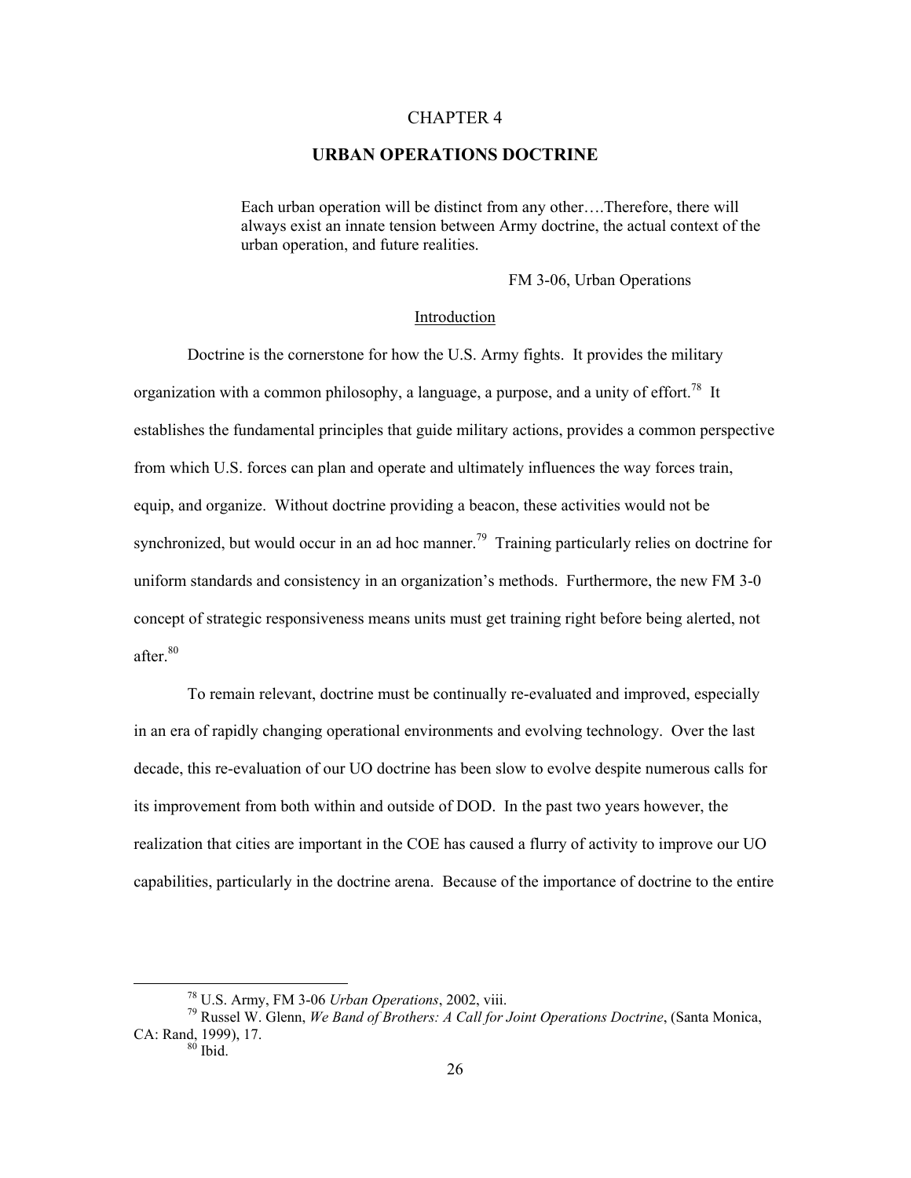# CHAPTER 4

## URBAN OPERATIONS DOCTRINE

> Each urban operation will be distinct from any other….Therefore, there will always exist an innate tension between Army doctrine, the actual context of the urban operation, and future realities.
>
> FM 3-06, Urban Operations

### Introduction

Doctrine is the cornerstone for how the U.S. Army fights. It provides the military organization with a common philosophy, a language, a purpose, and a unity of effort.[78] It establishes the fundamental principles that guide military actions, provides a common perspective from which U.S. forces can plan and operate and ultimately influences the way forces train, equip, and organize. Without doctrine providing a beacon, these activities would not be synchronized, but would occur in an ad hoc manner.[79] Training particularly relies on doctrine for uniform standards and consistency in an organization's methods. Furthermore, the new FM 3-0 concept of strategic responsiveness means units must get training right before being alerted, not after.[80]

To remain relevant, doctrine must be continually re-evaluated and improved, especially in an era of rapidly changing operational environments and evolving technology. Over the last decade, this re-evaluation of our UO doctrine has been slow to evolve despite numerous calls for its improvement from both within and outside of DOD. In the past two years however, the realization that cities are important in the COE has caused a flurry of activity to improve our UO capabilities, particularly in the doctrine arena. Because of the importance of doctrine to the entire

---

[78] U.S. Army, FM 3-06 *Urban Operations*, 2002, viii.

[79] Russel W. Glenn, *We Band of Brothers: A Call for Joint Operations Doctrine*, (Santa Monica, CA: Rand, 1999), 17.

[80] Ibid.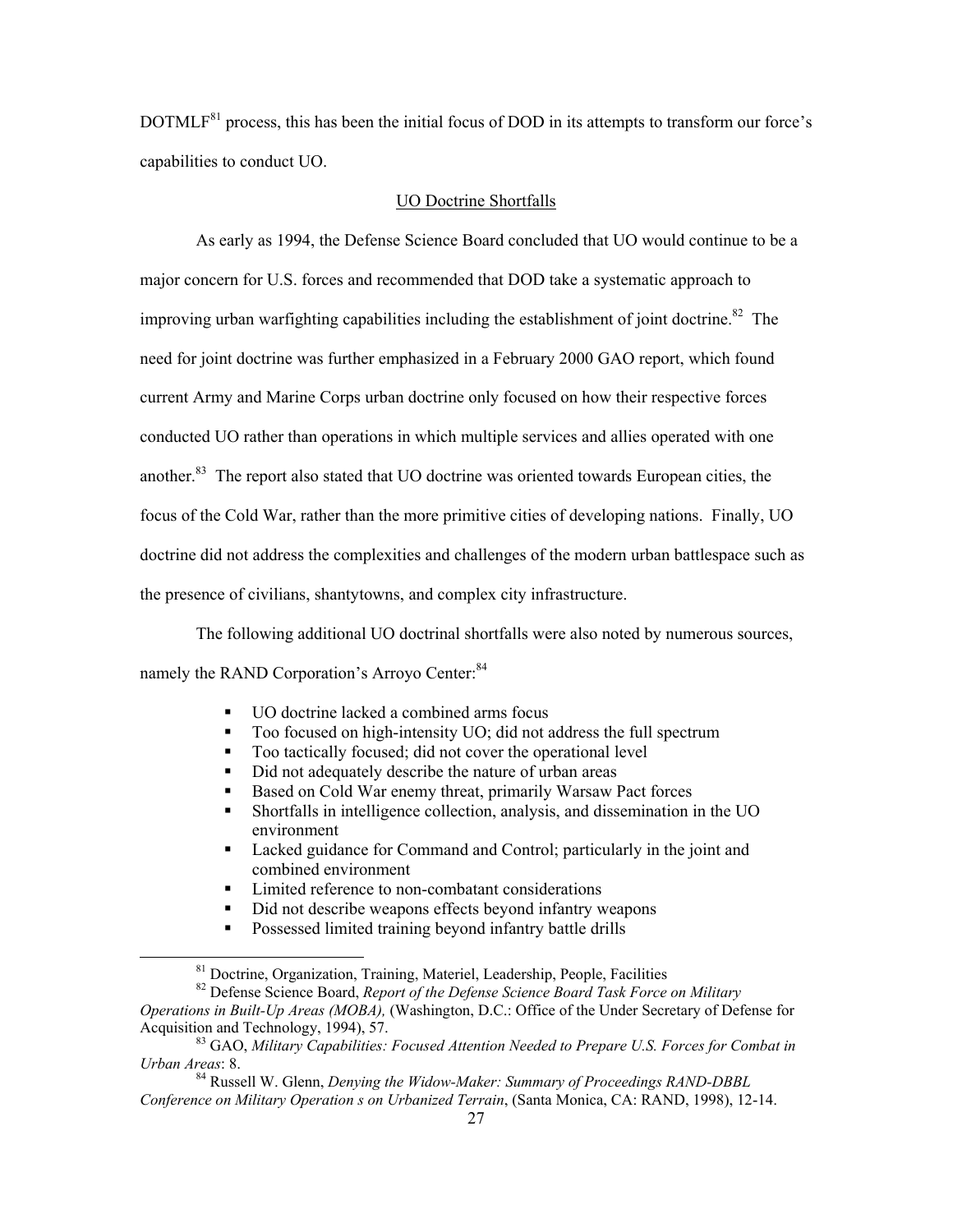DOTMLF[81] process, this has been the initial focus of DOD in its attempts to transform our force's capabilities to conduct UO.

## UO Doctrine Shortfalls

As early as 1994, the Defense Science Board concluded that UO would continue to be a major concern for U.S. forces and recommended that DOD take a systematic approach to improving urban warfighting capabilities including the establishment of joint doctrine.[82] The need for joint doctrine was further emphasized in a February 2000 GAO report, which found current Army and Marine Corps urban doctrine only focused on how their respective forces conducted UO rather than operations in which multiple services and allies operated with one another.[83] The report also stated that UO doctrine was oriented towards European cities, the focus of the Cold War, rather than the more primitive cities of developing nations. Finally, UO doctrine did not address the complexities and challenges of the modern urban battlespace such as the presence of civilians, shantytowns, and complex city infrastructure.

The following additional UO doctrinal shortfalls were also noted by numerous sources, namely the RAND Corporation's Arroyo Center:[84]

- UO doctrine lacked a combined arms focus
- Too focused on high-intensity UO; did not address the full spectrum
- Too tactically focused; did not cover the operational level
- Did not adequately describe the nature of urban areas
- Based on Cold War enemy threat, primarily Warsaw Pact forces
- Shortfalls in intelligence collection, analysis, and dissemination in the UO environment
- Lacked guidance for Command and Control; particularly in the joint and combined environment
- Limited reference to non-combatant considerations
- Did not describe weapons effects beyond infantry weapons
- Possessed limited training beyond infantry battle drills

---

[81] Doctrine, Organization, Training, Materiel, Leadership, People, Facilities

[82] Defense Science Board, *Report of the Defense Science Board Task Force on Military Operations in Built-Up Areas (MOBA),* (Washington, D.C.: Office of the Under Secretary of Defense for Acquisition and Technology, 1994), 57.

[83] GAO, *Military Capabilities: Focused Attention Needed to Prepare U.S. Forces for Combat in Urban Areas*: 8.

[84] Russell W. Glenn, *Denying the Widow-Maker: Summary of Proceedings RAND-DBBL Conference on Military Operation s on Urbanized Terrain*, (Santa Monica, CA: RAND, 1998), 12-14.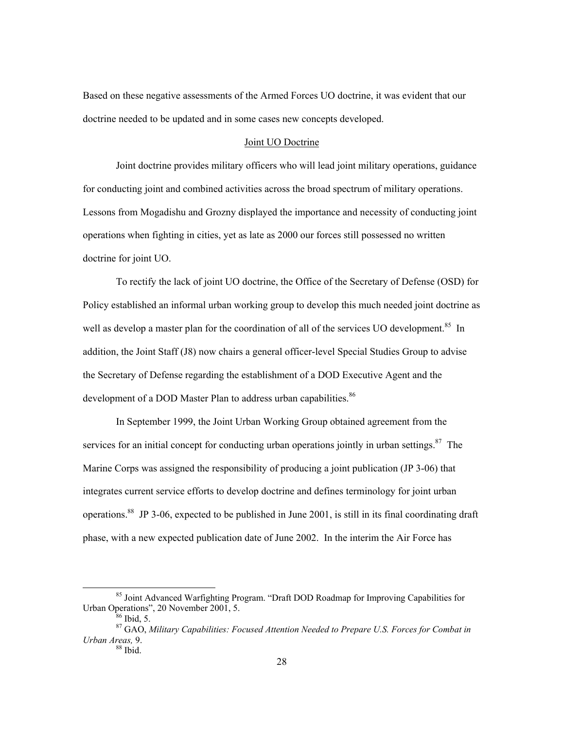Based on these negative assessments of the Armed Forces UO doctrine, it was evident that our doctrine needed to be updated and in some cases new concepts developed.

## Joint UO Doctrine

Joint doctrine provides military officers who will lead joint military operations, guidance for conducting joint and combined activities across the broad spectrum of military operations. Lessons from Mogadishu and Grozny displayed the importance and necessity of conducting joint operations when fighting in cities, yet as late as 2000 our forces still possessed no written doctrine for joint UO.

To rectify the lack of joint UO doctrine, the Office of the Secretary of Defense (OSD) for Policy established an informal urban working group to develop this much needed joint doctrine as well as develop a master plan for the coordination of all of the services UO development.[85] In addition, the Joint Staff (J8) now chairs a general officer-level Special Studies Group to advise the Secretary of Defense regarding the establishment of a DOD Executive Agent and the development of a DOD Master Plan to address urban capabilities.[86]

In September 1999, the Joint Urban Working Group obtained agreement from the services for an initial concept for conducting urban operations jointly in urban settings.[87] The Marine Corps was assigned the responsibility of producing a joint publication (JP 3-06) that integrates current service efforts to develop doctrine and defines terminology for joint urban operations.[88] JP 3-06, expected to be published in June 2001, is still in its final coordinating draft phase, with a new expected publication date of June 2002. In the interim the Air Force has

---

[85] Joint Advanced Warfighting Program. "Draft DOD Roadmap for Improving Capabilities for Urban Operations", 20 November 2001, 5.

[86] Ibid, 5.

[87] GAO, *Military Capabilities: Focused Attention Needed to Prepare U.S. Forces for Combat in Urban Areas,* 9.

[88] Ibid.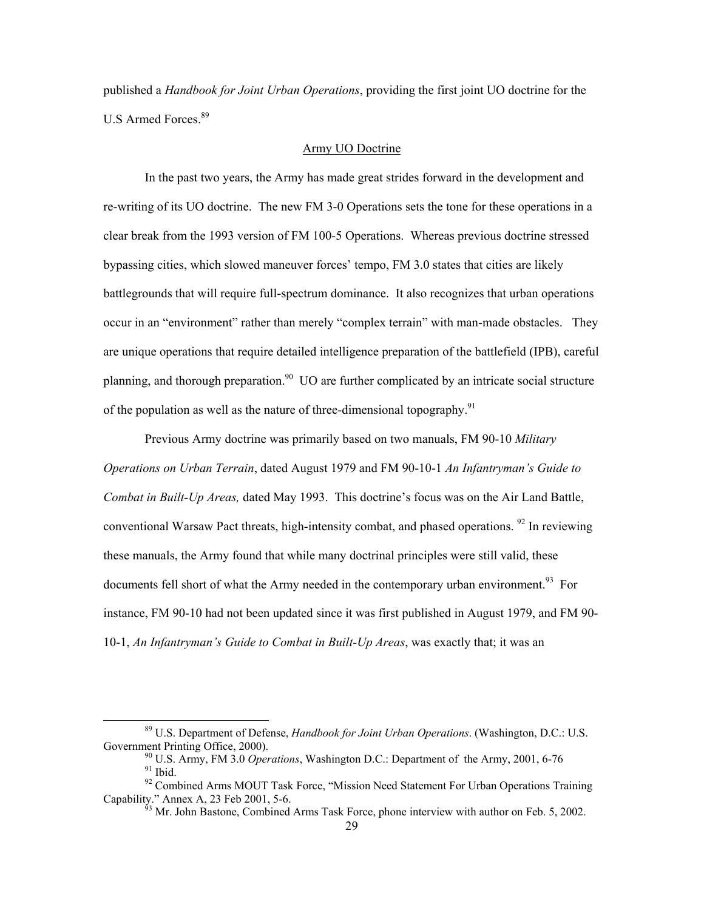published a *Handbook for Joint Urban Operations*, providing the first joint UO doctrine for the U.S Armed Forces.[89]

## Army UO Doctrine

In the past two years, the Army has made great strides forward in the development and re-writing of its UO doctrine. The new FM 3-0 Operations sets the tone for these operations in a clear break from the 1993 version of FM 100-5 Operations. Whereas previous doctrine stressed bypassing cities, which slowed maneuver forces' tempo, FM 3.0 states that cities are likely battlegrounds that will require full-spectrum dominance. It also recognizes that urban operations occur in an "environment" rather than merely "complex terrain" with man-made obstacles. They are unique operations that require detailed intelligence preparation of the battlefield (IPB), careful planning, and thorough preparation.[90] UO are further complicated by an intricate social structure of the population as well as the nature of three-dimensional topography.[91]

Previous Army doctrine was primarily based on two manuals, FM 90-10 *Military Operations on Urban Terrain*, dated August 1979 and FM 90-10-1 *An Infantryman's Guide to Combat in Built-Up Areas,* dated May 1993. This doctrine's focus was on the Air Land Battle, conventional Warsaw Pact threats, high-intensity combat, and phased operations. [92] In reviewing these manuals, the Army found that while many doctrinal principles were still valid, these documents fell short of what the Army needed in the contemporary urban environment.[93] For instance, FM 90-10 had not been updated since it was first published in August 1979, and FM 90-10-1, *An Infantryman's Guide to Combat in Built-Up Areas*, was exactly that; it was an

---

[89] U.S. Department of Defense, *Handbook for Joint Urban Operations*. (Washington, D.C.: U.S. Government Printing Office, 2000).

[90] U.S. Army, FM 3.0 *Operations*, Washington D.C.: Department of the Army, 2001, 6-76

[91] Ibid.

[92] Combined Arms MOUT Task Force, "Mission Need Statement For Urban Operations Training Capability." Annex A, 23 Feb 2001, 5-6.

[93] Mr. John Bastone, Combined Arms Task Force, phone interview with author on Feb. 5, 2002.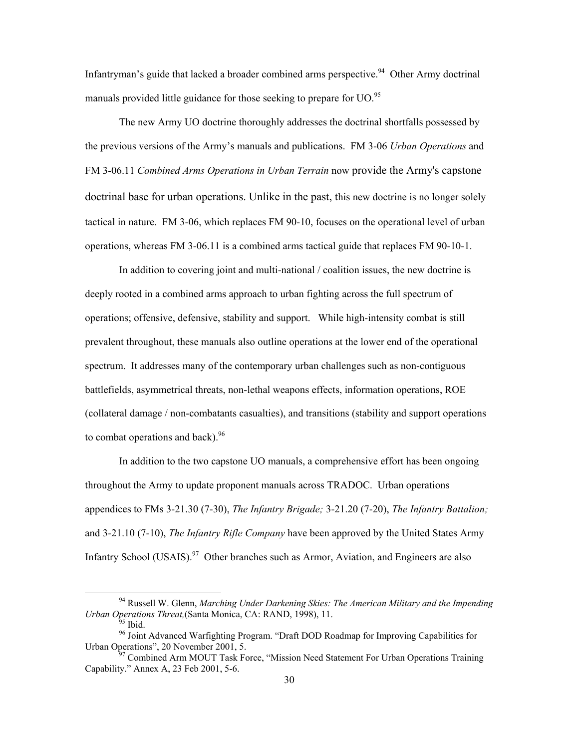Infantryman's guide that lacked a broader combined arms perspective.[94] Other Army doctrinal manuals provided little guidance for those seeking to prepare for UO.[95]

The new Army UO doctrine thoroughly addresses the doctrinal shortfalls possessed by the previous versions of the Army's manuals and publications. FM 3-06 *Urban Operations* and FM 3-06.11 *Combined Arms Operations in Urban Terrain* now provide the Army's capstone doctrinal base for urban operations. Unlike in the past, this new doctrine is no longer solely tactical in nature. FM 3-06, which replaces FM 90-10, focuses on the operational level of urban operations, whereas FM 3-06.11 is a combined arms tactical guide that replaces FM 90-10-1.

In addition to covering joint and multi-national / coalition issues, the new doctrine is deeply rooted in a combined arms approach to urban fighting across the full spectrum of operations; offensive, defensive, stability and support. While high-intensity combat is still prevalent throughout, these manuals also outline operations at the lower end of the operational spectrum. It addresses many of the contemporary urban challenges such as non-contiguous battlefields, asymmetrical threats, non-lethal weapons effects, information operations, ROE (collateral damage / non-combatants casualties), and transitions (stability and support operations to combat operations and back).[96]

In addition to the two capstone UO manuals, a comprehensive effort has been ongoing throughout the Army to update proponent manuals across TRADOC. Urban operations appendices to FMs 3-21.30 (7-30), *The Infantry Brigade;* 3-21.20 (7-20), *The Infantry Battalion;* and 3-21.10 (7-10), *The Infantry Rifle Company* have been approved by the United States Army Infantry School (USAIS).[97] Other branches such as Armor, Aviation, and Engineers are also

---

[94] Russell W. Glenn, *Marching Under Darkening Skies: The American Military and the Impending Urban Operations Threat,*(Santa Monica, CA: RAND, 1998), 11.

[95] Ibid.

[96] Joint Advanced Warfighting Program. "Draft DOD Roadmap for Improving Capabilities for Urban Operations", 20 November 2001, 5.

[97] Combined Arm MOUT Task Force, "Mission Need Statement For Urban Operations Training Capability." Annex A, 23 Feb 2001, 5-6.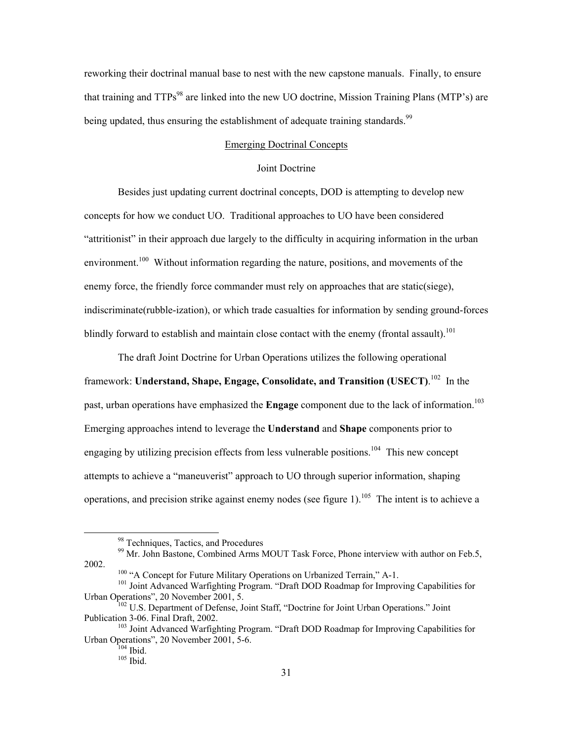reworking their doctrinal manual base to nest with the new capstone manuals. Finally, to ensure that training and TTPs[98] are linked into the new UO doctrine, Mission Training Plans (MTP's) are being updated, thus ensuring the establishment of adequate training standards.[99]

## Emerging Doctrinal Concepts

### Joint Doctrine

Besides just updating current doctrinal concepts, DOD is attempting to develop new concepts for how we conduct UO. Traditional approaches to UO have been considered "attritionist" in their approach due largely to the difficulty in acquiring information in the urban environment.[100] Without information regarding the nature, positions, and movements of the enemy force, the friendly force commander must rely on approaches that are static(siege), indiscriminate(rubble-ization), or which trade casualties for information by sending ground-forces blindly forward to establish and maintain close contact with the enemy (frontal assault).[101]

The draft Joint Doctrine for Urban Operations utilizes the following operational framework: **Understand, Shape, Engage, Consolidate, and Transition (USECT)**.[102] In the past, urban operations have emphasized the **Engage** component due to the lack of information.[103] Emerging approaches intend to leverage the **Understand** and **Shape** components prior to engaging by utilizing precision effects from less vulnerable positions.[104] This new concept attempts to achieve a "maneuverist" approach to UO through superior information, shaping operations, and precision strike against enemy nodes (see figure 1).[105] The intent is to achieve a

---

[98] Techniques, Tactics, and Procedures

[99] Mr. John Bastone, Combined Arms MOUT Task Force, Phone interview with author on Feb.5, 2002.

[100] "A Concept for Future Military Operations on Urbanized Terrain," A-1.

[101] Joint Advanced Warfighting Program. "Draft DOD Roadmap for Improving Capabilities for Urban Operations", 20 November 2001, 5.

[102] U.S. Department of Defense, Joint Staff, "Doctrine for Joint Urban Operations." Joint Publication 3-06. Final Draft, 2002.

[103] Joint Advanced Warfighting Program. "Draft DOD Roadmap for Improving Capabilities for Urban Operations", 20 November 2001, 5-6.

[104] Ibid.

[105] Ibid.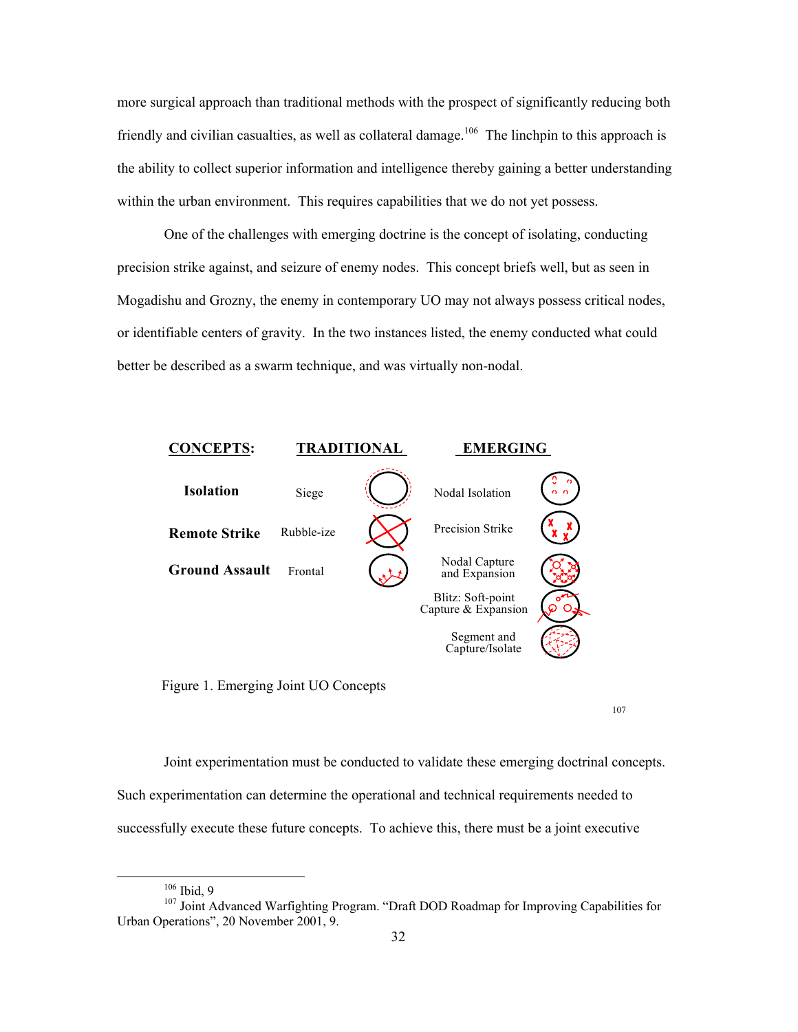more surgical approach than traditional methods with the prospect of significantly reducing both friendly and civilian casualties, as well as collateral damage.[106] The linchpin to this approach is the ability to collect superior information and intelligence thereby gaining a better understanding within the urban environment. This requires capabilities that we do not yet possess.

One of the challenges with emerging doctrine is the concept of isolating, conducting precision strike against, and seizure of enemy nodes. This concept briefs well, but as seen in Mogadishu and Grozny, the enemy in contemporary UO may not always possess critical nodes, or identifiable centers of gravity. In the two instances listed, the enemy conducted what could better be described as a swarm technique, and was virtually non-nodal.

| CONCEPTS: | TRADITIONAL | EMERGING |
|---|---|---|
| **Isolation** | Siege | Nodal Isolation |
| **Remote Strike** | Rubble-ize | Precision Strike |
| **Ground Assault** | Frontal | Nodal Capture and Expansion |
| | | Blitz: Soft-point Capture & Expansion |
| | | Segment and Capture/Isolate |

Figure 1. Emerging Joint UO Concepts

[107]

Joint experimentation must be conducted to validate these emerging doctrinal concepts. Such experimentation can determine the operational and technical requirements needed to successfully execute these future concepts. To achieve this, there must be a joint executive

---

[106] Ibid, 9

[107] Joint Advanced Warfighting Program. "Draft DOD Roadmap for Improving Capabilities for Urban Operations", 20 November 2001, 9.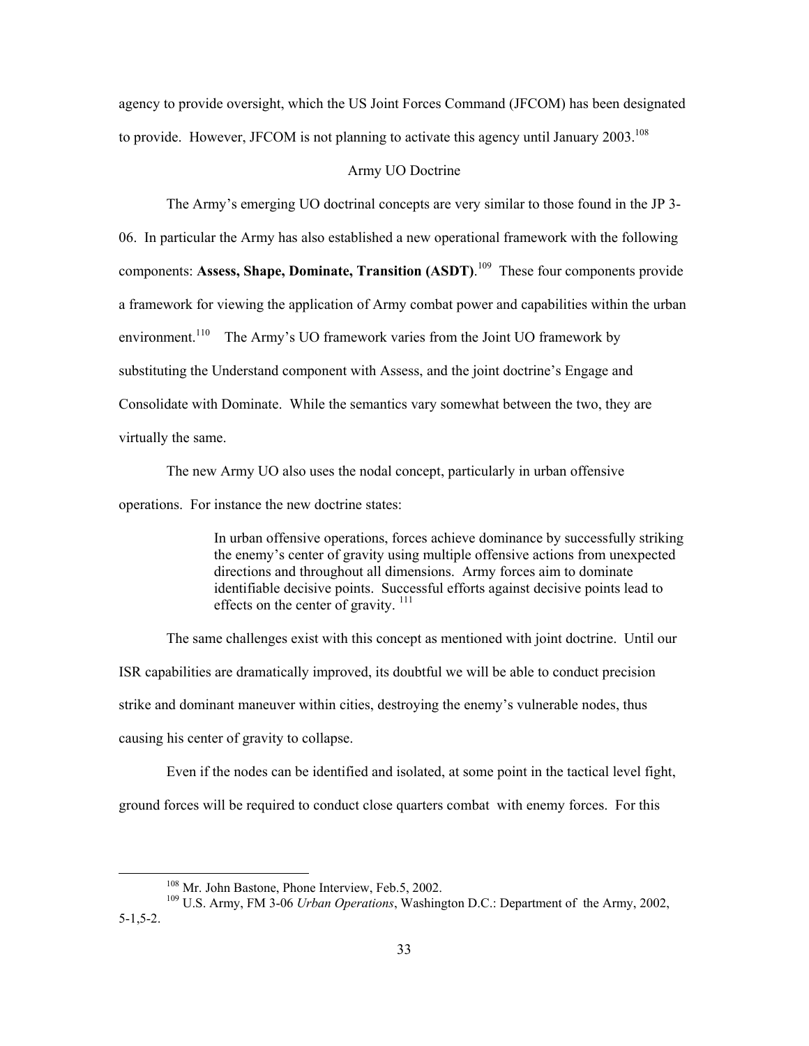agency to provide oversight, which the US Joint Forces Command (JFCOM) has been designated to provide. However, JFCOM is not planning to activate this agency until January 2003.[108]

## Army UO Doctrine

The Army's emerging UO doctrinal concepts are very similar to those found in the JP 3-06. In particular the Army has also established a new operational framework with the following components: **Assess, Shape, Dominate, Transition (ASDT)**.[109] These four components provide a framework for viewing the application of Army combat power and capabilities within the urban environment.[110] The Army's UO framework varies from the Joint UO framework by substituting the Understand component with Assess, and the joint doctrine's Engage and Consolidate with Dominate. While the semantics vary somewhat between the two, they are virtually the same.

The new Army UO also uses the nodal concept, particularly in urban offensive operations. For instance the new doctrine states:

> In urban offensive operations, forces achieve dominance by successfully striking the enemy's center of gravity using multiple offensive actions from unexpected directions and throughout all dimensions. Army forces aim to dominate identifiable decisive points. Successful efforts against decisive points lead to effects on the center of gravity. [111]

The same challenges exist with this concept as mentioned with joint doctrine. Until our ISR capabilities are dramatically improved, its doubtful we will be able to conduct precision strike and dominant maneuver within cities, destroying the enemy's vulnerable nodes, thus causing his center of gravity to collapse.

Even if the nodes can be identified and isolated, at some point in the tactical level fight, ground forces will be required to conduct close quarters combat with enemy forces. For this

---

[108] Mr. John Bastone, Phone Interview, Feb.5, 2002.

[109] U.S. Army, FM 3-06 *Urban Operations*, Washington D.C.: Department of the Army, 2002, 5-1,5-2.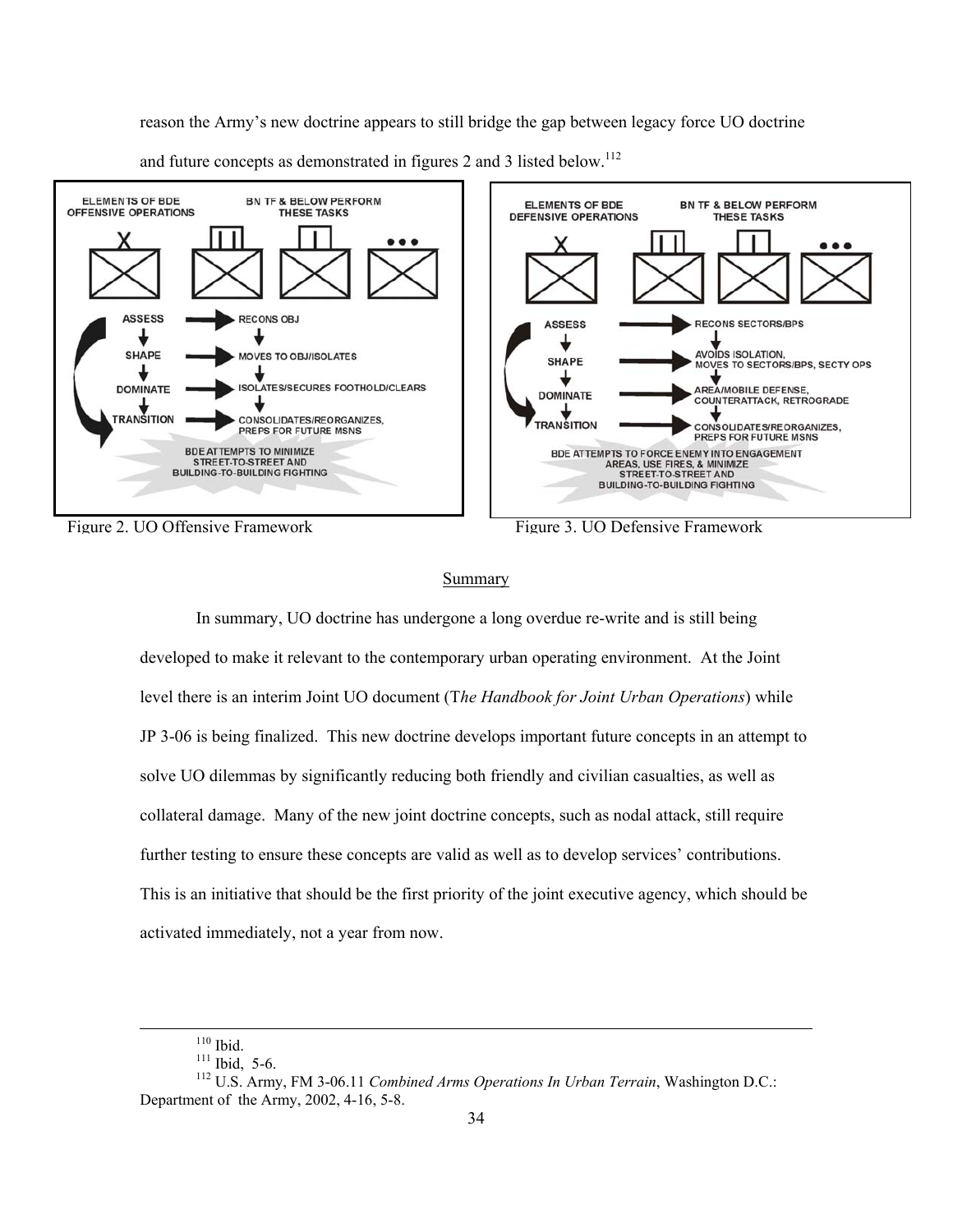reason the Army's new doctrine appears to still bridge the gap between legacy force UO doctrine and future concepts as demonstrated in figures 2 and 3 listed below.[112]

Figure 2. UO Offensive Framework

Figure 3. UO Defensive Framework

## Summary

In summary, UO doctrine has undergone a long overdue re-write and is still being developed to make it relevant to the contemporary urban operating environment. At the Joint level there is an interim Joint UO document (T*he Handbook for Joint Urban Operations*) while JP 3-06 is being finalized. This new doctrine develops important future concepts in an attempt to solve UO dilemmas by significantly reducing both friendly and civilian casualties, as well as collateral damage. Many of the new joint doctrine concepts, such as nodal attack, still require further testing to ensure these concepts are valid as well as to develop services' contributions. This is an initiative that should be the first priority of the joint executive agency, which should be activated immediately, not a year from now.

---

[110] Ibid.

[111] Ibid, 5-6.

[112] U.S. Army, FM 3-06.11 *Combined Arms Operations In Urban Terrain*, Washington D.C.: Department of the Army, 2002, 4-16, 5-8.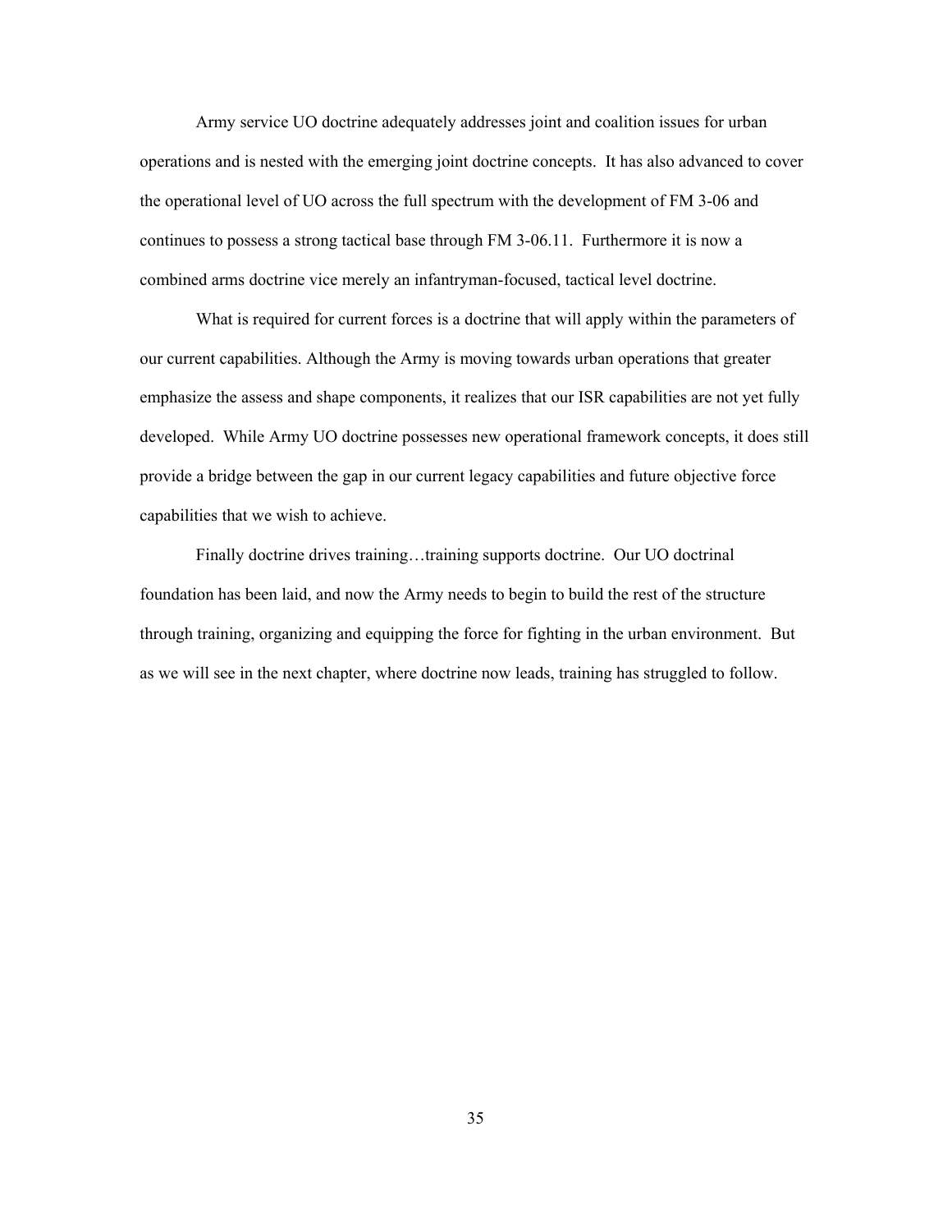Army service UO doctrine adequately addresses joint and coalition issues for urban operations and is nested with the emerging joint doctrine concepts. It has also advanced to cover the operational level of UO across the full spectrum with the development of FM 3-06 and continues to possess a strong tactical base through FM 3-06.11. Furthermore it is now a combined arms doctrine vice merely an infantryman-focused, tactical level doctrine.

What is required for current forces is a doctrine that will apply within the parameters of our current capabilities. Although the Army is moving towards urban operations that greater emphasize the assess and shape components, it realizes that our ISR capabilities are not yet fully developed. While Army UO doctrine possesses new operational framework concepts, it does still provide a bridge between the gap in our current legacy capabilities and future objective force capabilities that we wish to achieve.

Finally doctrine drives training…training supports doctrine. Our UO doctrinal foundation has been laid, and now the Army needs to begin to build the rest of the structure through training, organizing and equipping the force for fighting in the urban environment. But as we will see in the next chapter, where doctrine now leads, training has struggled to follow.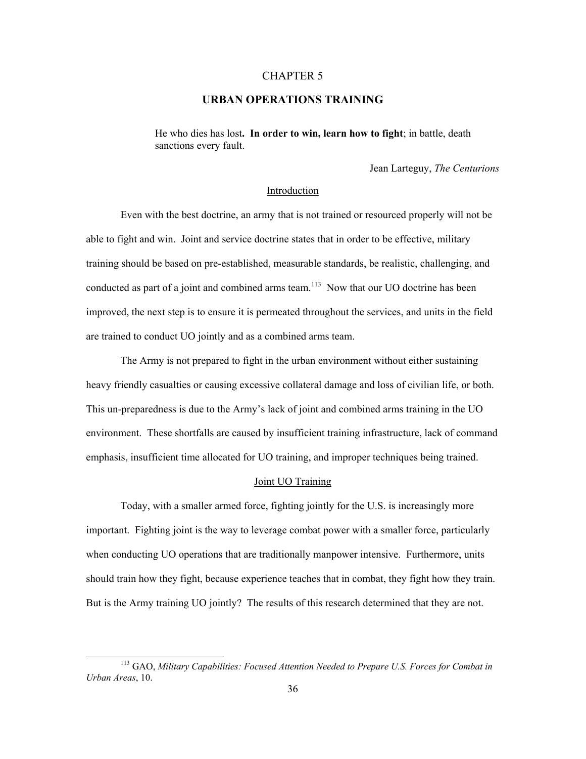# CHAPTER 5

## URBAN OPERATIONS TRAINING

> He who dies has lost**. In order to win, learn how to fight**; in battle, death sanctions every fault.
>
> Jean Larteguy, *The Centurions*

### Introduction

Even with the best doctrine, an army that is not trained or resourced properly will not be able to fight and win. Joint and service doctrine states that in order to be effective, military training should be based on pre-established, measurable standards, be realistic, challenging, and conducted as part of a joint and combined arms team.[113] Now that our UO doctrine has been improved, the next step is to ensure it is permeated throughout the services, and units in the field are trained to conduct UO jointly and as a combined arms team.

The Army is not prepared to fight in the urban environment without either sustaining heavy friendly casualties or causing excessive collateral damage and loss of civilian life, or both. This un-preparedness is due to the Army's lack of joint and combined arms training in the UO environment. These shortfalls are caused by insufficient training infrastructure, lack of command emphasis, insufficient time allocated for UO training, and improper techniques being trained.

### Joint UO Training

Today, with a smaller armed force, fighting jointly for the U.S. is increasingly more important. Fighting joint is the way to leverage combat power with a smaller force, particularly when conducting UO operations that are traditionally manpower intensive. Furthermore, units should train how they fight, because experience teaches that in combat, they fight how they train. But is the Army training UO jointly? The results of this research determined that they are not.

---

[113] GAO, *Military Capabilities: Focused Attention Needed to Prepare U.S. Forces for Combat in Urban Areas*, 10.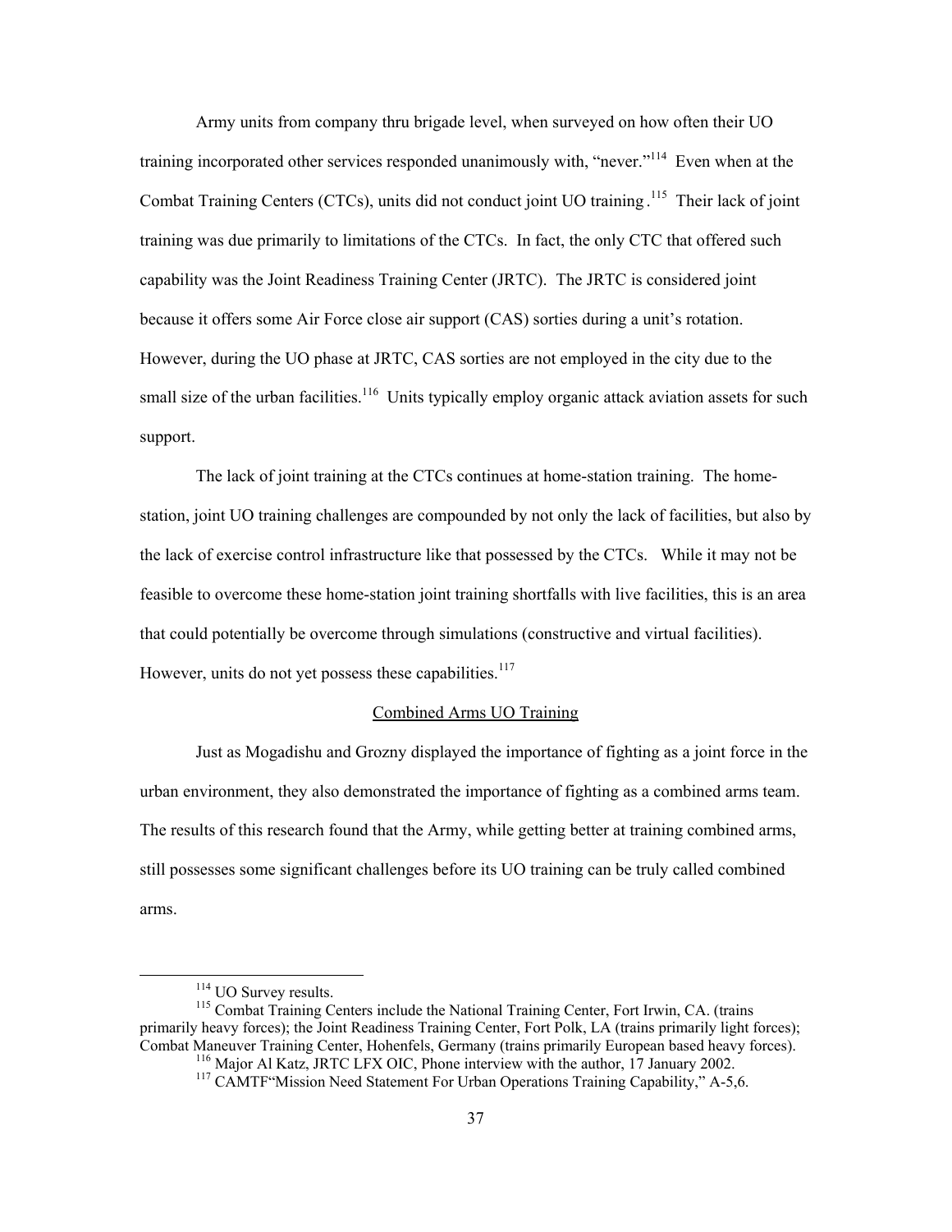Army units from company thru brigade level, when surveyed on how often their UO training incorporated other services responded unanimously with, "never."[114] Even when at the Combat Training Centers (CTCs), units did not conduct joint UO training.[115] Their lack of joint training was due primarily to limitations of the CTCs. In fact, the only CTC that offered such capability was the Joint Readiness Training Center (JRTC). The JRTC is considered joint because it offers some Air Force close air support (CAS) sorties during a unit's rotation. However, during the UO phase at JRTC, CAS sorties are not employed in the city due to the small size of the urban facilities.[116] Units typically employ organic attack aviation assets for such support.

The lack of joint training at the CTCs continues at home-station training. The home-station, joint UO training challenges are compounded by not only the lack of facilities, but also by the lack of exercise control infrastructure like that possessed by the CTCs. While it may not be feasible to overcome these home-station joint training shortfalls with live facilities, this is an area that could potentially be overcome through simulations (constructive and virtual facilities). However, units do not yet possess these capabilities.[117]

## Combined Arms UO Training

Just as Mogadishu and Grozny displayed the importance of fighting as a joint force in the urban environment, they also demonstrated the importance of fighting as a combined arms team. The results of this research found that the Army, while getting better at training combined arms, still possesses some significant challenges before its UO training can be truly called combined arms.

---

[114] UO Survey results.

[115] Combat Training Centers include the National Training Center, Fort Irwin, CA. (trains primarily heavy forces); the Joint Readiness Training Center, Fort Polk, LA (trains primarily light forces); Combat Maneuver Training Center, Hohenfels, Germany (trains primarily European based heavy forces).

[116] Major Al Katz, JRTC LFX OIC, Phone interview with the author, 17 January 2002.

[117] CAMTF"Mission Need Statement For Urban Operations Training Capability," A-5,6.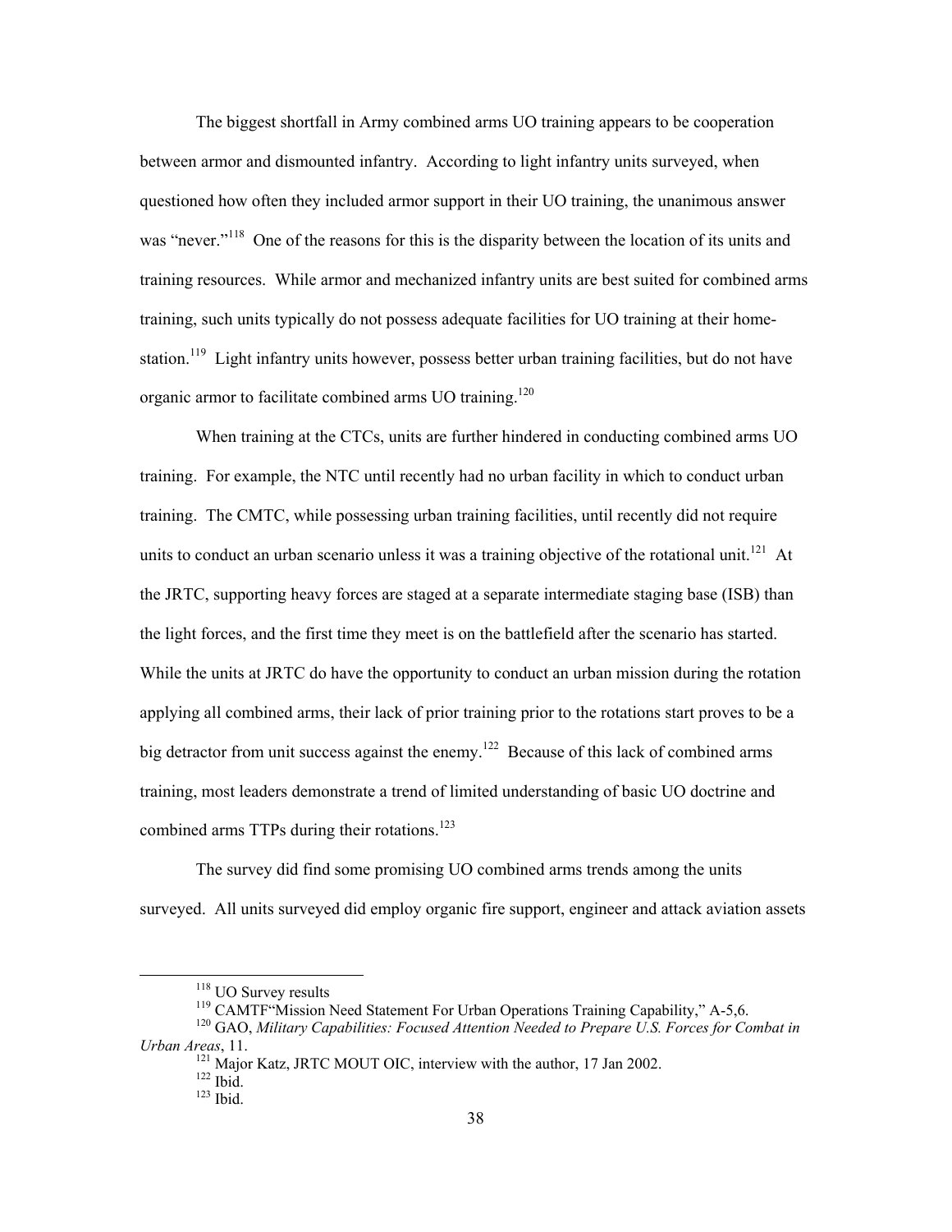The biggest shortfall in Army combined arms UO training appears to be cooperation between armor and dismounted infantry. According to light infantry units surveyed, when questioned how often they included armor support in their UO training, the unanimous answer was "never."[118] One of the reasons for this is the disparity between the location of its units and training resources. While armor and mechanized infantry units are best suited for combined arms training, such units typically do not possess adequate facilities for UO training at their home-station.[119] Light infantry units however, possess better urban training facilities, but do not have organic armor to facilitate combined arms UO training.[120]

When training at the CTCs, units are further hindered in conducting combined arms UO training. For example, the NTC until recently had no urban facility in which to conduct urban training. The CMTC, while possessing urban training facilities, until recently did not require units to conduct an urban scenario unless it was a training objective of the rotational unit.[121] At the JRTC, supporting heavy forces are staged at a separate intermediate staging base (ISB) than the light forces, and the first time they meet is on the battlefield after the scenario has started. While the units at JRTC do have the opportunity to conduct an urban mission during the rotation applying all combined arms, their lack of prior training prior to the rotations start proves to be a big detractor from unit success against the enemy.[122] Because of this lack of combined arms training, most leaders demonstrate a trend of limited understanding of basic UO doctrine and combined arms TTPs during their rotations.[123]

The survey did find some promising UO combined arms trends among the units surveyed. All units surveyed did employ organic fire support, engineer and attack aviation assets

---

[118] UO Survey results

[119] CAMTF"Mission Need Statement For Urban Operations Training Capability," A-5,6.

[120] GAO, *Military Capabilities: Focused Attention Needed to Prepare U.S. Forces for Combat in Urban Areas*, 11.

[121] Major Katz, JRTC MOUT OIC, interview with the author, 17 Jan 2002.

[122] Ibid.

[123] Ibid.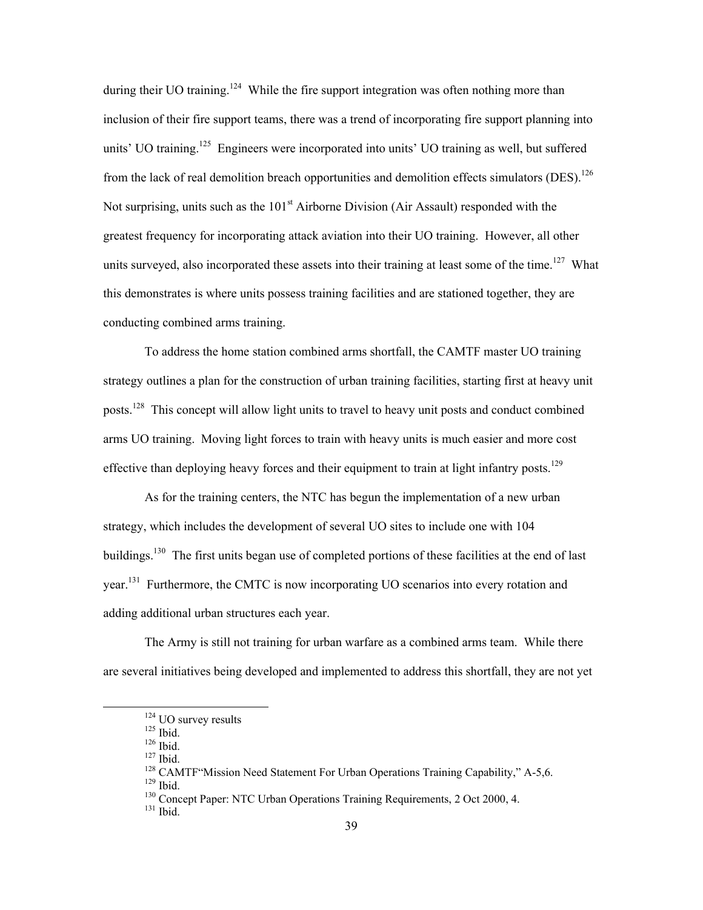during their UO training.[124] While the fire support integration was often nothing more than inclusion of their fire support teams, there was a trend of incorporating fire support planning into units' UO training.[125] Engineers were incorporated into units' UO training as well, but suffered from the lack of real demolition breach opportunities and demolition effects simulators (DES).[126] Not surprising, units such as the 101st Airborne Division (Air Assault) responded with the greatest frequency for incorporating attack aviation into their UO training. However, all other units surveyed, also incorporated these assets into their training at least some of the time.[127] What this demonstrates is where units possess training facilities and are stationed together, they are conducting combined arms training.

To address the home station combined arms shortfall, the CAMTF master UO training strategy outlines a plan for the construction of urban training facilities, starting first at heavy unit posts.[128] This concept will allow light units to travel to heavy unit posts and conduct combined arms UO training. Moving light forces to train with heavy units is much easier and more cost effective than deploying heavy forces and their equipment to train at light infantry posts.[129]

As for the training centers, the NTC has begun the implementation of a new urban strategy, which includes the development of several UO sites to include one with 104 buildings.[130] The first units began use of completed portions of these facilities at the end of last year.[131] Furthermore, the CMTC is now incorporating UO scenarios into every rotation and adding additional urban structures each year.

The Army is still not training for urban warfare as a combined arms team. While there are several initiatives being developed and implemented to address this shortfall, they are not yet

---

[124] UO survey results
[125] Ibid.
[126] Ibid.
[127] Ibid.
[128] CAMTF"Mission Need Statement For Urban Operations Training Capability," A-5,6.
[129] Ibid.
[130] Concept Paper: NTC Urban Operations Training Requirements, 2 Oct 2000, 4.
[131] Ibid.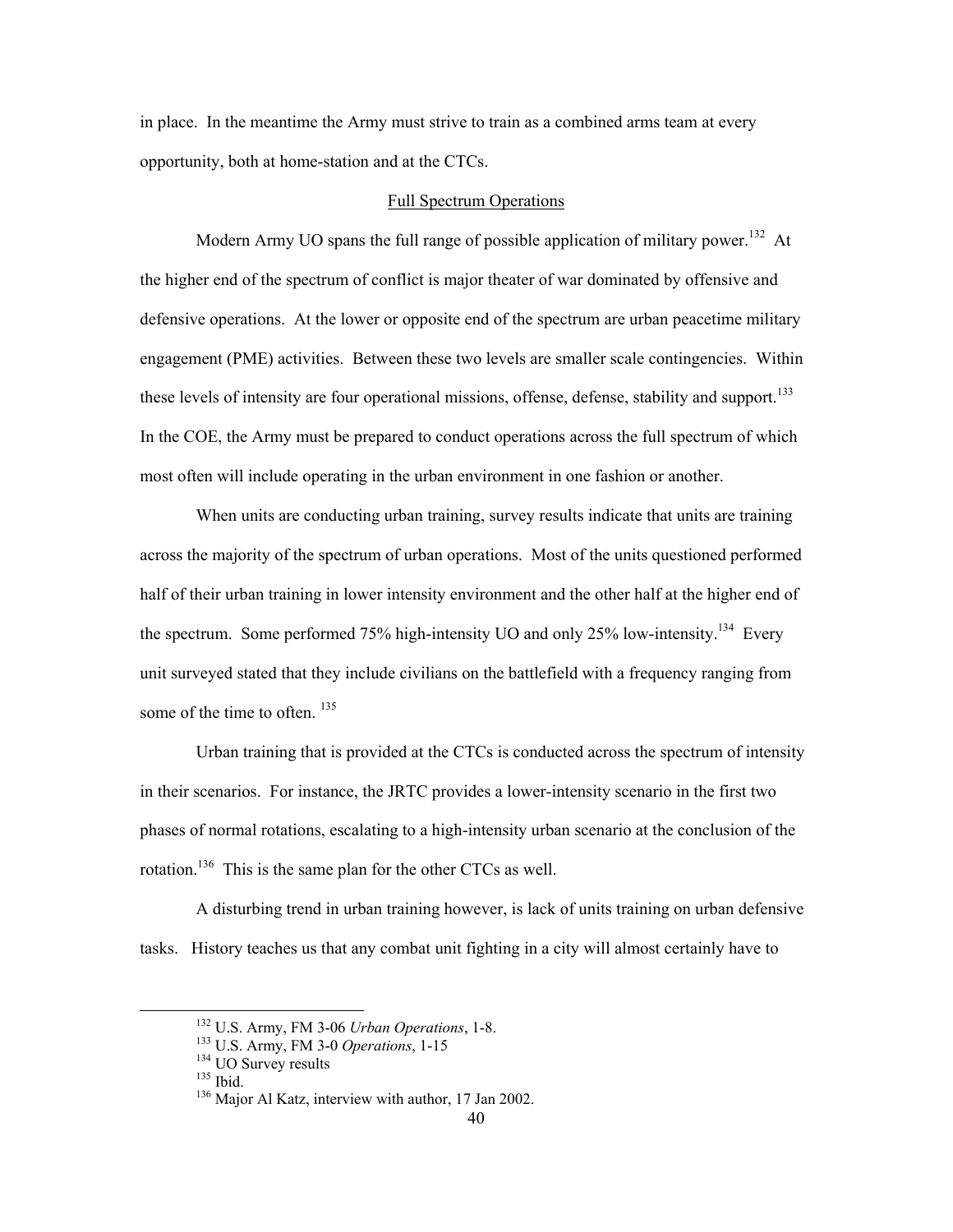in place. In the meantime the Army must strive to train as a combined arms team at every opportunity, both at home-station and at the CTCs.

## Full Spectrum Operations

Modern Army UO spans the full range of possible application of military power.[132] At the higher end of the spectrum of conflict is major theater of war dominated by offensive and defensive operations. At the lower or opposite end of the spectrum are urban peacetime military engagement (PME) activities. Between these two levels are smaller scale contingencies. Within these levels of intensity are four operational missions, offense, defense, stability and support.[133] In the COE, the Army must be prepared to conduct operations across the full spectrum of which most often will include operating in the urban environment in one fashion or another.

When units are conducting urban training, survey results indicate that units are training across the majority of the spectrum of urban operations. Most of the units questioned performed half of their urban training in lower intensity environment and the other half at the higher end of the spectrum. Some performed 75% high-intensity UO and only 25% low-intensity.[134] Every unit surveyed stated that they include civilians on the battlefield with a frequency ranging from some of the time to often.[135]

Urban training that is provided at the CTCs is conducted across the spectrum of intensity in their scenarios. For instance, the JRTC provides a lower-intensity scenario in the first two phases of normal rotations, escalating to a high-intensity urban scenario at the conclusion of the rotation.[136] This is the same plan for the other CTCs as well.

A disturbing trend in urban training however, is lack of units training on urban defensive tasks. History teaches us that any combat unit fighting in a city will almost certainly have to

---

[132] U.S. Army, FM 3-06 *Urban Operations*, 1-8.
[133] U.S. Army, FM 3-0 *Operations*, 1-15
[134] UO Survey results
[135] Ibid.
[136] Major Al Katz, interview with author, 17 Jan 2002.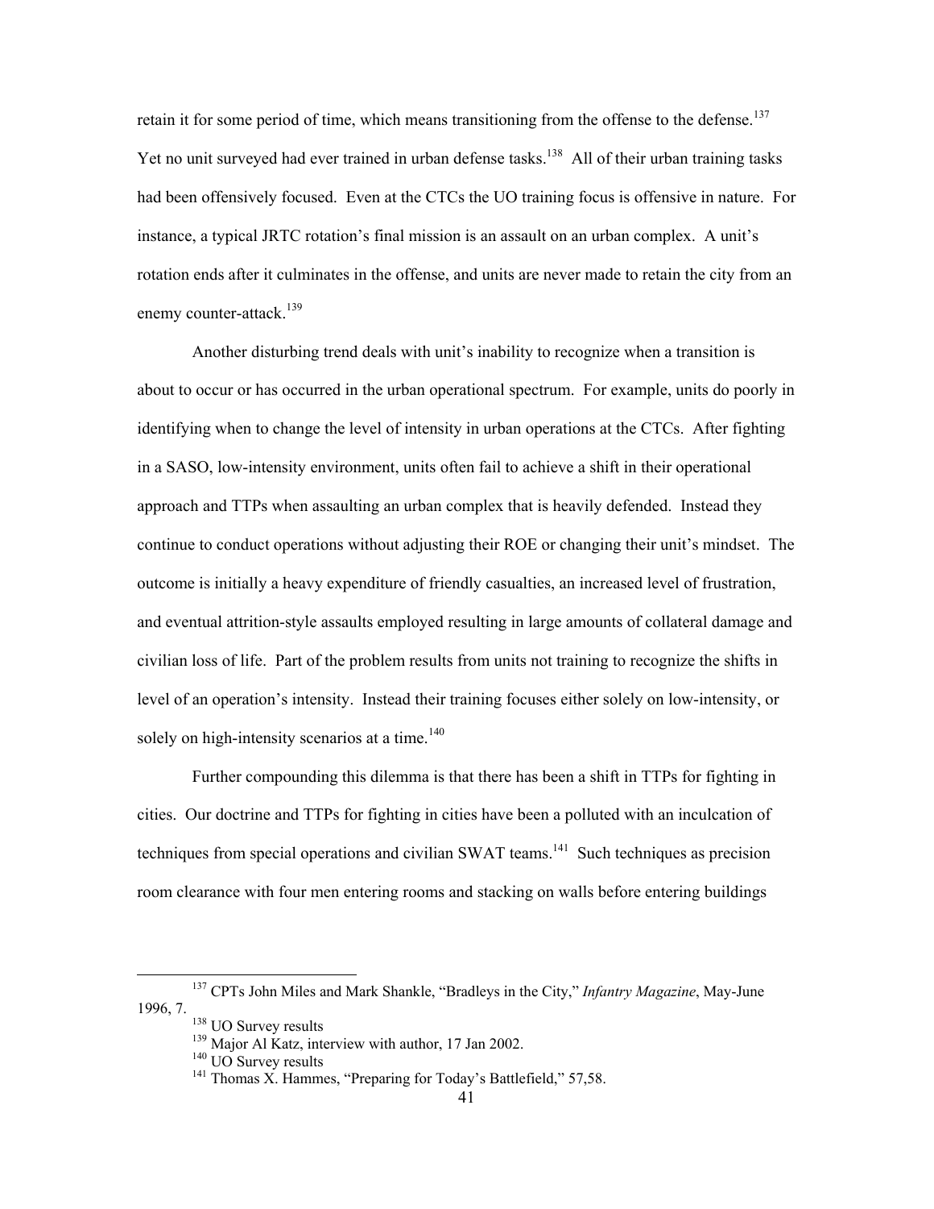retain it for some period of time, which means transitioning from the offense to the defense.[137] Yet no unit surveyed had ever trained in urban defense tasks.[138] All of their urban training tasks had been offensively focused. Even at the CTCs the UO training focus is offensive in nature. For instance, a typical JRTC rotation's final mission is an assault on an urban complex. A unit's rotation ends after it culminates in the offense, and units are never made to retain the city from an enemy counter-attack.[139]

Another disturbing trend deals with unit's inability to recognize when a transition is about to occur or has occurred in the urban operational spectrum. For example, units do poorly in identifying when to change the level of intensity in urban operations at the CTCs. After fighting in a SASO, low-intensity environment, units often fail to achieve a shift in their operational approach and TTPs when assaulting an urban complex that is heavily defended. Instead they continue to conduct operations without adjusting their ROE or changing their unit's mindset. The outcome is initially a heavy expenditure of friendly casualties, an increased level of frustration, and eventual attrition-style assaults employed resulting in large amounts of collateral damage and civilian loss of life. Part of the problem results from units not training to recognize the shifts in level of an operation's intensity. Instead their training focuses either solely on low-intensity, or solely on high-intensity scenarios at a time.[140]

Further compounding this dilemma is that there has been a shift in TTPs for fighting in cities. Our doctrine and TTPs for fighting in cities have been a polluted with an inculcation of techniques from special operations and civilian SWAT teams.[141] Such techniques as precision room clearance with four men entering rooms and stacking on walls before entering buildings

---

[137] CPTs John Miles and Mark Shankle, "Bradleys in the City," *Infantry Magazine*, May-June 1996, 7.

[138] UO Survey results

[139] Major Al Katz, interview with author, 17 Jan 2002.

[140] UO Survey results

[141] Thomas X. Hammes, "Preparing for Today's Battlefield," 57,58.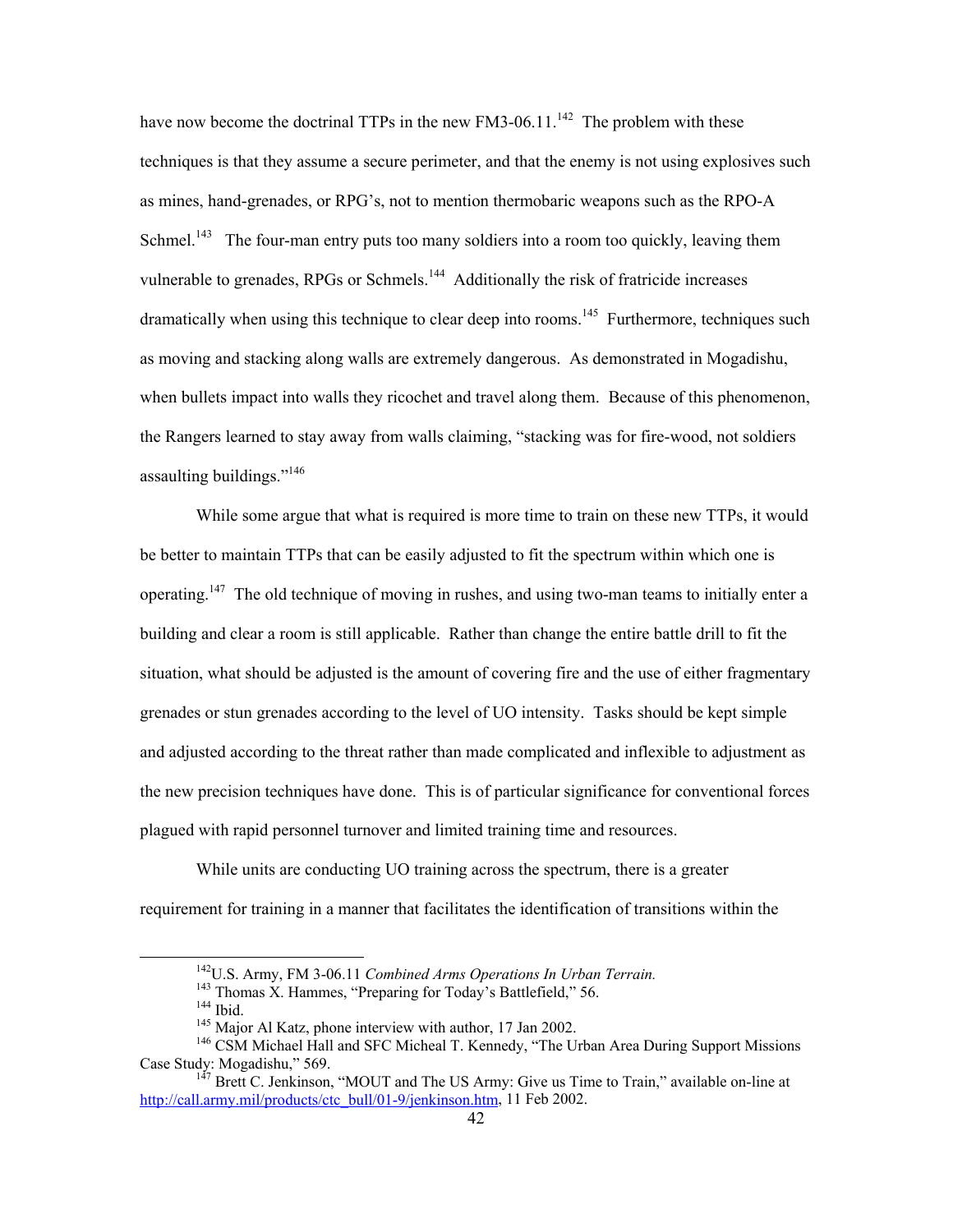have now become the doctrinal TTPs in the new FM3-06.11.[142] The problem with these techniques is that they assume a secure perimeter, and that the enemy is not using explosives such as mines, hand-grenades, or RPG's, not to mention thermobaric weapons such as the RPO-A Schmel.[143] The four-man entry puts too many soldiers into a room too quickly, leaving them vulnerable to grenades, RPGs or Schmels.[144] Additionally the risk of fratricide increases dramatically when using this technique to clear deep into rooms.[145] Furthermore, techniques such as moving and stacking along walls are extremely dangerous. As demonstrated in Mogadishu, when bullets impact into walls they ricochet and travel along them. Because of this phenomenon, the Rangers learned to stay away from walls claiming, "stacking was for fire-wood, not soldiers assaulting buildings."[146]

While some argue that what is required is more time to train on these new TTPs, it would be better to maintain TTPs that can be easily adjusted to fit the spectrum within which one is operating.[147] The old technique of moving in rushes, and using two-man teams to initially enter a building and clear a room is still applicable. Rather than change the entire battle drill to fit the situation, what should be adjusted is the amount of covering fire and the use of either fragmentary grenades or stun grenades according to the level of UO intensity. Tasks should be kept simple and adjusted according to the threat rather than made complicated and inflexible to adjustment as the new precision techniques have done. This is of particular significance for conventional forces plagued with rapid personnel turnover and limited training time and resources.

While units are conducting UO training across the spectrum, there is a greater requirement for training in a manner that facilitates the identification of transitions within the

---

[142] U.S. Army, FM 3-06.11 *Combined Arms Operations In Urban Terrain.*

[143] Thomas X. Hammes, "Preparing for Today's Battlefield," 56.

[144] Ibid.

[145] Major Al Katz, phone interview with author, 17 Jan 2002.

[146] CSM Michael Hall and SFC Micheal T. Kennedy, "The Urban Area During Support Missions Case Study: Mogadishu," 569.

[147] Brett C. Jenkinson, "MOUT and The US Army: Give us Time to Train," available on-line at http://call.army.mil/products/ctc_bull/01-9/jenkinson.htm, 11 Feb 2002.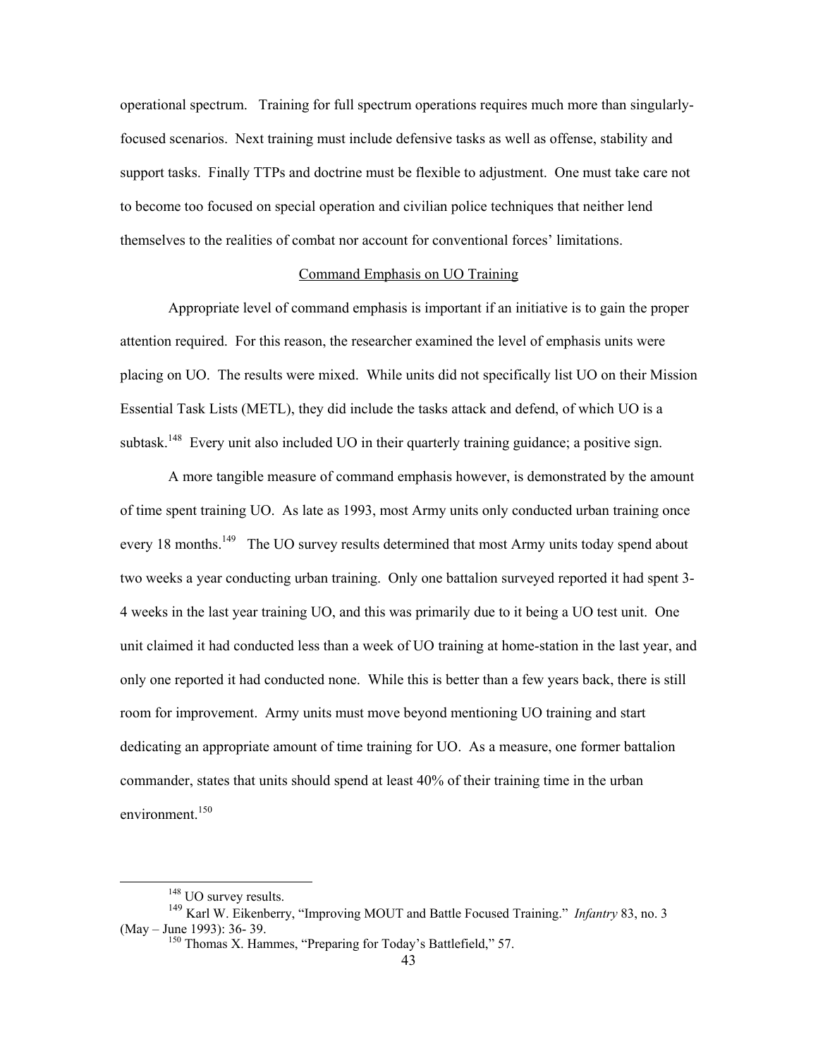operational spectrum. Training for full spectrum operations requires much more than singularly-focused scenarios. Next training must include defensive tasks as well as offense, stability and support tasks. Finally TTPs and doctrine must be flexible to adjustment. One must take care not to become too focused on special operation and civilian police techniques that neither lend themselves to the realities of combat nor account for conventional forces' limitations.

## Command Emphasis on UO Training

Appropriate level of command emphasis is important if an initiative is to gain the proper attention required. For this reason, the researcher examined the level of emphasis units were placing on UO. The results were mixed. While units did not specifically list UO on their Mission Essential Task Lists (METL), they did include the tasks attack and defend, of which UO is a subtask.[148] Every unit also included UO in their quarterly training guidance; a positive sign.

A more tangible measure of command emphasis however, is demonstrated by the amount of time spent training UO. As late as 1993, most Army units only conducted urban training once every 18 months.[149] The UO survey results determined that most Army units today spend about two weeks a year conducting urban training. Only one battalion surveyed reported it had spent 3-4 weeks in the last year training UO, and this was primarily due to it being a UO test unit. One unit claimed it had conducted less than a week of UO training at home-station in the last year, and only one reported it had conducted none. While this is better than a few years back, there is still room for improvement. Army units must move beyond mentioning UO training and start dedicating an appropriate amount of time training for UO. As a measure, one former battalion commander, states that units should spend at least 40% of their training time in the urban environment.[150]

---

[148] UO survey results.

[149] Karl W. Eikenberry, "Improving MOUT and Battle Focused Training." *Infantry* 83, no. 3 (May – June 1993): 36- 39.

[150] Thomas X. Hammes, "Preparing for Today's Battlefield," 57.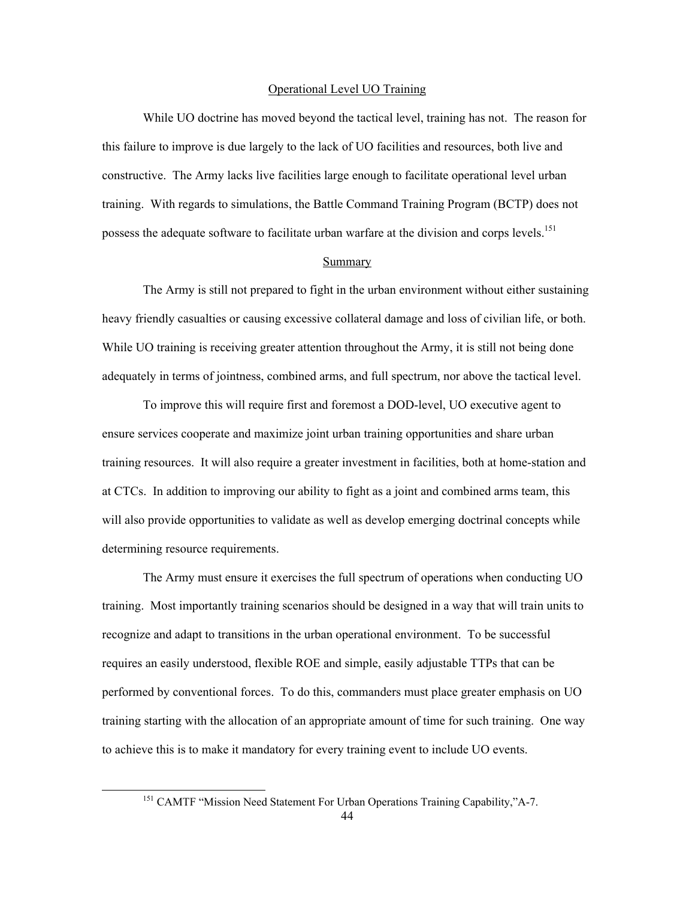## Operational Level UO Training

While UO doctrine has moved beyond the tactical level, training has not. The reason for this failure to improve is due largely to the lack of UO facilities and resources, both live and constructive. The Army lacks live facilities large enough to facilitate operational level urban training. With regards to simulations, the Battle Command Training Program (BCTP) does not possess the adequate software to facilitate urban warfare at the division and corps levels.[151]

## Summary

The Army is still not prepared to fight in the urban environment without either sustaining heavy friendly casualties or causing excessive collateral damage and loss of civilian life, or both. While UO training is receiving greater attention throughout the Army, it is still not being done adequately in terms of jointness, combined arms, and full spectrum, nor above the tactical level.

To improve this will require first and foremost a DOD-level, UO executive agent to ensure services cooperate and maximize joint urban training opportunities and share urban training resources. It will also require a greater investment in facilities, both at home-station and at CTCs. In addition to improving our ability to fight as a joint and combined arms team, this will also provide opportunities to validate as well as develop emerging doctrinal concepts while determining resource requirements.

The Army must ensure it exercises the full spectrum of operations when conducting UO training. Most importantly training scenarios should be designed in a way that will train units to recognize and adapt to transitions in the urban operational environment. To be successful requires an easily understood, flexible ROE and simple, easily adjustable TTPs that can be performed by conventional forces. To do this, commanders must place greater emphasis on UO training starting with the allocation of an appropriate amount of time for such training. One way to achieve this is to make it mandatory for every training event to include UO events.

---

[151] CAMTF "Mission Need Statement For Urban Operations Training Capability,"A-7.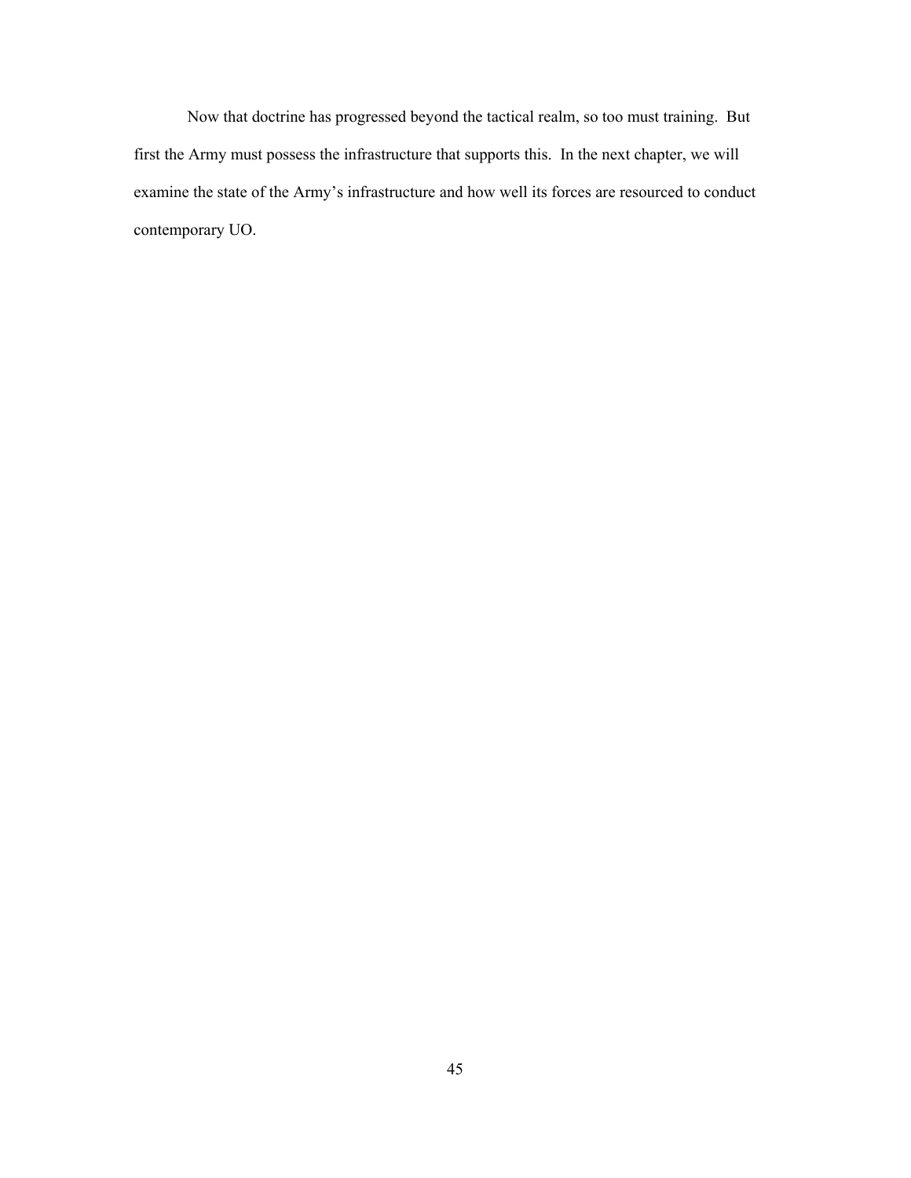Now that doctrine has progressed beyond the tactical realm, so too must training. But first the Army must possess the infrastructure that supports this. In the next chapter, we will examine the state of the Army's infrastructure and how well its forces are resourced to conduct contemporary UO.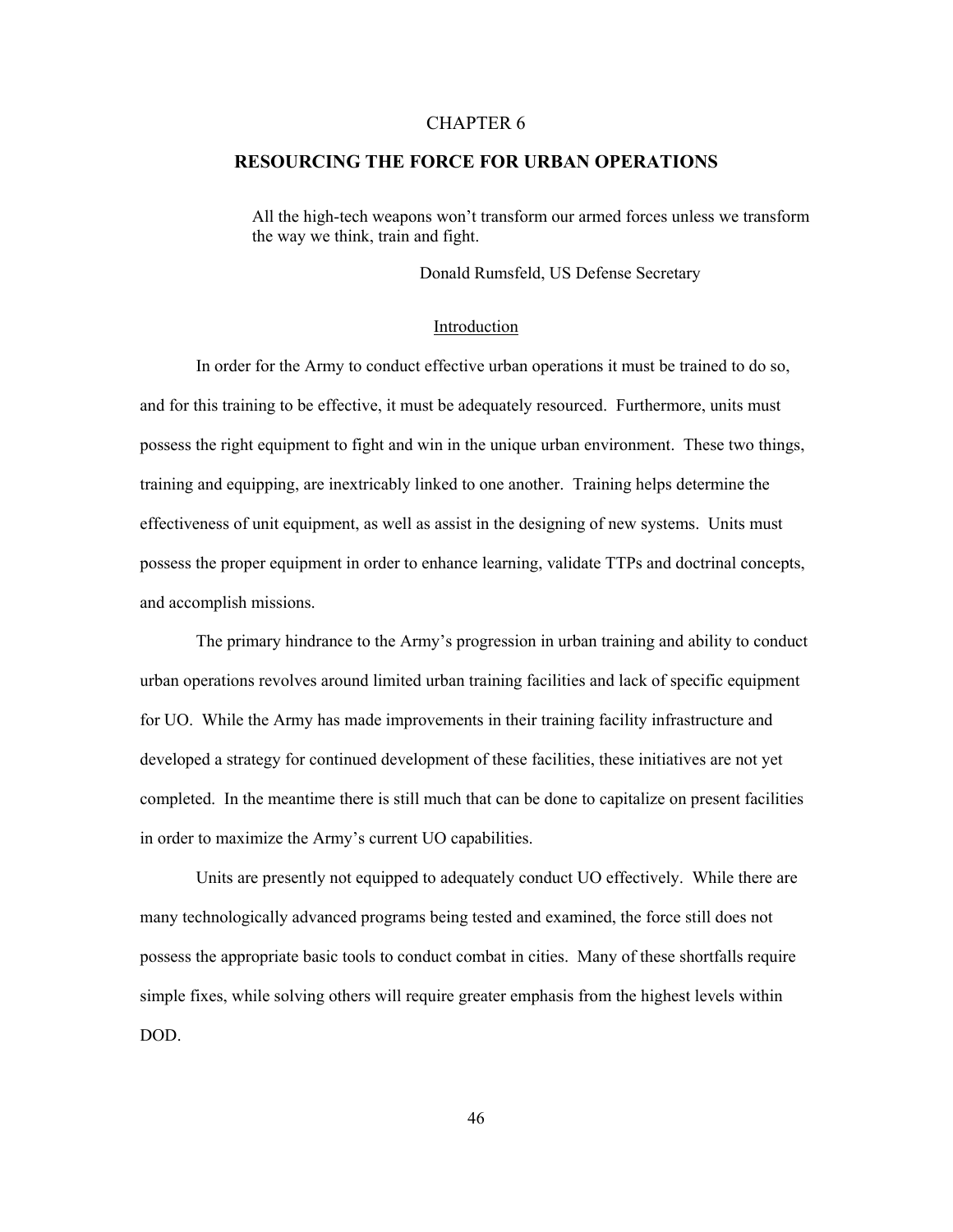# CHAPTER 6

## RESOURCING THE FORCE FOR URBAN OPERATIONS

> All the high-tech weapons won't transform our armed forces unless we transform the way we think, train and fight.
>
> Donald Rumsfeld, US Defense Secretary

### Introduction

In order for the Army to conduct effective urban operations it must be trained to do so, and for this training to be effective, it must be adequately resourced. Furthermore, units must possess the right equipment to fight and win in the unique urban environment. These two things, training and equipping, are inextricably linked to one another. Training helps determine the effectiveness of unit equipment, as well as assist in the designing of new systems. Units must possess the proper equipment in order to enhance learning, validate TTPs and doctrinal concepts, and accomplish missions.

The primary hindrance to the Army's progression in urban training and ability to conduct urban operations revolves around limited urban training facilities and lack of specific equipment for UO. While the Army has made improvements in their training facility infrastructure and developed a strategy for continued development of these facilities, these initiatives are not yet completed. In the meantime there is still much that can be done to capitalize on present facilities in order to maximize the Army's current UO capabilities.

Units are presently not equipped to adequately conduct UO effectively. While there are many technologically advanced programs being tested and examined, the force still does not possess the appropriate basic tools to conduct combat in cities. Many of these shortfalls require simple fixes, while solving others will require greater emphasis from the highest levels within DOD.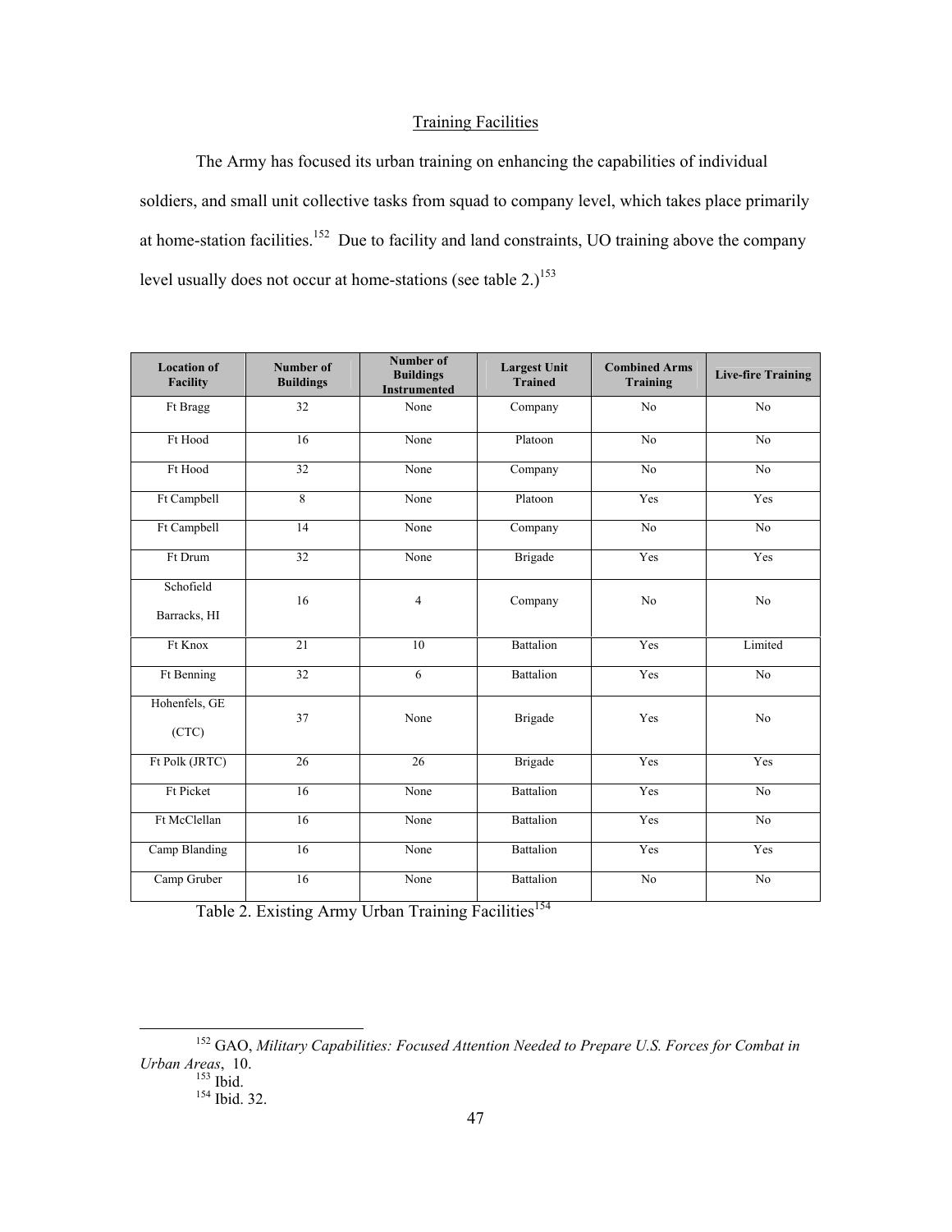## Training Facilities

The Army has focused its urban training on enhancing the capabilities of individual soldiers, and small unit collective tasks from squad to company level, which takes place primarily at home-station facilities.[152] Due to facility and land constraints, UO training above the company level usually does not occur at home-stations (see table 2.)[153]

| Location of Facility | Number of Buildings | Number of Buildings Instrumented | Largest Unit Trained | Combined Arms Training | Live-fire Training |
|---|---|---|---|---|---|
| Ft Bragg | 32 | None | Company | No | No |
| Ft Hood | 16 | None | Platoon | No | No |
| Ft Hood | 32 | None | Company | No | No |
| Ft Campbell | 8 | None | Platoon | Yes | Yes |
| Ft Campbell | 14 | None | Company | No | No |
| Ft Drum | 32 | None | Brigade | Yes | Yes |
| Schofield Barracks, HI | 16 | 4 | Company | No | No |
| Ft Knox | 21 | 10 | Battalion | Yes | Limited |
| Ft Benning | 32 | 6 | Battalion | Yes | No |
| Hohenfels, GE (CTC) | 37 | None | Brigade | Yes | No |
| Ft Polk (JRTC) | 26 | 26 | Brigade | Yes | Yes |
| Ft Picket | 16 | None | Battalion | Yes | No |
| Ft McClellan | 16 | None | Battalion | Yes | No |
| Camp Blanding | 16 | None | Battalion | Yes | Yes |
| Camp Gruber | 16 | None | Battalion | No | No |

Table 2. Existing Army Urban Training Facilities[154]

---

[152] GAO, *Military Capabilities: Focused Attention Needed to Prepare U.S. Forces for Combat in Urban Areas*, 10.

[153] Ibid.

[154] Ibid. 32.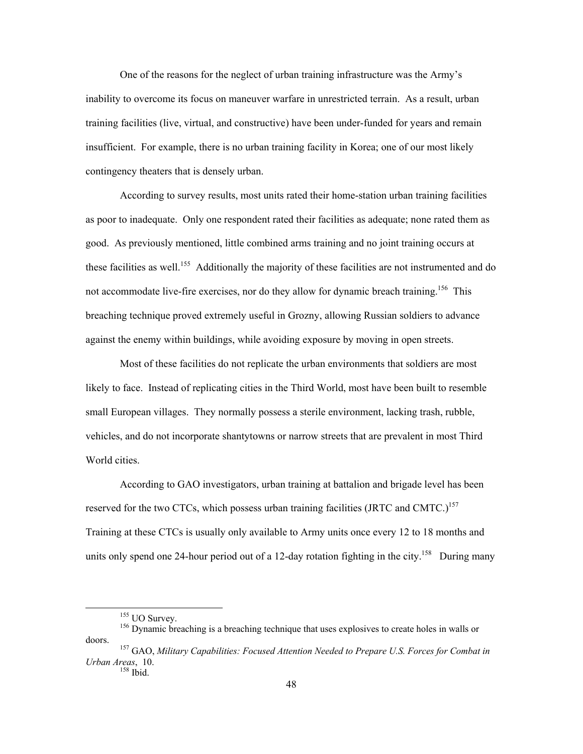One of the reasons for the neglect of urban training infrastructure was the Army's inability to overcome its focus on maneuver warfare in unrestricted terrain. As a result, urban training facilities (live, virtual, and constructive) have been under-funded for years and remain insufficient. For example, there is no urban training facility in Korea; one of our most likely contingency theaters that is densely urban.

According to survey results, most units rated their home-station urban training facilities as poor to inadequate. Only one respondent rated their facilities as adequate; none rated them as good. As previously mentioned, little combined arms training and no joint training occurs at these facilities as well.[155] Additionally the majority of these facilities are not instrumented and do not accommodate live-fire exercises, nor do they allow for dynamic breach training.[156] This breaching technique proved extremely useful in Grozny, allowing Russian soldiers to advance against the enemy within buildings, while avoiding exposure by moving in open streets.

Most of these facilities do not replicate the urban environments that soldiers are most likely to face. Instead of replicating cities in the Third World, most have been built to resemble small European villages. They normally possess a sterile environment, lacking trash, rubble, vehicles, and do not incorporate shantytowns or narrow streets that are prevalent in most Third World cities.

According to GAO investigators, urban training at battalion and brigade level has been reserved for the two CTCs, which possess urban training facilities (JRTC and CMTC.)[157] Training at these CTCs is usually only available to Army units once every 12 to 18 months and units only spend one 24-hour period out of a 12-day rotation fighting in the city.[158] During many

---

[155] UO Survey.

[156] Dynamic breaching is a breaching technique that uses explosives to create holes in walls or doors.

[157] GAO, *Military Capabilities: Focused Attention Needed to Prepare U.S. Forces for Combat in Urban Areas*, 10.

[158] Ibid.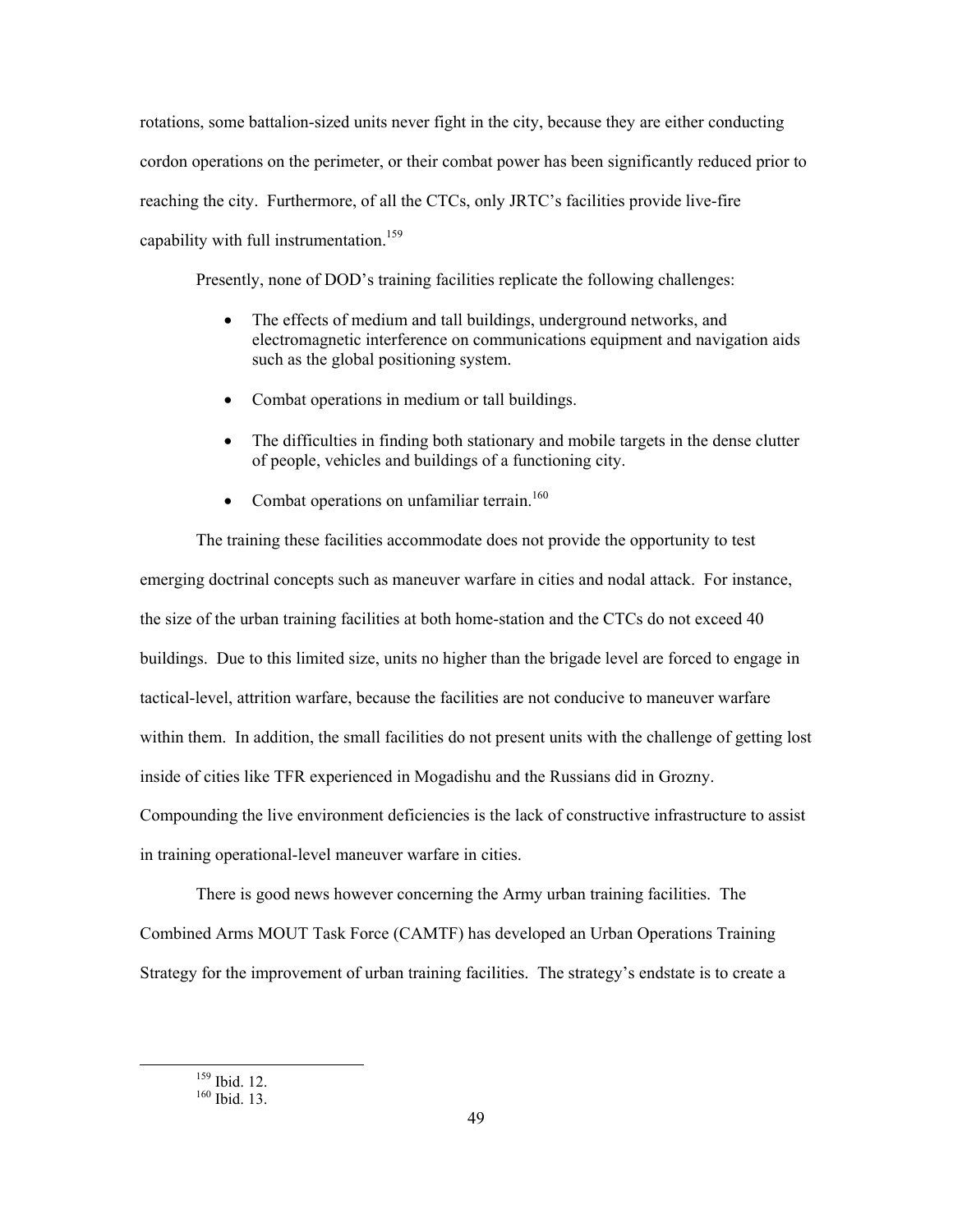rotations, some battalion-sized units never fight in the city, because they are either conducting cordon operations on the perimeter, or their combat power has been significantly reduced prior to reaching the city. Furthermore, of all the CTCs, only JRTC's facilities provide live-fire capability with full instrumentation.[159]

Presently, none of DOD's training facilities replicate the following challenges:

- The effects of medium and tall buildings, underground networks, and electromagnetic interference on communications equipment and navigation aids such as the global positioning system.
- Combat operations in medium or tall buildings.
- The difficulties in finding both stationary and mobile targets in the dense clutter of people, vehicles and buildings of a functioning city.
- Combat operations on unfamiliar terrain.[160]

The training these facilities accommodate does not provide the opportunity to test emerging doctrinal concepts such as maneuver warfare in cities and nodal attack. For instance, the size of the urban training facilities at both home-station and the CTCs do not exceed 40 buildings. Due to this limited size, units no higher than the brigade level are forced to engage in tactical-level, attrition warfare, because the facilities are not conducive to maneuver warfare within them. In addition, the small facilities do not present units with the challenge of getting lost inside of cities like TFR experienced in Mogadishu and the Russians did in Grozny. Compounding the live environment deficiencies is the lack of constructive infrastructure to assist in training operational-level maneuver warfare in cities.

There is good news however concerning the Army urban training facilities. The Combined Arms MOUT Task Force (CAMTF) has developed an Urban Operations Training Strategy for the improvement of urban training facilities. The strategy's endstate is to create a

[159] Ibid. 12.
[160] Ibid. 13.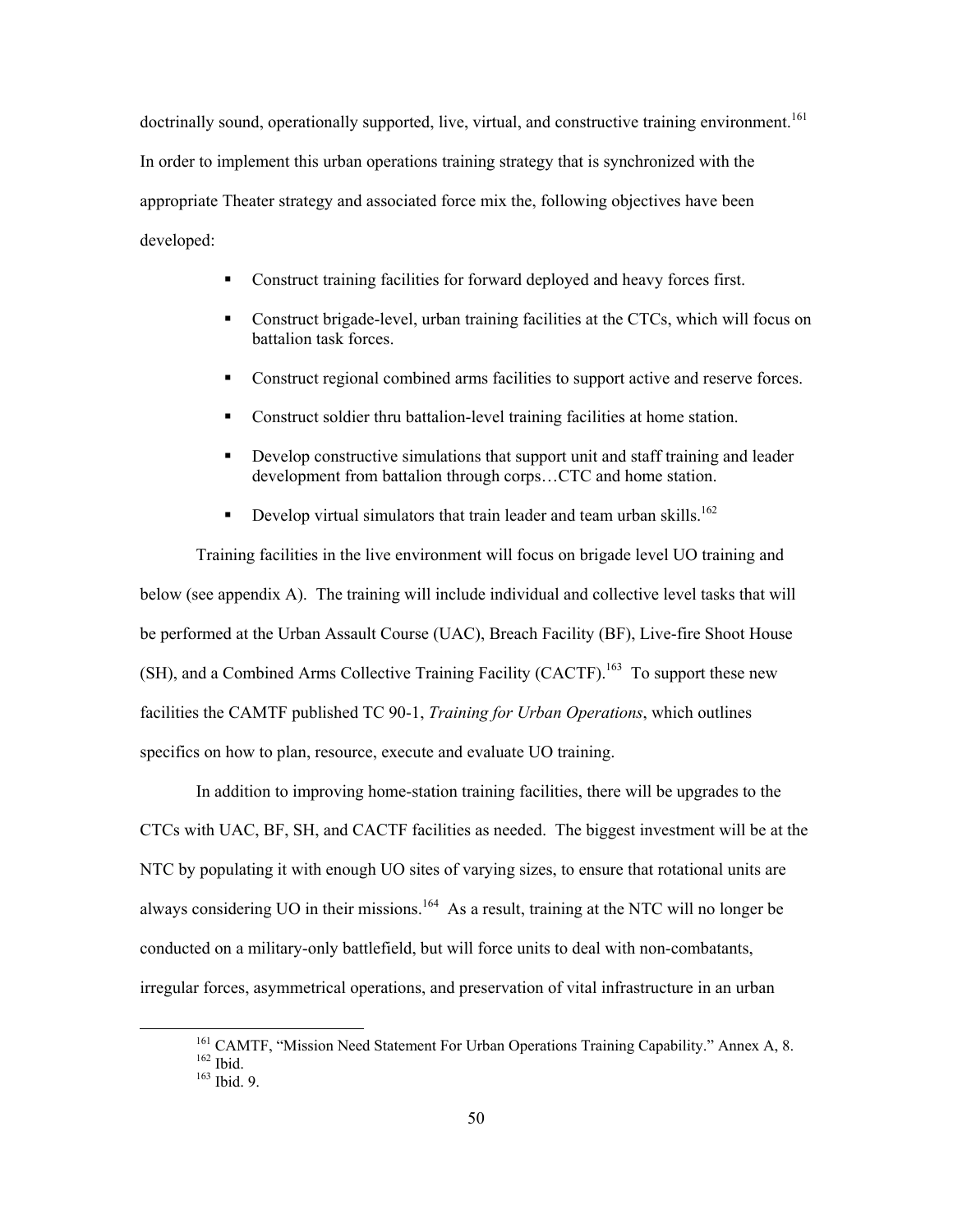doctrinally sound, operationally supported, live, virtual, and constructive training environment.[161] In order to implement this urban operations training strategy that is synchronized with the appropriate Theater strategy and associated force mix the, following objectives have been developed:

- Construct training facilities for forward deployed and heavy forces first.
- Construct brigade-level, urban training facilities at the CTCs, which will focus on battalion task forces.
- Construct regional combined arms facilities to support active and reserve forces.
- Construct soldier thru battalion-level training facilities at home station.
- Develop constructive simulations that support unit and staff training and leader development from battalion through corps…CTC and home station.
- Develop virtual simulators that train leader and team urban skills.[162]

Training facilities in the live environment will focus on brigade level UO training and below (see appendix A). The training will include individual and collective level tasks that will be performed at the Urban Assault Course (UAC), Breach Facility (BF), Live-fire Shoot House (SH), and a Combined Arms Collective Training Facility (CACTF).[163] To support these new facilities the CAMTF published TC 90-1, *Training for Urban Operations*, which outlines specifics on how to plan, resource, execute and evaluate UO training.

In addition to improving home-station training facilities, there will be upgrades to the CTCs with UAC, BF, SH, and CACTF facilities as needed. The biggest investment will be at the NTC by populating it with enough UO sites of varying sizes, to ensure that rotational units are always considering UO in their missions.[164] As a result, training at the NTC will no longer be conducted on a military-only battlefield, but will force units to deal with non-combatants, irregular forces, asymmetrical operations, and preservation of vital infrastructure in an urban

[161] CAMTF, "Mission Need Statement For Urban Operations Training Capability." Annex A, 8.
[162] Ibid.
[163] Ibid. 9.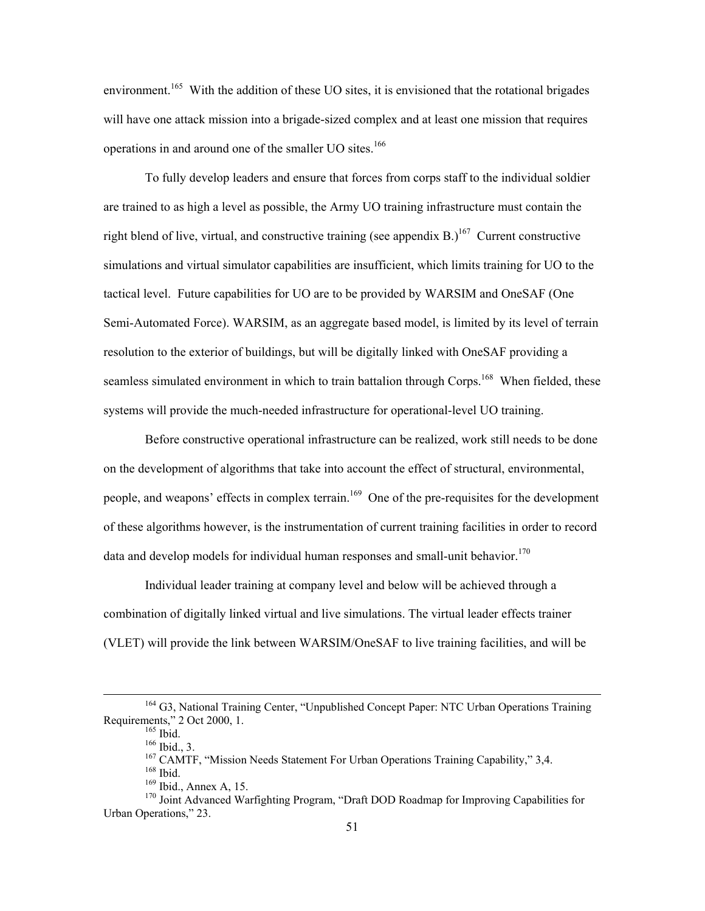environment.[165] With the addition of these UO sites, it is envisioned that the rotational brigades will have one attack mission into a brigade-sized complex and at least one mission that requires operations in and around one of the smaller UO sites.[166]

To fully develop leaders and ensure that forces from corps staff to the individual soldier are trained to as high a level as possible, the Army UO training infrastructure must contain the right blend of live, virtual, and constructive training (see appendix B.)[167] Current constructive simulations and virtual simulator capabilities are insufficient, which limits training for UO to the tactical level. Future capabilities for UO are to be provided by WARSIM and OneSAF (One Semi-Automated Force). WARSIM, as an aggregate based model, is limited by its level of terrain resolution to the exterior of buildings, but will be digitally linked with OneSAF providing a seamless simulated environment in which to train battalion through Corps.[168] When fielded, these systems will provide the much-needed infrastructure for operational-level UO training.

Before constructive operational infrastructure can be realized, work still needs to be done on the development of algorithms that take into account the effect of structural, environmental, people, and weapons' effects in complex terrain.[169] One of the pre-requisites for the development of these algorithms however, is the instrumentation of current training facilities in order to record data and develop models for individual human responses and small-unit behavior.[170]

Individual leader training at company level and below will be achieved through a combination of digitally linked virtual and live simulations. The virtual leader effects trainer (VLET) will provide the link between WARSIM/OneSAF to live training facilities, and will be

---

[164] G3, National Training Center, "Unpublished Concept Paper: NTC Urban Operations Training Requirements," 2 Oct 2000, 1.

[165] Ibid.

[166] Ibid., 3.

[167] CAMTF, "Mission Needs Statement For Urban Operations Training Capability," 3,4.

[168] Ibid.

[169] Ibid., Annex A, 15.

[170] Joint Advanced Warfighting Program, "Draft DOD Roadmap for Improving Capabilities for Urban Operations," 23.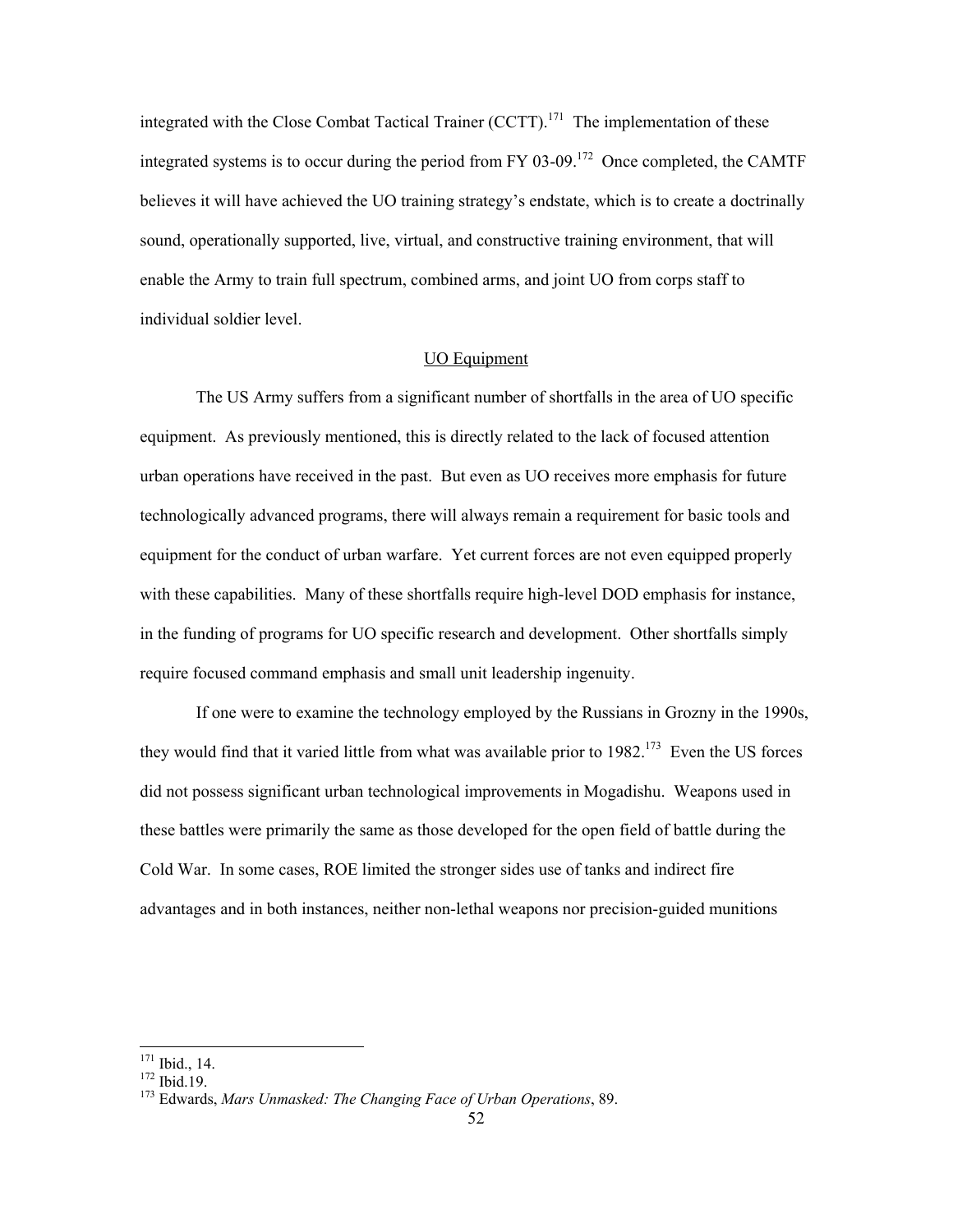integrated with the Close Combat Tactical Trainer (CCTT).[171] The implementation of these integrated systems is to occur during the period from FY 03-09.[172] Once completed, the CAMTF believes it will have achieved the UO training strategy's endstate, which is to create a doctrinally sound, operationally supported, live, virtual, and constructive training environment, that will enable the Army to train full spectrum, combined arms, and joint UO from corps staff to individual soldier level.

## UO Equipment

The US Army suffers from a significant number of shortfalls in the area of UO specific equipment. As previously mentioned, this is directly related to the lack of focused attention urban operations have received in the past. But even as UO receives more emphasis for future technologically advanced programs, there will always remain a requirement for basic tools and equipment for the conduct of urban warfare. Yet current forces are not even equipped properly with these capabilities. Many of these shortfalls require high-level DOD emphasis for instance, in the funding of programs for UO specific research and development. Other shortfalls simply require focused command emphasis and small unit leadership ingenuity.

If one were to examine the technology employed by the Russians in Grozny in the 1990s, they would find that it varied little from what was available prior to 1982.[173] Even the US forces did not possess significant urban technological improvements in Mogadishu. Weapons used in these battles were primarily the same as those developed for the open field of battle during the Cold War. In some cases, ROE limited the stronger sides use of tanks and indirect fire advantages and in both instances, neither non-lethal weapons nor precision-guided munitions

---

[171] Ibid., 14.
[172] Ibid.19.
[173] Edwards, *Mars Unmasked: The Changing Face of Urban Operations*, 89.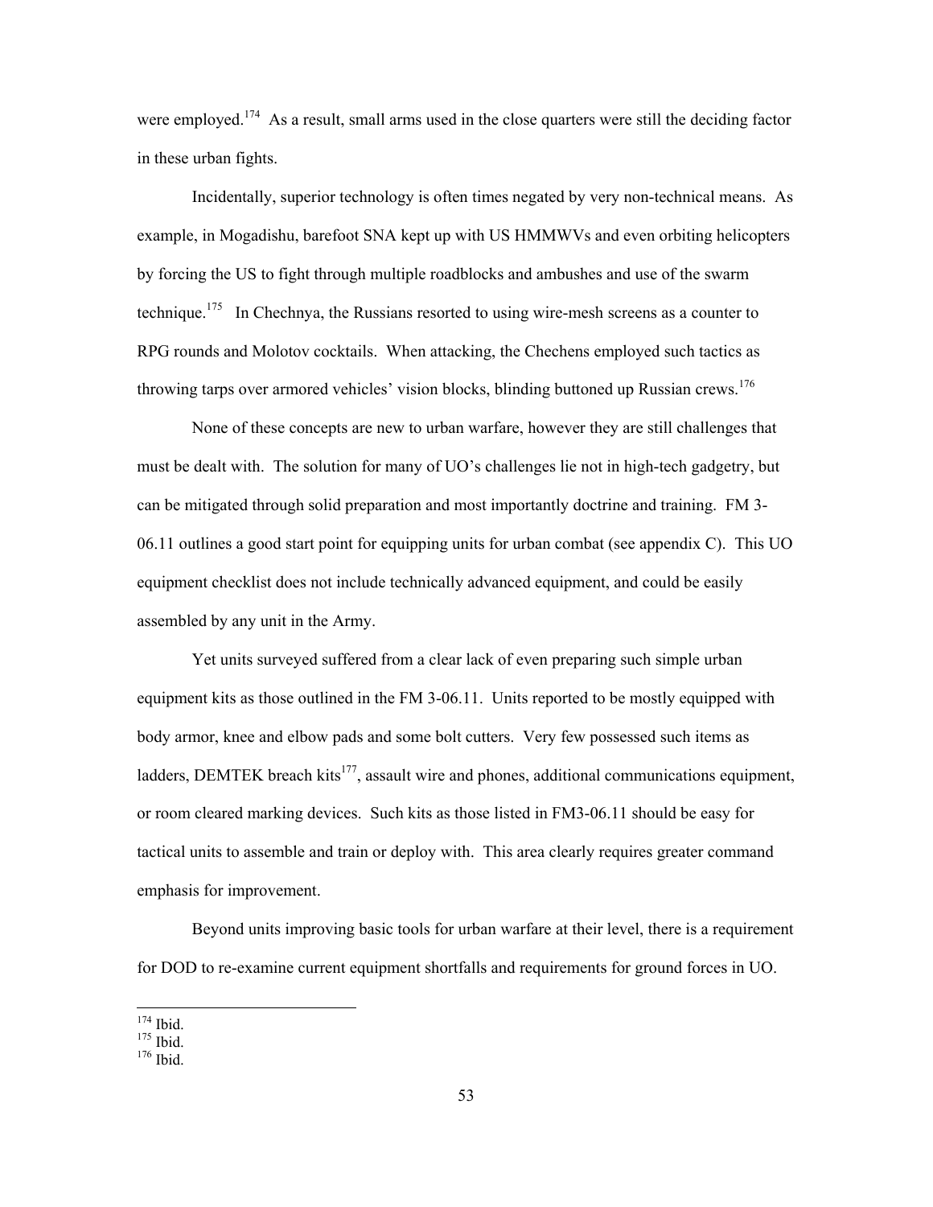were employed.[174] As a result, small arms used in the close quarters were still the deciding factor in these urban fights.

Incidentally, superior technology is often times negated by very non-technical means. As example, in Mogadishu, barefoot SNA kept up with US HMMWVs and even orbiting helicopters by forcing the US to fight through multiple roadblocks and ambushes and use of the swarm technique.[175] In Chechnya, the Russians resorted to using wire-mesh screens as a counter to RPG rounds and Molotov cocktails. When attacking, the Chechens employed such tactics as throwing tarps over armored vehicles' vision blocks, blinding buttoned up Russian crews.[176]

None of these concepts are new to urban warfare, however they are still challenges that must be dealt with. The solution for many of UO's challenges lie not in high-tech gadgetry, but can be mitigated through solid preparation and most importantly doctrine and training. FM 3-06.11 outlines a good start point for equipping units for urban combat (see appendix C). This UO equipment checklist does not include technically advanced equipment, and could be easily assembled by any unit in the Army.

Yet units surveyed suffered from a clear lack of even preparing such simple urban equipment kits as those outlined in the FM 3-06.11. Units reported to be mostly equipped with body armor, knee and elbow pads and some bolt cutters. Very few possessed such items as ladders, DEMTEK breach kits[177], assault wire and phones, additional communications equipment, or room cleared marking devices. Such kits as those listed in FM3-06.11 should be easy for tactical units to assemble and train or deploy with. This area clearly requires greater command emphasis for improvement.

Beyond units improving basic tools for urban warfare at their level, there is a requirement for DOD to re-examine current equipment shortfalls and requirements for ground forces in UO.

---

[174] Ibid.
[175] Ibid.
[176] Ibid.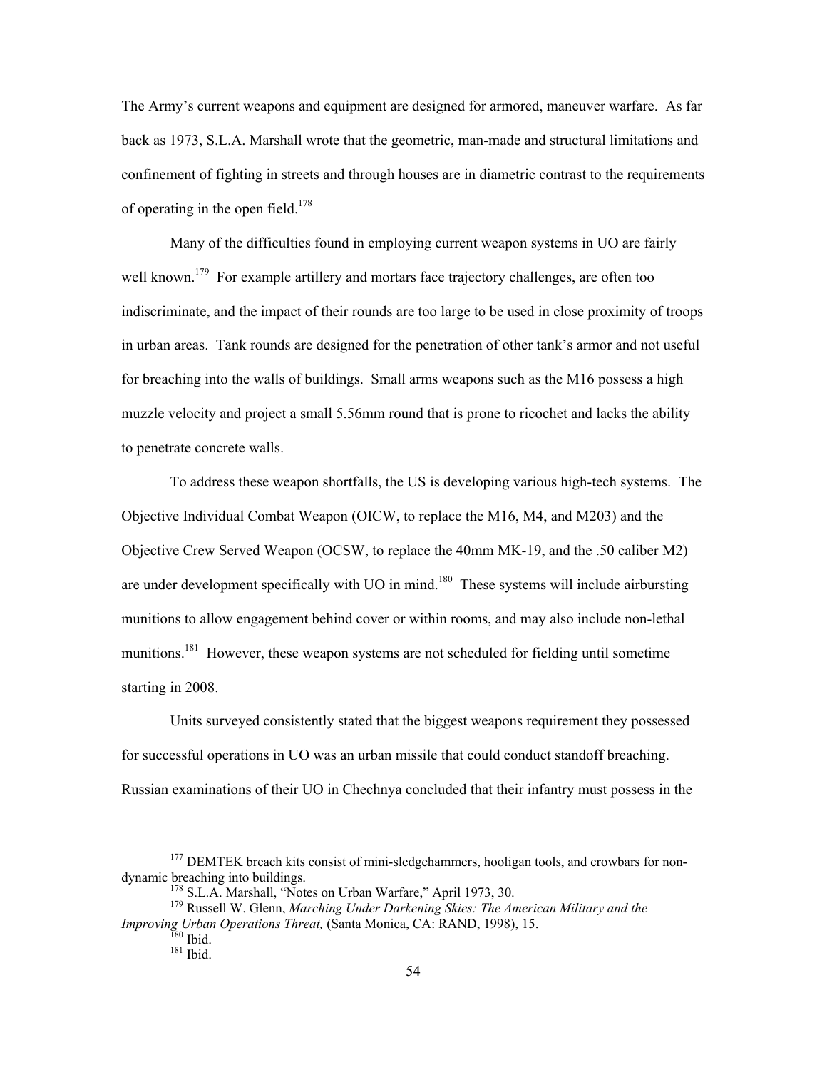The Army's current weapons and equipment are designed for armored, maneuver warfare. As far back as 1973, S.L.A. Marshall wrote that the geometric, man-made and structural limitations and confinement of fighting in streets and through houses are in diametric contrast to the requirements of operating in the open field.[178]

Many of the difficulties found in employing current weapon systems in UO are fairly well known.[179] For example artillery and mortars face trajectory challenges, are often too indiscriminate, and the impact of their rounds are too large to be used in close proximity of troops in urban areas. Tank rounds are designed for the penetration of other tank's armor and not useful for breaching into the walls of buildings. Small arms weapons such as the M16 possess a high muzzle velocity and project a small 5.56mm round that is prone to ricochet and lacks the ability to penetrate concrete walls.

To address these weapon shortfalls, the US is developing various high-tech systems. The Objective Individual Combat Weapon (OICW, to replace the M16, M4, and M203) and the Objective Crew Served Weapon (OCSW, to replace the 40mm MK-19, and the .50 caliber M2) are under development specifically with UO in mind.[180] These systems will include airbursting munitions to allow engagement behind cover or within rooms, and may also include non-lethal munitions.[181] However, these weapon systems are not scheduled for fielding until sometime starting in 2008.

Units surveyed consistently stated that the biggest weapons requirement they possessed for successful operations in UO was an urban missile that could conduct standoff breaching. Russian examinations of their UO in Chechnya concluded that their infantry must possess in the

---

[177] DEMTEK breach kits consist of mini-sledgehammers, hooligan tools, and crowbars for non-dynamic breaching into buildings.

[178] S.L.A. Marshall, "Notes on Urban Warfare," April 1973, 30.

[179] Russell W. Glenn, *Marching Under Darkening Skies: The American Military and the Improving Urban Operations Threat,* (Santa Monica, CA: RAND, 1998), 15.

[180] Ibid.

[181] Ibid.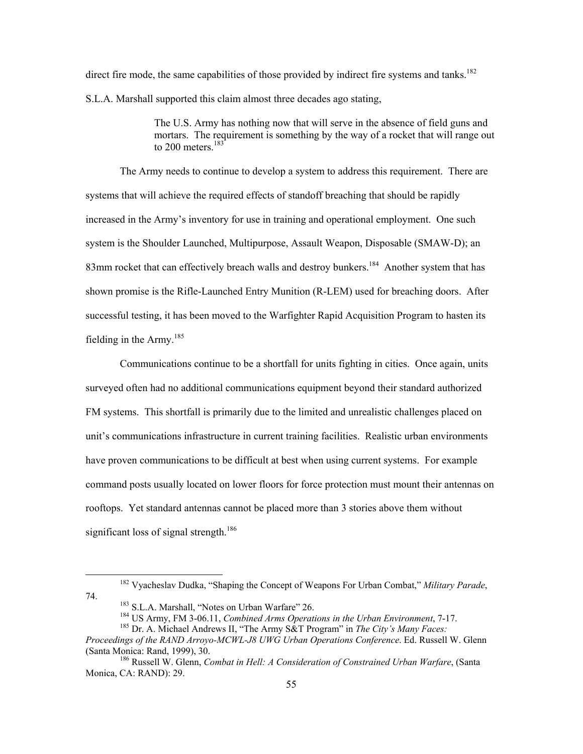direct fire mode, the same capabilities of those provided by indirect fire systems and tanks.[182] S.L.A. Marshall supported this claim almost three decades ago stating,

> The U.S. Army has nothing now that will serve in the absence of field guns and mortars. The requirement is something by the way of a rocket that will range out to 200 meters.[183]

The Army needs to continue to develop a system to address this requirement. There are systems that will achieve the required effects of standoff breaching that should be rapidly increased in the Army's inventory for use in training and operational employment. One such system is the Shoulder Launched, Multipurpose, Assault Weapon, Disposable (SMAW-D); an 83mm rocket that can effectively breach walls and destroy bunkers.[184] Another system that has shown promise is the Rifle-Launched Entry Munition (R-LEM) used for breaching doors. After successful testing, it has been moved to the Warfighter Rapid Acquisition Program to hasten its fielding in the Army.[185]

Communications continue to be a shortfall for units fighting in cities. Once again, units surveyed often had no additional communications equipment beyond their standard authorized FM systems. This shortfall is primarily due to the limited and unrealistic challenges placed on unit's communications infrastructure in current training facilities. Realistic urban environments have proven communications to be difficult at best when using current systems. For example command posts usually located on lower floors for force protection must mount their antennas on rooftops. Yet standard antennas cannot be placed more than 3 stories above them without significant loss of signal strength.[186]

---

[182] Vyacheslav Dudka, "Shaping the Concept of Weapons For Urban Combat," *Military Parade*, 74.

[183] S.L.A. Marshall, "Notes on Urban Warfare" 26.

[184] US Army, FM 3-06.11, *Combined Arms Operations in the Urban Environment*, 7-17.

[185] Dr. A. Michael Andrews II, "The Army S&T Program" in *The City's Many Faces: Proceedings of the RAND Arroyo-MCWL-J8 UWG Urban Operations Conference*. Ed. Russell W. Glenn (Santa Monica: Rand, 1999), 30.

[186] Russell W. Glenn, *Combat in Hell: A Consideration of Constrained Urban Warfare*, (Santa Monica, CA: RAND): 29.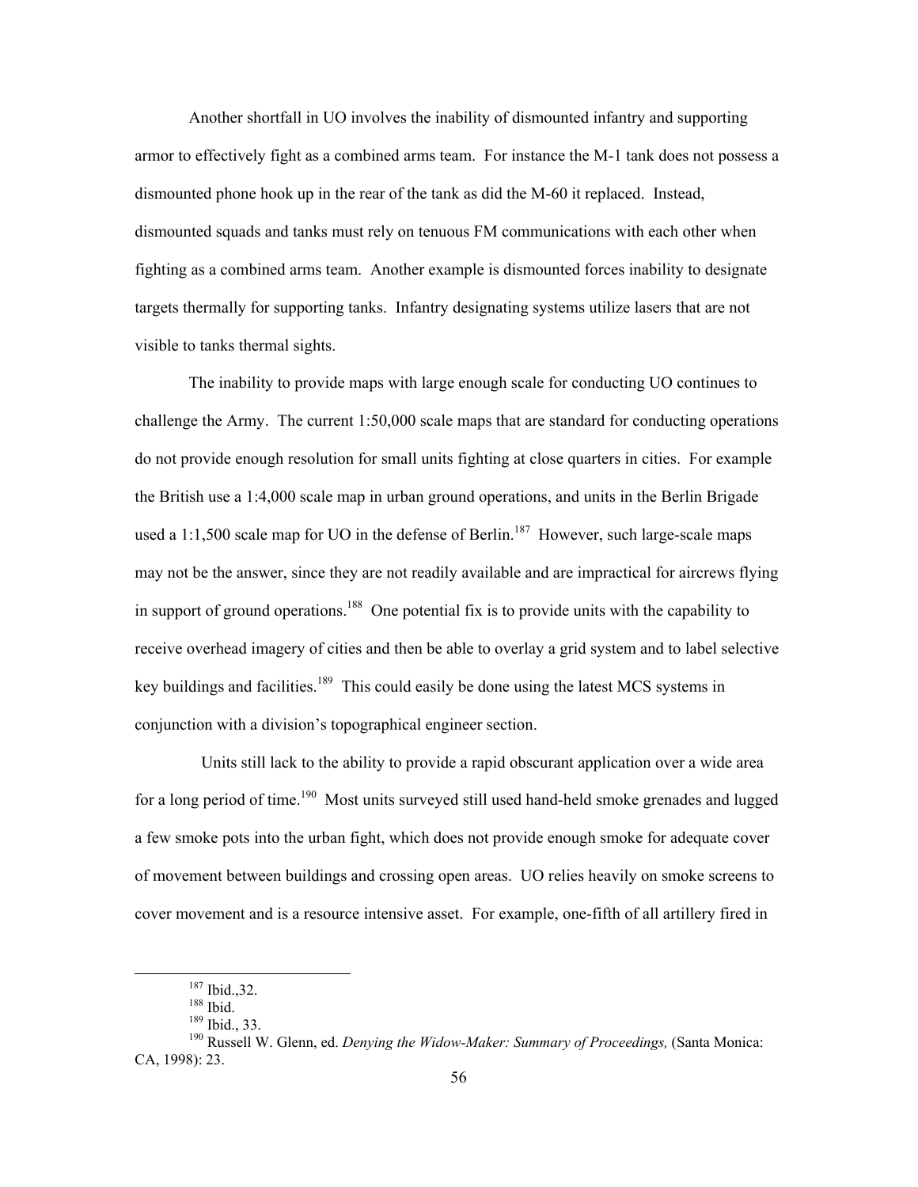Another shortfall in UO involves the inability of dismounted infantry and supporting armor to effectively fight as a combined arms team. For instance the M-1 tank does not possess a dismounted phone hook up in the rear of the tank as did the M-60 it replaced. Instead, dismounted squads and tanks must rely on tenuous FM communications with each other when fighting as a combined arms team. Another example is dismounted forces inability to designate targets thermally for supporting tanks. Infantry designating systems utilize lasers that are not visible to tanks thermal sights.

The inability to provide maps with large enough scale for conducting UO continues to challenge the Army. The current 1:50,000 scale maps that are standard for conducting operations do not provide enough resolution for small units fighting at close quarters in cities. For example the British use a 1:4,000 scale map in urban ground operations, and units in the Berlin Brigade used a 1:1,500 scale map for UO in the defense of Berlin.[187] However, such large-scale maps may not be the answer, since they are not readily available and are impractical for aircrews flying in support of ground operations.[188] One potential fix is to provide units with the capability to receive overhead imagery of cities and then be able to overlay a grid system and to label selective key buildings and facilities.[189] This could easily be done using the latest MCS systems in conjunction with a division's topographical engineer section.

Units still lack to the ability to provide a rapid obscurant application over a wide area for a long period of time.[190] Most units surveyed still used hand-held smoke grenades and lugged a few smoke pots into the urban fight, which does not provide enough smoke for adequate cover of movement between buildings and crossing open areas. UO relies heavily on smoke screens to cover movement and is a resource intensive asset. For example, one-fifth of all artillery fired in

---

[187] Ibid.,32.

[188] Ibid.

[189] Ibid., 33.

[190] Russell W. Glenn, ed. *Denying the Widow-Maker: Summary of Proceedings,* (Santa Monica: CA, 1998): 23.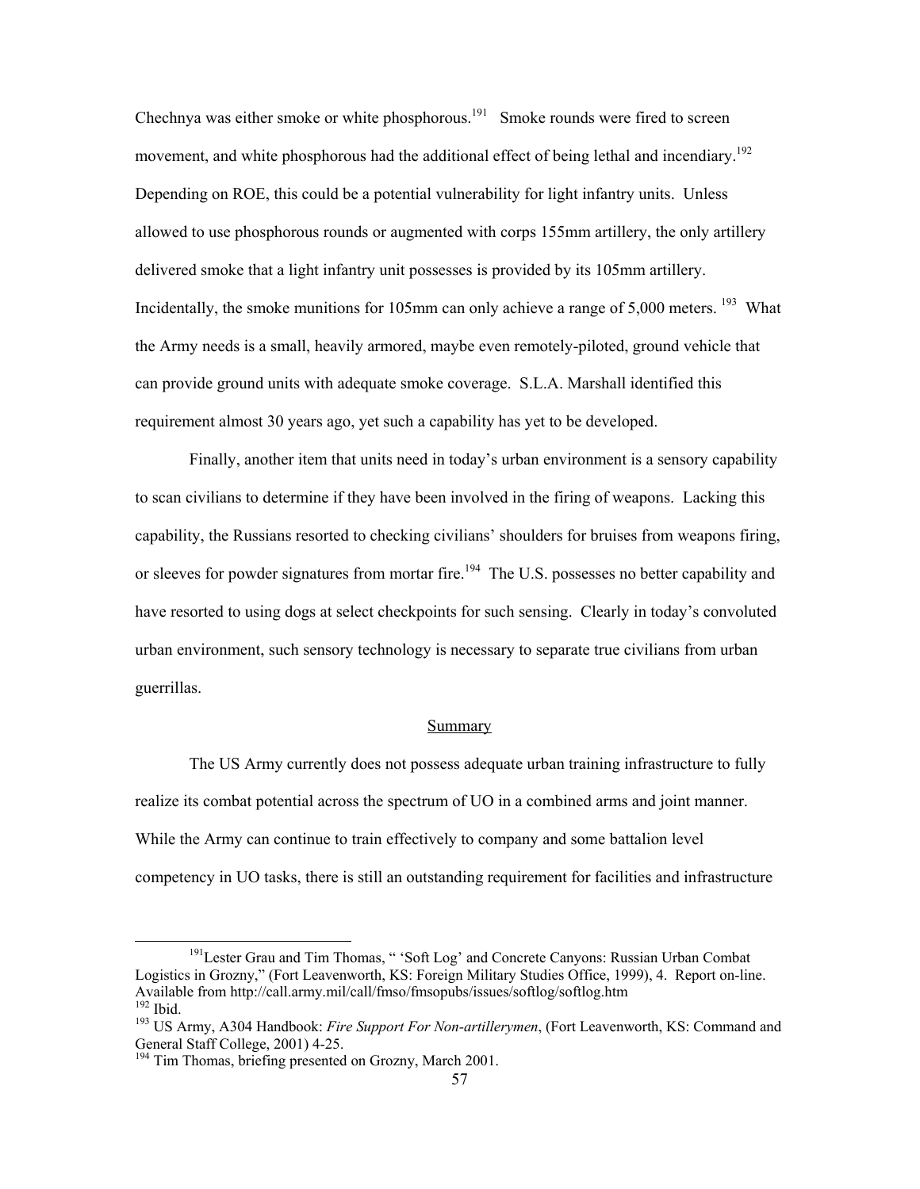Chechnya was either smoke or white phosphorous.[191] Smoke rounds were fired to screen movement, and white phosphorous had the additional effect of being lethal and incendiary.[192] Depending on ROE, this could be a potential vulnerability for light infantry units. Unless allowed to use phosphorous rounds or augmented with corps 155mm artillery, the only artillery delivered smoke that a light infantry unit possesses is provided by its 105mm artillery. Incidentally, the smoke munitions for 105mm can only achieve a range of 5,000 meters. [193] What the Army needs is a small, heavily armored, maybe even remotely-piloted, ground vehicle that can provide ground units with adequate smoke coverage. S.L.A. Marshall identified this requirement almost 30 years ago, yet such a capability has yet to be developed.

Finally, another item that units need in today's urban environment is a sensory capability to scan civilians to determine if they have been involved in the firing of weapons. Lacking this capability, the Russians resorted to checking civilians' shoulders for bruises from weapons firing, or sleeves for powder signatures from mortar fire.[194] The U.S. possesses no better capability and have resorted to using dogs at select checkpoints for such sensing. Clearly in today's convoluted urban environment, such sensory technology is necessary to separate true civilians from urban guerrillas.

## Summary

The US Army currently does not possess adequate urban training infrastructure to fully realize its combat potential across the spectrum of UO in a combined arms and joint manner. While the Army can continue to train effectively to company and some battalion level competency in UO tasks, there is still an outstanding requirement for facilities and infrastructure

---

[191] Lester Grau and Tim Thomas, " 'Soft Log' and Concrete Canyons: Russian Urban Combat Logistics in Grozny," (Fort Leavenworth, KS: Foreign Military Studies Office, 1999), 4. Report on-line. Available from http://call.army.mil/call/fmso/fmsopubs/issues/softlog/softlog.htm

[192] Ibid.

[193] US Army, A304 Handbook: *Fire Support For Non-artillerymen*, (Fort Leavenworth, KS: Command and General Staff College, 2001) 4-25.

[194] Tim Thomas, briefing presented on Grozny, March 2001.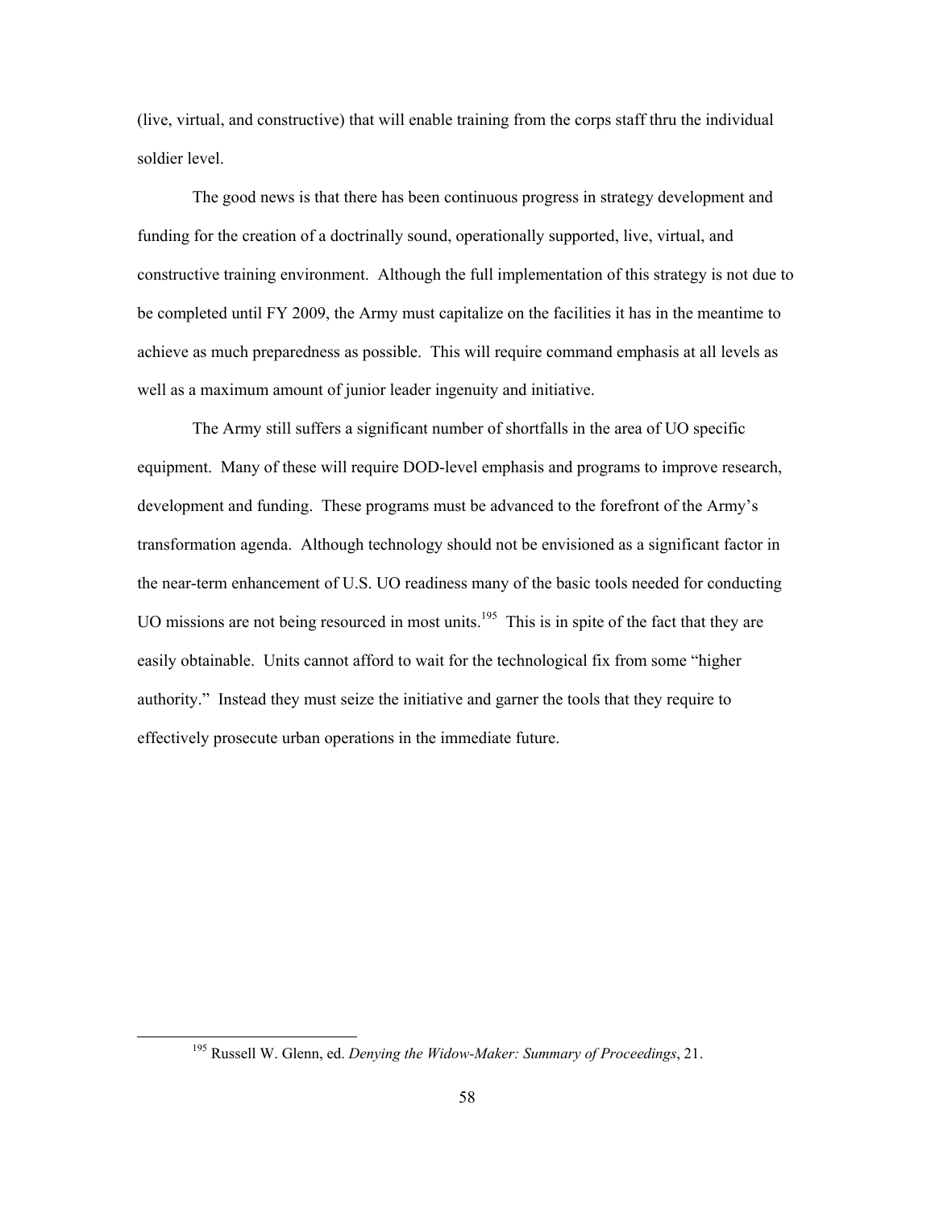(live, virtual, and constructive) that will enable training from the corps staff thru the individual soldier level.

The good news is that there has been continuous progress in strategy development and funding for the creation of a doctrinally sound, operationally supported, live, virtual, and constructive training environment. Although the full implementation of this strategy is not due to be completed until FY 2009, the Army must capitalize on the facilities it has in the meantime to achieve as much preparedness as possible. This will require command emphasis at all levels as well as a maximum amount of junior leader ingenuity and initiative.

The Army still suffers a significant number of shortfalls in the area of UO specific equipment. Many of these will require DOD-level emphasis and programs to improve research, development and funding. These programs must be advanced to the forefront of the Army's transformation agenda. Although technology should not be envisioned as a significant factor in the near-term enhancement of U.S. UO readiness many of the basic tools needed for conducting UO missions are not being resourced in most units.[195] This is in spite of the fact that they are easily obtainable. Units cannot afford to wait for the technological fix from some "higher authority." Instead they must seize the initiative and garner the tools that they require to effectively prosecute urban operations in the immediate future.

---

[195] Russell W. Glenn, ed. *Denying the Widow-Maker: Summary of Proceedings*, 21.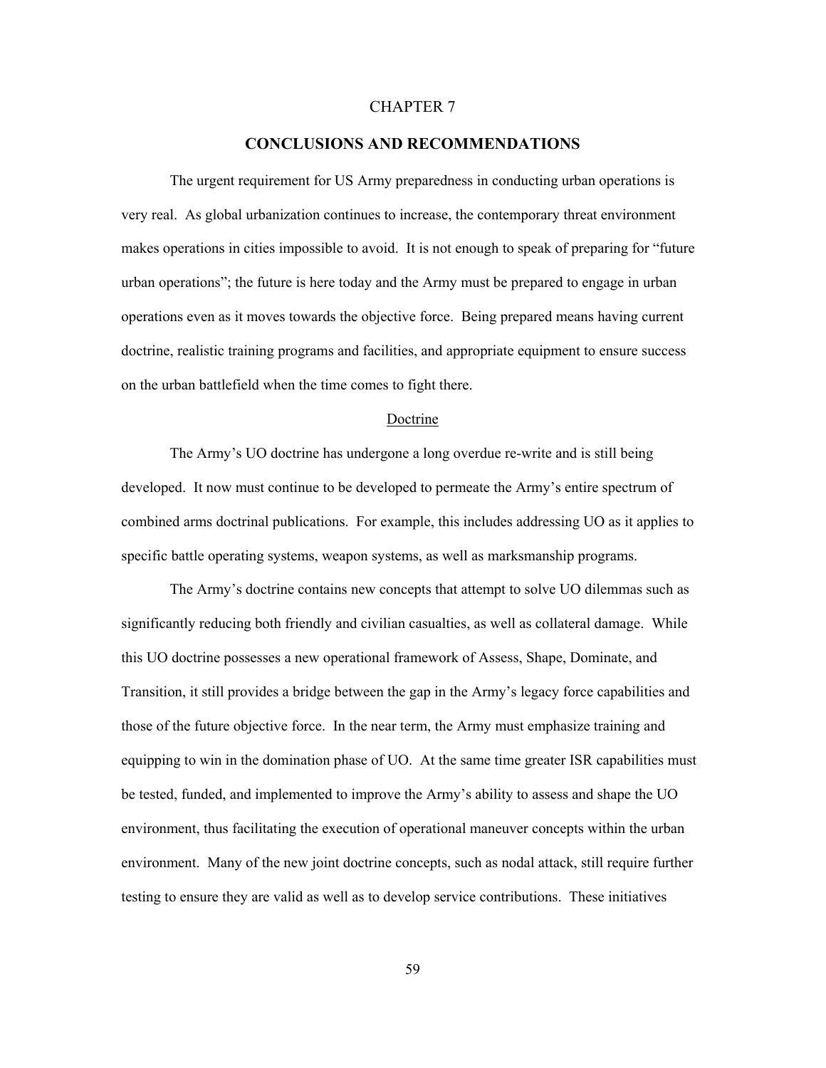# CHAPTER 7

# CONCLUSIONS AND RECOMMENDATIONS

The urgent requirement for US Army preparedness in conducting urban operations is very real. As global urbanization continues to increase, the contemporary threat environment makes operations in cities impossible to avoid. It is not enough to speak of preparing for "future urban operations"; the future is here today and the Army must be prepared to engage in urban operations even as it moves towards the objective force. Being prepared means having current doctrine, realistic training programs and facilities, and appropriate equipment to ensure success on the urban battlefield when the time comes to fight there.

## Doctrine

The Army's UO doctrine has undergone a long overdue re-write and is still being developed. It now must continue to be developed to permeate the Army's entire spectrum of combined arms doctrinal publications. For example, this includes addressing UO as it applies to specific battle operating systems, weapon systems, as well as marksmanship programs.

The Army's doctrine contains new concepts that attempt to solve UO dilemmas such as significantly reducing both friendly and civilian casualties, as well as collateral damage. While this UO doctrine possesses a new operational framework of Assess, Shape, Dominate, and Transition, it still provides a bridge between the gap in the Army's legacy force capabilities and those of the future objective force. In the near term, the Army must emphasize training and equipping to win in the domination phase of UO. At the same time greater ISR capabilities must be tested, funded, and implemented to improve the Army's ability to assess and shape the UO environment, thus facilitating the execution of operational maneuver concepts within the urban environment. Many of the new joint doctrine concepts, such as nodal attack, still require further testing to ensure they are valid as well as to develop service contributions. These initiatives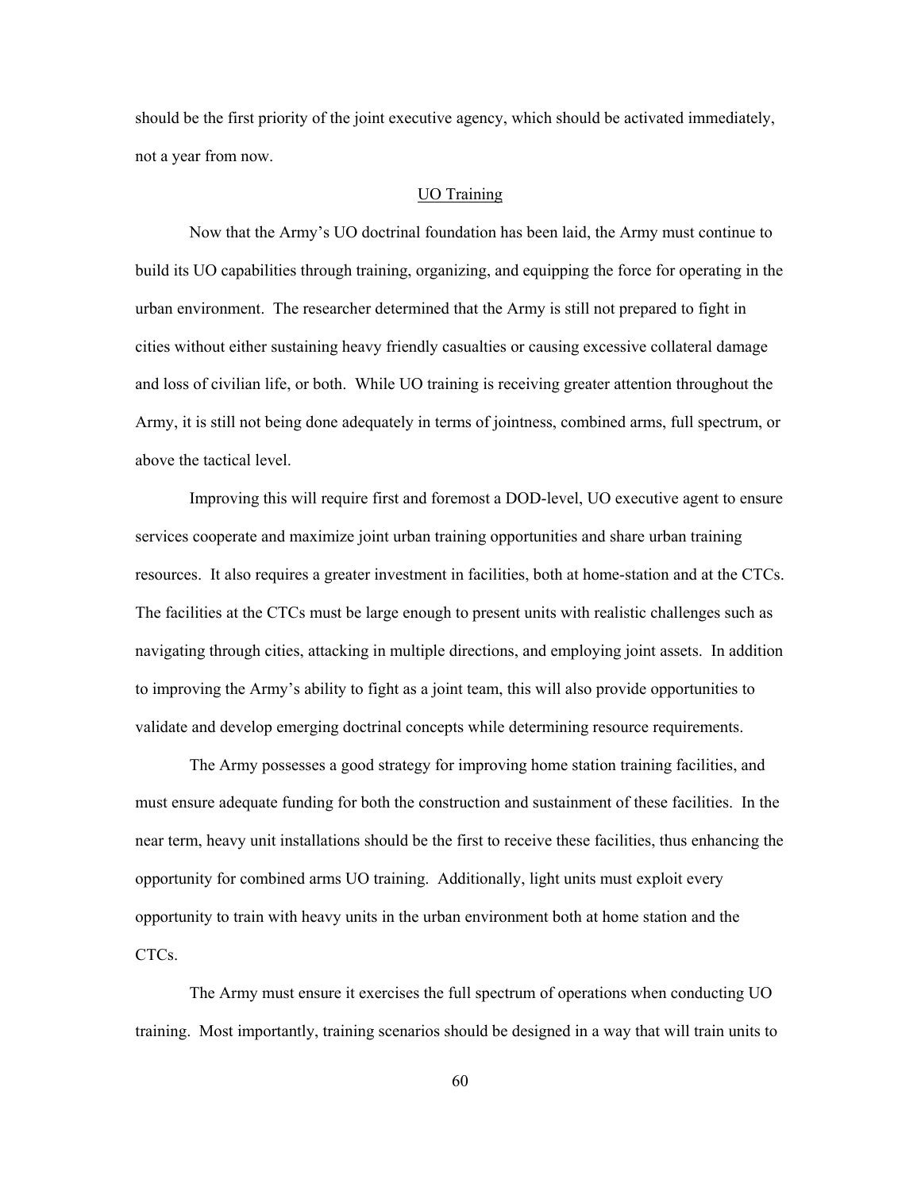should be the first priority of the joint executive agency, which should be activated immediately, not a year from now.

## UO Training

Now that the Army's UO doctrinal foundation has been laid, the Army must continue to build its UO capabilities through training, organizing, and equipping the force for operating in the urban environment. The researcher determined that the Army is still not prepared to fight in cities without either sustaining heavy friendly casualties or causing excessive collateral damage and loss of civilian life, or both. While UO training is receiving greater attention throughout the Army, it is still not being done adequately in terms of jointness, combined arms, full spectrum, or above the tactical level.

Improving this will require first and foremost a DOD-level, UO executive agent to ensure services cooperate and maximize joint urban training opportunities and share urban training resources. It also requires a greater investment in facilities, both at home-station and at the CTCs. The facilities at the CTCs must be large enough to present units with realistic challenges such as navigating through cities, attacking in multiple directions, and employing joint assets. In addition to improving the Army's ability to fight as a joint team, this will also provide opportunities to validate and develop emerging doctrinal concepts while determining resource requirements.

The Army possesses a good strategy for improving home station training facilities, and must ensure adequate funding for both the construction and sustainment of these facilities. In the near term, heavy unit installations should be the first to receive these facilities, thus enhancing the opportunity for combined arms UO training. Additionally, light units must exploit every opportunity to train with heavy units in the urban environment both at home station and the CTCs.

The Army must ensure it exercises the full spectrum of operations when conducting UO training. Most importantly, training scenarios should be designed in a way that will train units to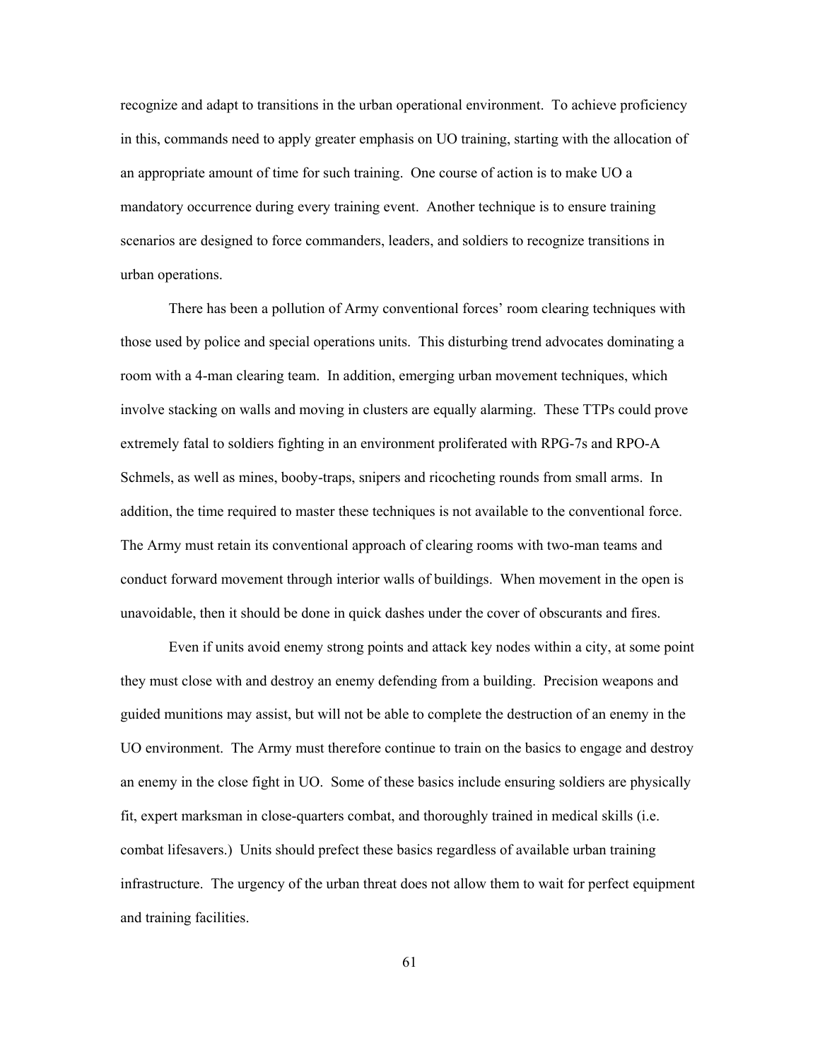recognize and adapt to transitions in the urban operational environment. To achieve proficiency in this, commands need to apply greater emphasis on UO training, starting with the allocation of an appropriate amount of time for such training. One course of action is to make UO a mandatory occurrence during every training event. Another technique is to ensure training scenarios are designed to force commanders, leaders, and soldiers to recognize transitions in urban operations.

There has been a pollution of Army conventional forces' room clearing techniques with those used by police and special operations units. This disturbing trend advocates dominating a room with a 4-man clearing team. In addition, emerging urban movement techniques, which involve stacking on walls and moving in clusters are equally alarming. These TTPs could prove extremely fatal to soldiers fighting in an environment proliferated with RPG-7s and RPO-A Schmels, as well as mines, booby-traps, snipers and ricocheting rounds from small arms. In addition, the time required to master these techniques is not available to the conventional force. The Army must retain its conventional approach of clearing rooms with two-man teams and conduct forward movement through interior walls of buildings. When movement in the open is unavoidable, then it should be done in quick dashes under the cover of obscurants and fires.

Even if units avoid enemy strong points and attack key nodes within a city, at some point they must close with and destroy an enemy defending from a building. Precision weapons and guided munitions may assist, but will not be able to complete the destruction of an enemy in the UO environment. The Army must therefore continue to train on the basics to engage and destroy an enemy in the close fight in UO. Some of these basics include ensuring soldiers are physically fit, expert marksman in close-quarters combat, and thoroughly trained in medical skills (i.e. combat lifesavers.) Units should prefect these basics regardless of available urban training infrastructure. The urgency of the urban threat does not allow them to wait for perfect equipment and training facilities.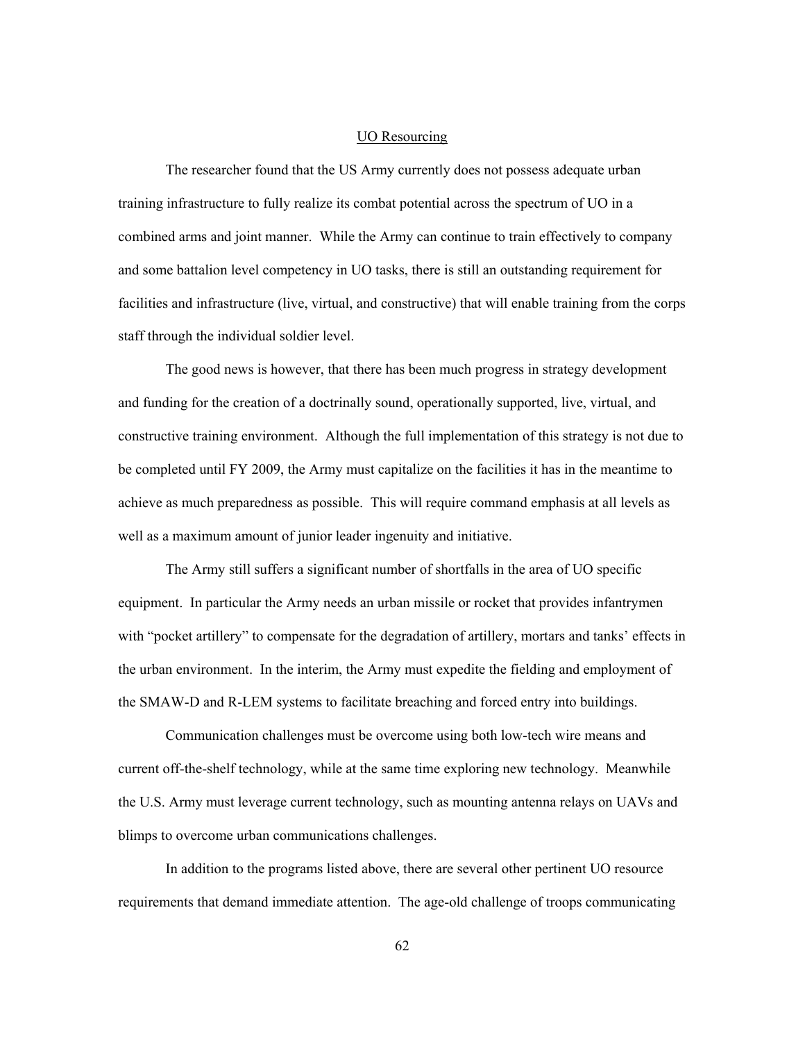## UO Resourcing

The researcher found that the US Army currently does not possess adequate urban training infrastructure to fully realize its combat potential across the spectrum of UO in a combined arms and joint manner. While the Army can continue to train effectively to company and some battalion level competency in UO tasks, there is still an outstanding requirement for facilities and infrastructure (live, virtual, and constructive) that will enable training from the corps staff through the individual soldier level.

The good news is however, that there has been much progress in strategy development and funding for the creation of a doctrinally sound, operationally supported, live, virtual, and constructive training environment. Although the full implementation of this strategy is not due to be completed until FY 2009, the Army must capitalize on the facilities it has in the meantime to achieve as much preparedness as possible. This will require command emphasis at all levels as well as a maximum amount of junior leader ingenuity and initiative.

The Army still suffers a significant number of shortfalls in the area of UO specific equipment. In particular the Army needs an urban missile or rocket that provides infantrymen with "pocket artillery" to compensate for the degradation of artillery, mortars and tanks' effects in the urban environment. In the interim, the Army must expedite the fielding and employment of the SMAW-D and R-LEM systems to facilitate breaching and forced entry into buildings.

Communication challenges must be overcome using both low-tech wire means and current off-the-shelf technology, while at the same time exploring new technology. Meanwhile the U.S. Army must leverage current technology, such as mounting antenna relays on UAVs and blimps to overcome urban communications challenges.

In addition to the programs listed above, there are several other pertinent UO resource requirements that demand immediate attention. The age-old challenge of troops communicating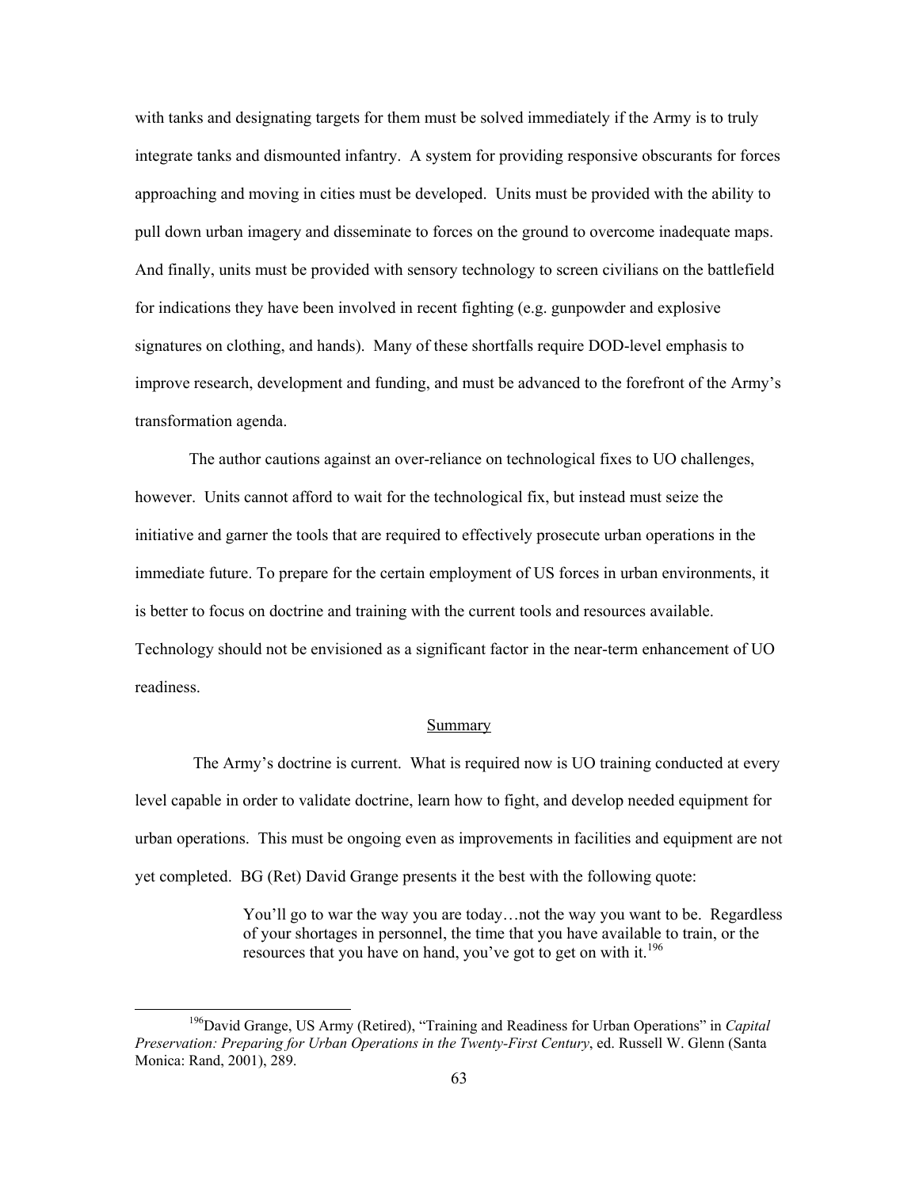with tanks and designating targets for them must be solved immediately if the Army is to truly integrate tanks and dismounted infantry. A system for providing responsive obscurants for forces approaching and moving in cities must be developed. Units must be provided with the ability to pull down urban imagery and disseminate to forces on the ground to overcome inadequate maps. And finally, units must be provided with sensory technology to screen civilians on the battlefield for indications they have been involved in recent fighting (e.g. gunpowder and explosive signatures on clothing, and hands). Many of these shortfalls require DOD-level emphasis to improve research, development and funding, and must be advanced to the forefront of the Army's transformation agenda.

The author cautions against an over-reliance on technological fixes to UO challenges, however. Units cannot afford to wait for the technological fix, but instead must seize the initiative and garner the tools that are required to effectively prosecute urban operations in the immediate future. To prepare for the certain employment of US forces in urban environments, it is better to focus on doctrine and training with the current tools and resources available. Technology should not be envisioned as a significant factor in the near-term enhancement of UO readiness.

## Summary

The Army's doctrine is current. What is required now is UO training conducted at every level capable in order to validate doctrine, learn how to fight, and develop needed equipment for urban operations. This must be ongoing even as improvements in facilities and equipment are not yet completed. BG (Ret) David Grange presents it the best with the following quote:

> You'll go to war the way you are today…not the way you want to be. Regardless of your shortages in personnel, the time that you have available to train, or the resources that you have on hand, you've got to get on with it.[196]

[196] David Grange, US Army (Retired), "Training and Readiness for Urban Operations" in *Capital Preservation: Preparing for Urban Operations in the Twenty-First Century*, ed. Russell W. Glenn (Santa Monica: Rand, 2001), 289.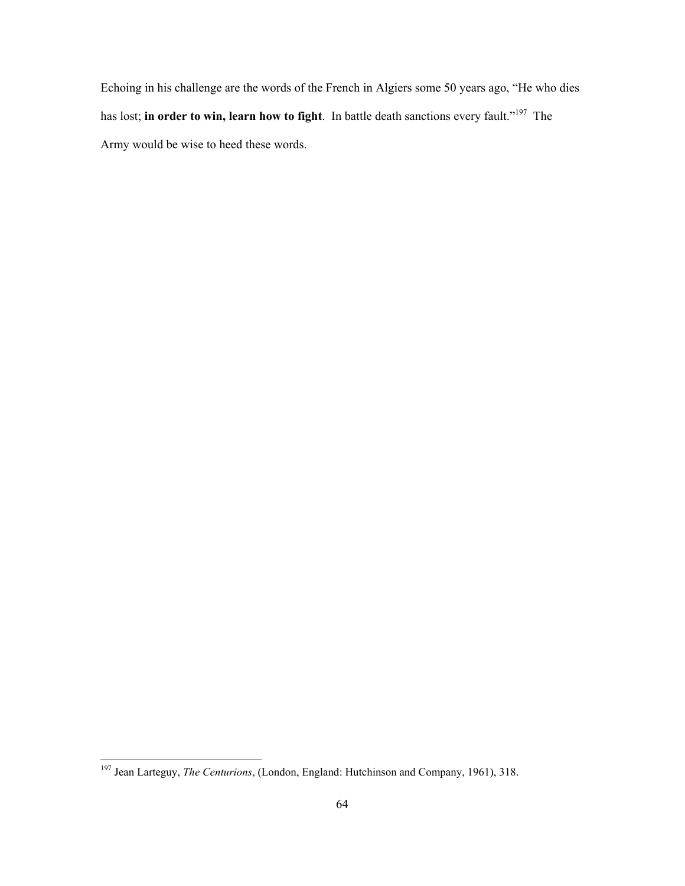Echoing in his challenge are the words of the French in Algiers some 50 years ago, "He who dies has lost; **in order to win, learn how to fight**. In battle death sanctions every fault."[197] The Army would be wise to heed these words.

---

[197] Jean Larteguy, *The Centurions*, (London, England: Hutchinson and Company, 1961), 318.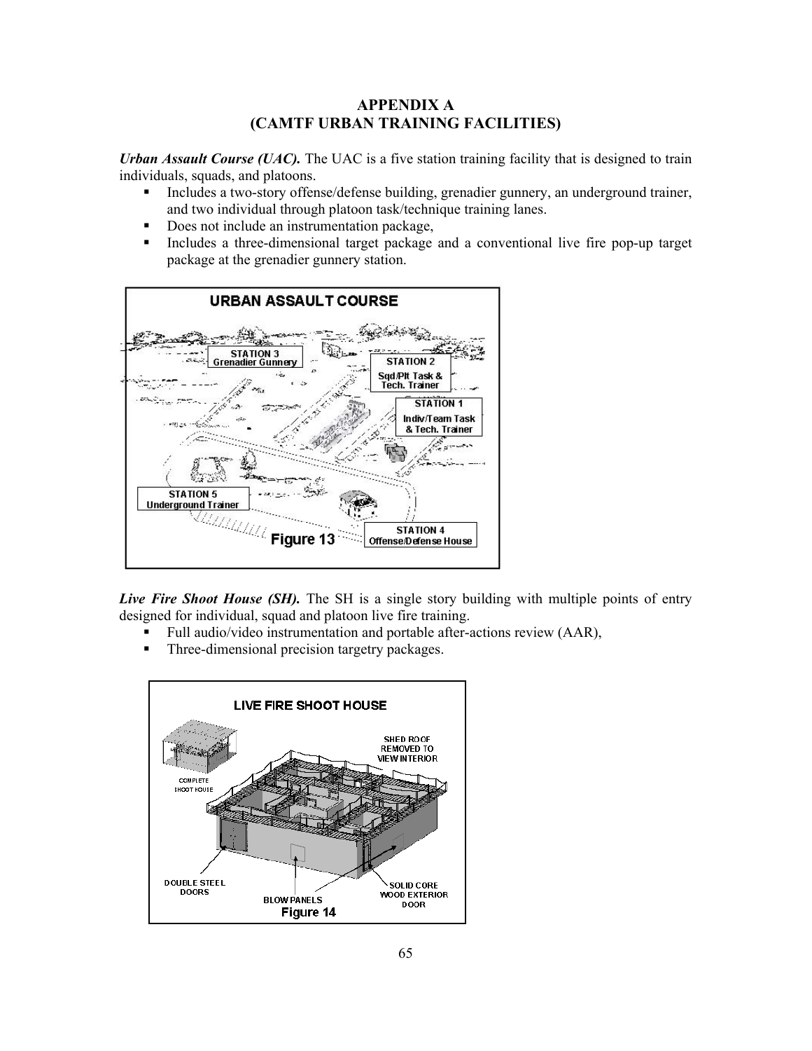# APPENDIX A
# (CAMTF URBAN TRAINING FACILITIES)

***Urban Assault Course (UAC).*** The UAC is a five station training facility that is designed to train individuals, squads, and platoons.

- Includes a two-story offense/defense building, grenadier gunnery, an underground trainer, and two individual through platoon task/technique training lanes.
- Does not include an instrumentation package,
- Includes a three-dimensional target package and a conventional live fire pop-up target package at the grenadier gunnery station.

Figure 13

***Live Fire Shoot House (SH).*** The SH is a single story building with multiple points of entry designed for individual, squad and platoon live fire training.

- Full audio/video instrumentation and portable after-actions review (AAR),
- Three-dimensional precision targetry packages.

Figure 14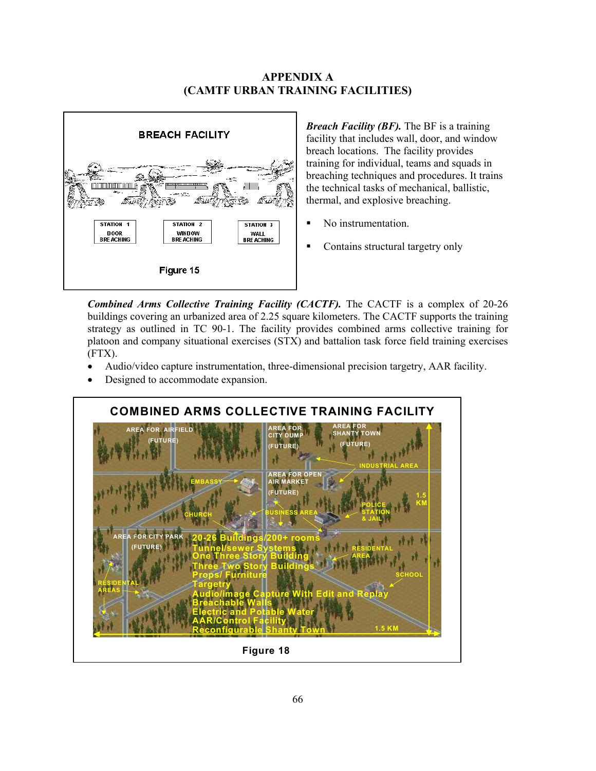# APPENDIX A
# (CAMTF URBAN TRAINING FACILITIES)

BREACH FACILITY

STATION 1 DOOR BREACHING

STATION 2 WINDOW BREACHING

STATION 3 WALL BREACHING

Figure 15

***Breach Facility (BF).*** The BF is a training facility that includes wall, door, and window breach locations. The facility provides training for individual, teams and squads in breaching techniques and procedures. It trains the technical tasks of mechanical, ballistic, thermal, and explosive breaching.

- No instrumentation.
- Contains structural targetry only

***Combined Arms Collective Training Facility (CACTF).*** The CACTF is a complex of 20-26 buildings covering an urbanized area of 2.25 square kilometers. The CACTF supports the training strategy as outlined in TC 90-1. The facility provides combined arms collective training for platoon and company situational exercises (STX) and battalion task force field training exercises (FTX).

- Audio/video capture instrumentation, three-dimensional precision targetry, AAR facility.
- Designed to accommodate expansion.

COMBINED ARMS COLLECTIVE TRAINING FACILITY

AREA FOR AIRFIELD (FUTURE)

AREA FOR CITY DUMP (FUTURE)

AREA FOR SHANTY TOWN (FUTURE)

INDUSTRIAL AREA

EMBASSY

AREA FOR OPEN AIR MARKET (FUTURE)

1.5 KM

CHURCH

BUSINESS AREA

POLICE STATION & JAIL

AREA FOR CITY PARK (FUTURE)

20-26 Buildings/200+ rooms
Tunnel/sewer Systems
One Three Story Building
Three Two Story Buildings
Props/ Furniture
Targetry
Audio/image Capture With Edit and Replay
Breachable Walls
Electric and Potable Water
AAR/Control Facility
Reconfigurable Shanty Town

RESIDENTAL AREA

SCHOOL

RESIDENTAL AREAS

1.5 KM

Figure 18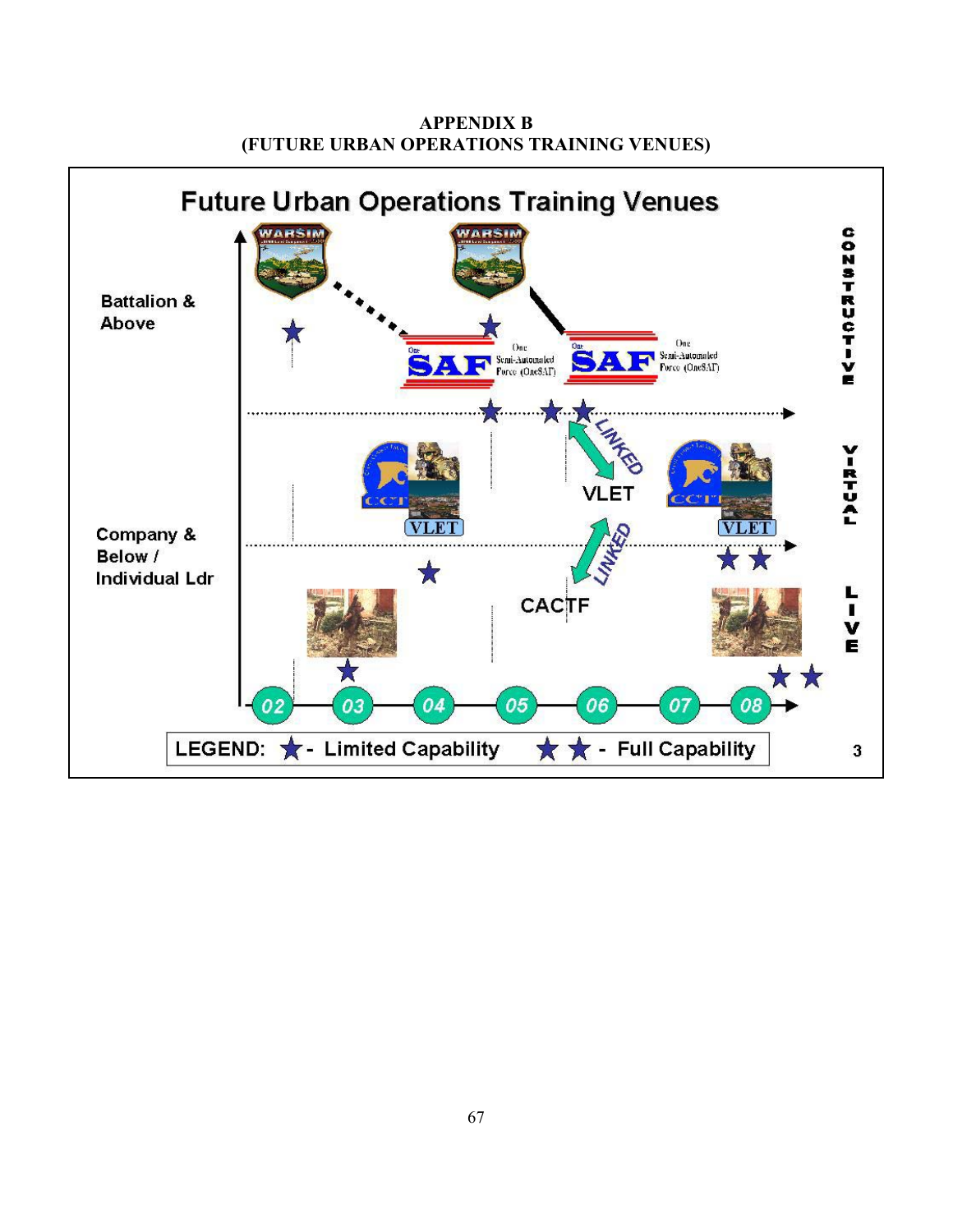# APPENDIX B
## (FUTURE URBAN OPERATIONS TRAINING VENUES)

**Future Urban Operations Training Venues**

Battalion & Above

Company & Below / Individual Ldr

WARSIM

WARSIM

One SAF Semi-Automated Force (OneSAF)

One SAF Semi-Automated Force (OneSAF)

LINKED

VLET

VLET

VLET

LINKED

CACTF

CONSTRUCTIVE

VIRTUAL

LIVE

02 03 04 05 06 07 08

LEGEND: ★ - Limited Capability ★★ - Full Capability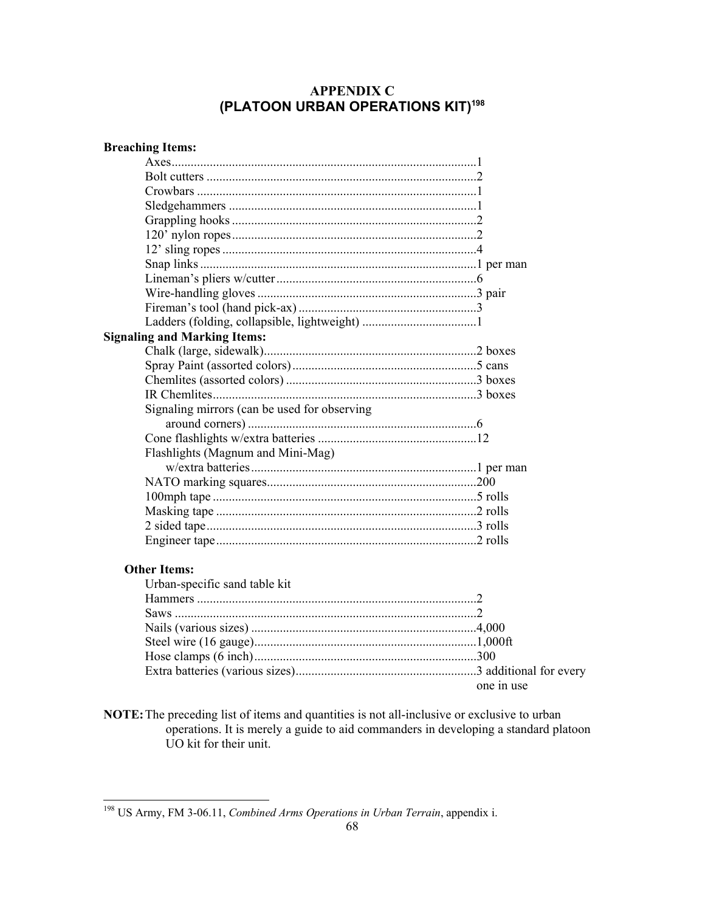## APPENDIX C
## (PLATOON URBAN OPERATIONS KIT)[198]

**Breaching Items:**

| Item | Quantity |
|---|---|
| Axes | 1 |
| Bolt cutters | 2 |
| Crowbars | 1 |
| Sledgehammers | 1 |
| Grappling hooks | 2 |
| 120' nylon ropes | 2 |
| 12' sling ropes | 4 |
| Snap links | 1 per man |
| Lineman's pliers w/cutter | 6 |
| Wire-handling gloves | 3 pair |
| Fireman's tool (hand pick-ax) | 3 |
| Ladders (folding, collapsible, lightweight) | 1 |

**Signaling and Marking Items:**

| Item | Quantity |
|---|---|
| Chalk (large, sidewalk) | 2 boxes |
| Spray Paint (assorted colors) | 5 cans |
| Chemlites (assorted colors) | 3 boxes |
| IR Chemlites | 3 boxes |
| Signaling mirrors (can be used for observing around corners) | 6 |
| Cone flashlights w/extra batteries | 12 |
| Flashlights (Magnum and Mini-Mag) w/extra batteries | 1 per man |
| NATO marking squares | 200 |
| 100mph tape | 5 rolls |
| Masking tape | 2 rolls |
| 2 sided tape | 3 rolls |
| Engineer tape | 2 rolls |

**Other Items:**

| Item | Quantity |
|---|---|
| Urban-specific sand table kit | |
| Hammers | 2 |
| Saws | 2 |
| Nails (various sizes) | 4,000 |
| Steel wire (16 gauge) | 1,000ft |
| Hose clamps (6 inch) | 300 |
| Extra batteries (various sizes) | 3 additional for every one in use |

**NOTE:** The preceding list of items and quantities is not all-inclusive or exclusive to urban operations. It is merely a guide to aid commanders in developing a standard platoon UO kit for their unit.

---

[198] US Army, FM 3-06.11, *Combined Arms Operations in Urban Terrain*, appendix i.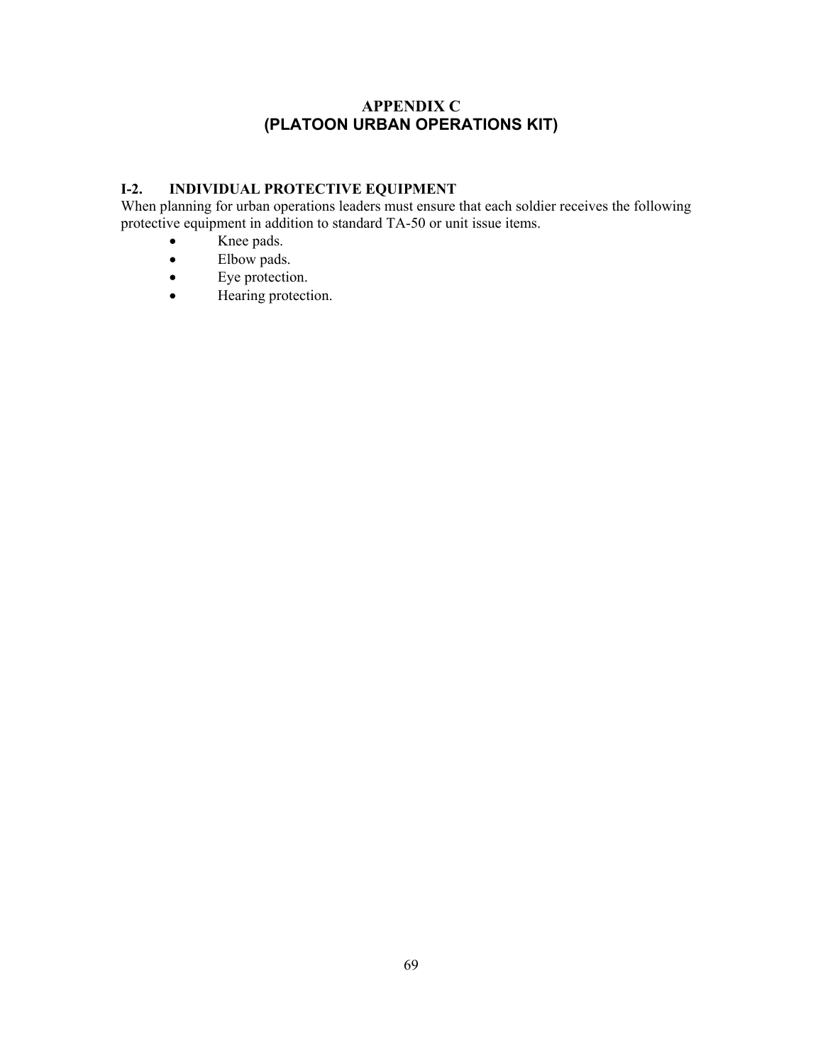# APPENDIX C
# (PLATOON URBAN OPERATIONS KIT)

## I-2. INDIVIDUAL PROTECTIVE EQUIPMENT

When planning for urban operations leaders must ensure that each soldier receives the following protective equipment in addition to standard TA-50 or unit issue items.

- Knee pads.
- Elbow pads.
- Eye protection.
- Hearing protection.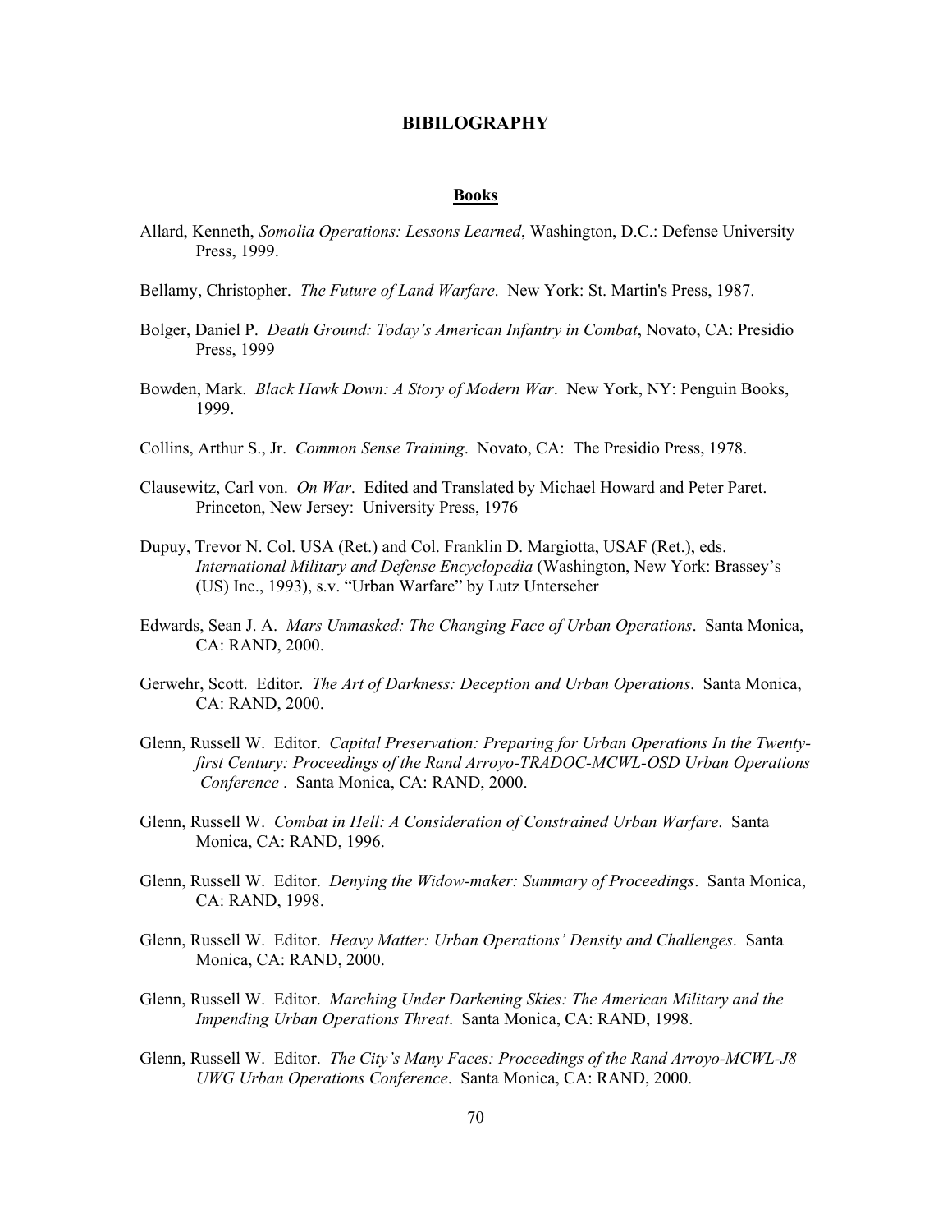# BIBILOGRAPHY

## Books

Allard, Kenneth, *Somolia Operations: Lessons Learned*, Washington, D.C.: Defense University Press, 1999.

Bellamy, Christopher. *The Future of Land Warfare*. New York: St. Martin's Press, 1987.

Bolger, Daniel P. *Death Ground: Today's American Infantry in Combat*, Novato, CA: Presidio Press, 1999

Bowden, Mark. *Black Hawk Down: A Story of Modern War*. New York, NY: Penguin Books, 1999.

Collins, Arthur S., Jr. *Common Sense Training*. Novato, CA: The Presidio Press, 1978.

Clausewitz, Carl von. *On War*. Edited and Translated by Michael Howard and Peter Paret. Princeton, New Jersey: University Press, 1976

Dupuy, Trevor N. Col. USA (Ret.) and Col. Franklin D. Margiotta, USAF (Ret.), eds. *International Military and Defense Encyclopedia* (Washington, New York: Brassey's (US) Inc., 1993), s.v. "Urban Warfare" by Lutz Unterseher

Edwards, Sean J. A. *Mars Unmasked: The Changing Face of Urban Operations*. Santa Monica, CA: RAND, 2000.

Gerwehr, Scott. Editor. *The Art of Darkness: Deception and Urban Operations*. Santa Monica, CA: RAND, 2000.

Glenn, Russell W. Editor. *Capital Preservation: Preparing for Urban Operations In the Twenty-first Century: Proceedings of the Rand Arroyo-TRADOC-MCWL-OSD Urban Operations Conference* . Santa Monica, CA: RAND, 2000.

Glenn, Russell W. *Combat in Hell: A Consideration of Constrained Urban Warfare*. Santa Monica, CA: RAND, 1996.

Glenn, Russell W. Editor. *Denying the Widow-maker: Summary of Proceedings*. Santa Monica, CA: RAND, 1998.

Glenn, Russell W. Editor. *Heavy Matter: Urban Operations' Density and Challenges*. Santa Monica, CA: RAND, 2000.

Glenn, Russell W. Editor. *Marching Under Darkening Skies: The American Military and the Impending Urban Operations Threat*. Santa Monica, CA: RAND, 1998.

Glenn, Russell W. Editor. *The City's Many Faces: Proceedings of the Rand Arroyo-MCWL-J8 UWG Urban Operations Conference*. Santa Monica, CA: RAND, 2000.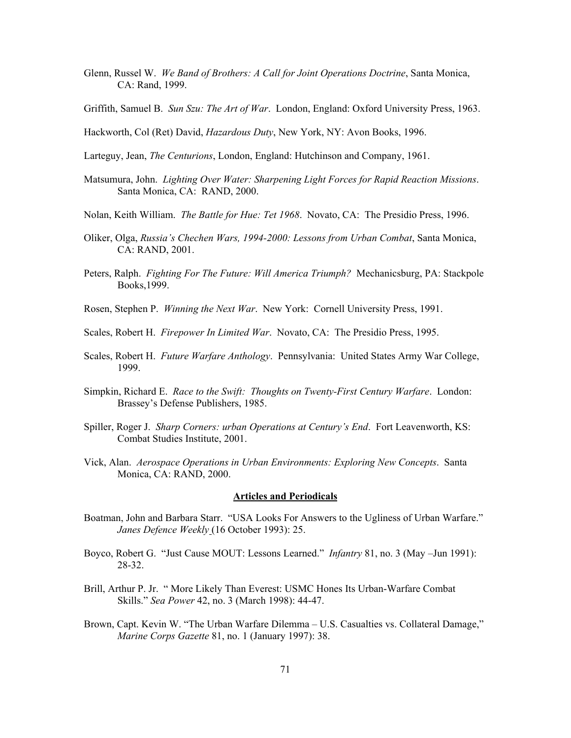Glenn, Russel W. *We Band of Brothers: A Call for Joint Operations Doctrine*, Santa Monica, CA: Rand, 1999.

Griffith, Samuel B. *Sun Szu: The Art of War*. London, England: Oxford University Press, 1963.

Hackworth, Col (Ret) David, *Hazardous Duty*, New York, NY: Avon Books, 1996.

Larteguy, Jean, *The Centurions*, London, England: Hutchinson and Company, 1961.

Matsumura, John. *Lighting Over Water: Sharpening Light Forces for Rapid Reaction Missions*. Santa Monica, CA: RAND, 2000.

Nolan, Keith William. *The Battle for Hue: Tet 1968*. Novato, CA: The Presidio Press, 1996.

Oliker, Olga, *Russia's Chechen Wars, 1994-2000: Lessons from Urban Combat*, Santa Monica, CA: RAND, 2001.

Peters, Ralph. *Fighting For The Future: Will America Triumph?* Mechanicsburg, PA: Stackpole Books,1999.

Rosen, Stephen P. *Winning the Next War*. New York: Cornell University Press, 1991.

Scales, Robert H. *Firepower In Limited War*. Novato, CA: The Presidio Press, 1995.

Scales, Robert H. *Future Warfare Anthology*. Pennsylvania: United States Army War College, 1999.

Simpkin, Richard E. *Race to the Swift: Thoughts on Twenty-First Century Warfare*. London: Brassey's Defense Publishers, 1985.

Spiller, Roger J. *Sharp Corners: urban Operations at Century's End*. Fort Leavenworth, KS: Combat Studies Institute, 2001.

Vick, Alan. *Aerospace Operations in Urban Environments: Exploring New Concepts*. Santa Monica, CA: RAND, 2000.

**Articles and Periodicals**

Boatman, John and Barbara Starr. "USA Looks For Answers to the Ugliness of Urban Warfare." *Janes Defence Weekly* (16 October 1993): 25.

Boyco, Robert G. "Just Cause MOUT: Lessons Learned." *Infantry* 81, no. 3 (May –Jun 1991): 28-32.

Brill, Arthur P. Jr. " More Likely Than Everest: USMC Hones Its Urban-Warfare Combat Skills." *Sea Power* 42, no. 3 (March 1998): 44-47.

Brown, Capt. Kevin W. "The Urban Warfare Dilemma – U.S. Casualties vs. Collateral Damage," *Marine Corps Gazette* 81, no. 1 (January 1997): 38.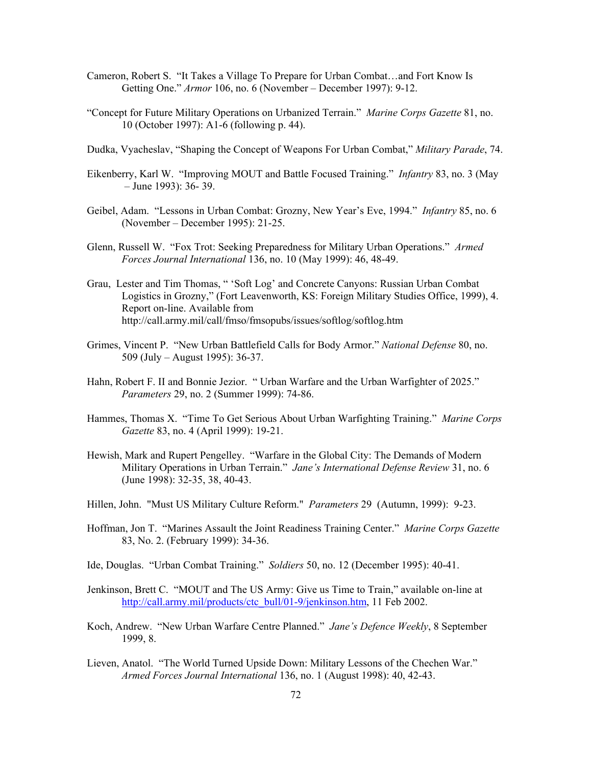Cameron, Robert S. "It Takes a Village To Prepare for Urban Combat…and Fort Know Is Getting One." *Armor* 106, no. 6 (November – December 1997): 9-12.

"Concept for Future Military Operations on Urbanized Terrain." *Marine Corps Gazette* 81, no. 10 (October 1997): A1-6 (following p. 44).

Dudka, Vyacheslav, "Shaping the Concept of Weapons For Urban Combat," *Military Parade*, 74.

Eikenberry, Karl W. "Improving MOUT and Battle Focused Training." *Infantry* 83, no. 3 (May – June 1993): 36- 39.

Geibel, Adam. "Lessons in Urban Combat: Grozny, New Year's Eve, 1994." *Infantry* 85, no. 6 (November – December 1995): 21-25.

Glenn, Russell W. "Fox Trot: Seeking Preparedness for Military Urban Operations." *Armed Forces Journal International* 136, no. 10 (May 1999): 46, 48-49.

Grau, Lester and Tim Thomas, " 'Soft Log' and Concrete Canyons: Russian Urban Combat Logistics in Grozny," (Fort Leavenworth, KS: Foreign Military Studies Office, 1999), 4. Report on-line. Available from http://call.army.mil/call/fmso/fmsopubs/issues/softlog/softlog.htm

Grimes, Vincent P. "New Urban Battlefield Calls for Body Armor." *National Defense* 80, no. 509 (July – August 1995): 36-37.

Hahn, Robert F. II and Bonnie Jezior. " Urban Warfare and the Urban Warfighter of 2025." *Parameters* 29, no. 2 (Summer 1999): 74-86.

Hammes, Thomas X. "Time To Get Serious About Urban Warfighting Training." *Marine Corps Gazette* 83, no. 4 (April 1999): 19-21.

Hewish, Mark and Rupert Pengelley. "Warfare in the Global City: The Demands of Modern Military Operations in Urban Terrain." *Jane's International Defense Review* 31, no. 6 (June 1998): 32-35, 38, 40-43.

Hillen, John. "Must US Military Culture Reform." *Parameters* 29 (Autumn, 1999): 9-23.

Hoffman, Jon T. "Marines Assault the Joint Readiness Training Center." *Marine Corps Gazette* 83, No. 2. (February 1999): 34-36.

Ide, Douglas. "Urban Combat Training." *Soldiers* 50, no. 12 (December 1995): 40-41.

Jenkinson, Brett C. "MOUT and The US Army: Give us Time to Train," available on-line at http://call.army.mil/products/ctc_bull/01-9/jenkinson.htm, 11 Feb 2002.

Koch, Andrew. "New Urban Warfare Centre Planned." *Jane's Defence Weekly*, 8 September 1999, 8.

Lieven, Anatol. "The World Turned Upside Down: Military Lessons of the Chechen War." *Armed Forces Journal International* 136, no. 1 (August 1998): 40, 42-43.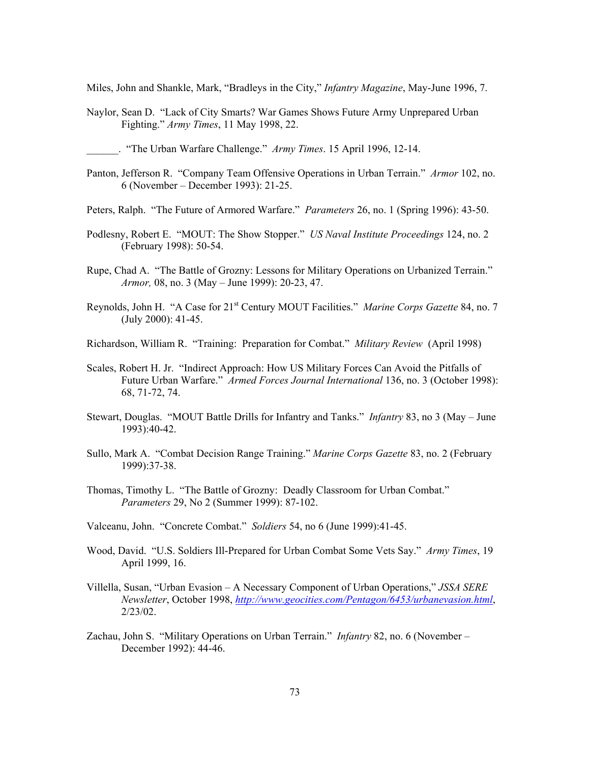Miles, John and Shankle, Mark, "Bradleys in the City," *Infantry Magazine*, May-June 1996, 7.

Naylor, Sean D. "Lack of City Smarts? War Games Shows Future Army Unprepared Urban Fighting." *Army Times*, 11 May 1998, 22.

______. "The Urban Warfare Challenge." *Army Times*. 15 April 1996, 12-14.

Panton, Jefferson R. "Company Team Offensive Operations in Urban Terrain." *Armor* 102, no. 6 (November – December 1993): 21-25.

Peters, Ralph. "The Future of Armored Warfare." *Parameters* 26, no. 1 (Spring 1996): 43-50.

Podlesny, Robert E. "MOUT: The Show Stopper." *US Naval Institute Proceedings* 124, no. 2 (February 1998): 50-54.

Rupe, Chad A. "The Battle of Grozny: Lessons for Military Operations on Urbanized Terrain." *Armor,* 08, no. 3 (May – June 1999): 20-23, 47.

Reynolds, John H. "A Case for 21st Century MOUT Facilities." *Marine Corps Gazette* 84, no. 7 (July 2000): 41-45.

Richardson, William R. "Training: Preparation for Combat." *Military Review* (April 1998)

Scales, Robert H. Jr. "Indirect Approach: How US Military Forces Can Avoid the Pitfalls of Future Urban Warfare." *Armed Forces Journal International* 136, no. 3 (October 1998): 68, 71-72, 74.

Stewart, Douglas. "MOUT Battle Drills for Infantry and Tanks." *Infantry* 83, no 3 (May – June 1993):40-42.

Sullo, Mark A. "Combat Decision Range Training." *Marine Corps Gazette* 83, no. 2 (February 1999):37-38.

Thomas, Timothy L. "The Battle of Grozny: Deadly Classroom for Urban Combat." *Parameters* 29, No 2 (Summer 1999): 87-102.

Valceanu, John. "Concrete Combat." *Soldiers* 54, no 6 (June 1999):41-45.

Wood, David. "U.S. Soldiers Ill-Prepared for Urban Combat Some Vets Say." *Army Times*, 19 April 1999, 16.

Villella, Susan, "Urban Evasion – A Necessary Component of Urban Operations," *JSSA SERE Newsletter*, October 1998, http://www.geocities.com/Pentagon/6453/urbanevasion.html, 2/23/02.

Zachau, John S. "Military Operations on Urban Terrain." *Infantry* 82, no. 6 (November – December 1992): 44-46.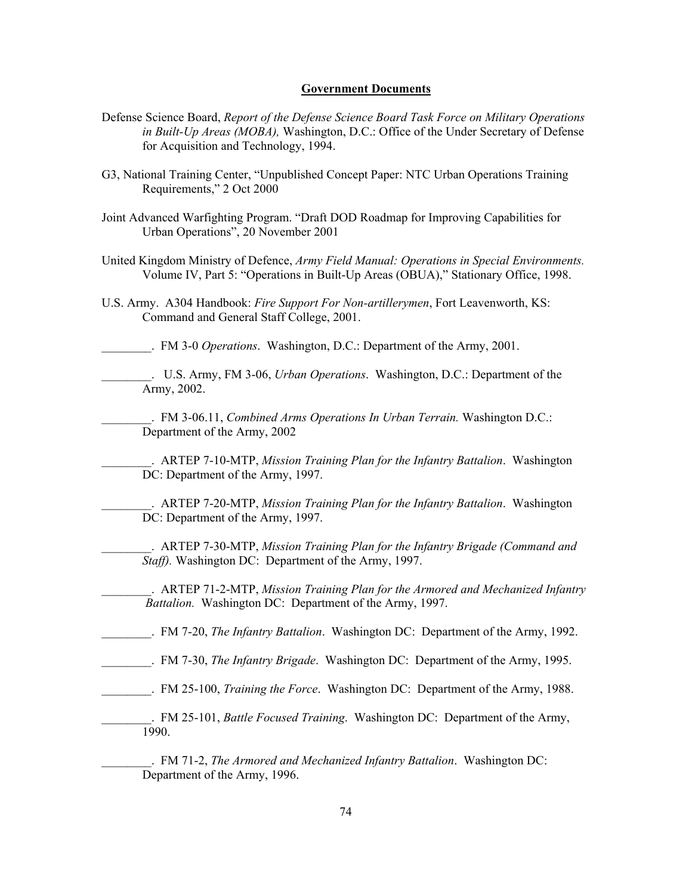## Government Documents

Defense Science Board, *Report of the Defense Science Board Task Force on Military Operations in Built-Up Areas (MOBA),* Washington, D.C.: Office of the Under Secretary of Defense for Acquisition and Technology, 1994.

G3, National Training Center, "Unpublished Concept Paper: NTC Urban Operations Training Requirements," 2 Oct 2000

Joint Advanced Warfighting Program. "Draft DOD Roadmap for Improving Capabilities for Urban Operations", 20 November 2001

United Kingdom Ministry of Defence, *Army Field Manual: Operations in Special Environments.* Volume IV, Part 5: "Operations in Built-Up Areas (OBUA)," Stationary Office, 1998.

U.S. Army. A304 Handbook: *Fire Support For Non-artillerymen*, Fort Leavenworth, KS: Command and General Staff College, 2001.

________. FM 3-0 *Operations*. Washington, D.C.: Department of the Army, 2001.

________. U.S. Army, FM 3-06, *Urban Operations*. Washington, D.C.: Department of the Army, 2002.

________. FM 3-06.11, *Combined Arms Operations In Urban Terrain.* Washington D.C.: Department of the Army, 2002

________. ARTEP 7-10-MTP, *Mission Training Plan for the Infantry Battalion*. Washington DC: Department of the Army, 1997.

________. ARTEP 7-20-MTP, *Mission Training Plan for the Infantry Battalion*. Washington DC: Department of the Army, 1997.

________. ARTEP 7-30-MTP, *Mission Training Plan for the Infantry Brigade (Command and Staff).* Washington DC: Department of the Army, 1997.

________. ARTEP 71-2-MTP, *Mission Training Plan for the Armored and Mechanized Infantry Battalion.* Washington DC: Department of the Army, 1997.

________. FM 7-20, *The Infantry Battalion*. Washington DC: Department of the Army, 1992.

________. FM 7-30, *The Infantry Brigade*. Washington DC: Department of the Army, 1995.

________. FM 25-100, *Training the Force*. Washington DC: Department of the Army, 1988.

________. FM 25-101, *Battle Focused Training*. Washington DC: Department of the Army, 1990.

________. FM 71-2, *The Armored and Mechanized Infantry Battalion*. Washington DC: Department of the Army, 1996.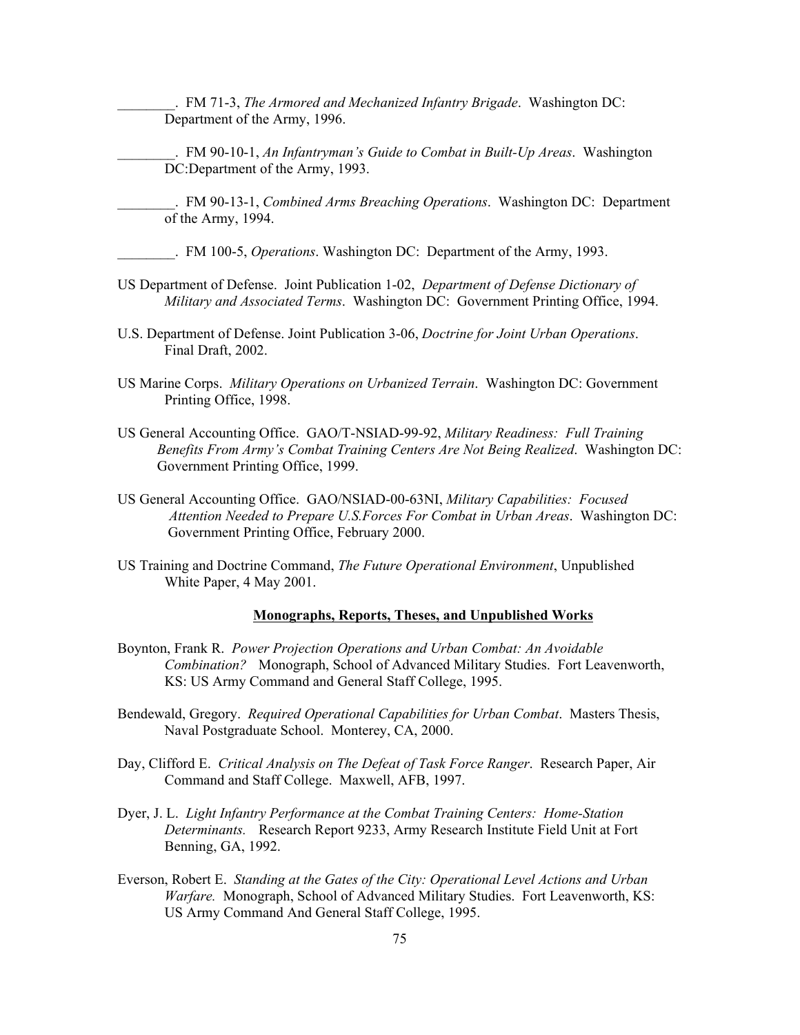________. FM 71-3, *The Armored and Mechanized Infantry Brigade*. Washington DC: Department of the Army, 1996.

________. FM 90-10-1, *An Infantryman's Guide to Combat in Built-Up Areas*. Washington DC:Department of the Army, 1993.

________. FM 90-13-1, *Combined Arms Breaching Operations*. Washington DC: Department of the Army, 1994.

________. FM 100-5, *Operations*. Washington DC: Department of the Army, 1993.

US Department of Defense. Joint Publication 1-02, *Department of Defense Dictionary of Military and Associated Terms*. Washington DC: Government Printing Office, 1994.

U.S. Department of Defense. Joint Publication 3-06, *Doctrine for Joint Urban Operations*. Final Draft, 2002.

US Marine Corps. *Military Operations on Urbanized Terrain*. Washington DC: Government Printing Office, 1998.

US General Accounting Office. GAO/T-NSIAD-99-92, *Military Readiness: Full Training Benefits From Army's Combat Training Centers Are Not Being Realized*. Washington DC: Government Printing Office, 1999.

US General Accounting Office. GAO/NSIAD-00-63NI, *Military Capabilities: Focused Attention Needed to Prepare U.S.Forces For Combat in Urban Areas*. Washington DC: Government Printing Office, February 2000.

US Training and Doctrine Command, *The Future Operational Environment*, Unpublished White Paper, 4 May 2001.

**Monographs, Reports, Theses, and Unpublished Works**

Boynton, Frank R. *Power Projection Operations and Urban Combat: An Avoidable Combination?* Monograph, School of Advanced Military Studies. Fort Leavenworth, KS: US Army Command and General Staff College, 1995.

Bendewald, Gregory. *Required Operational Capabilities for Urban Combat*. Masters Thesis, Naval Postgraduate School. Monterey, CA, 2000.

Day, Clifford E. *Critical Analysis on The Defeat of Task Force Ranger*. Research Paper, Air Command and Staff College. Maxwell, AFB, 1997.

Dyer, J. L. *Light Infantry Performance at the Combat Training Centers: Home-Station Determinants.* Research Report 9233, Army Research Institute Field Unit at Fort Benning, GA, 1992.

Everson, Robert E. *Standing at the Gates of the City: Operational Level Actions and Urban Warfare.* Monograph, School of Advanced Military Studies. Fort Leavenworth, KS: US Army Command And General Staff College, 1995.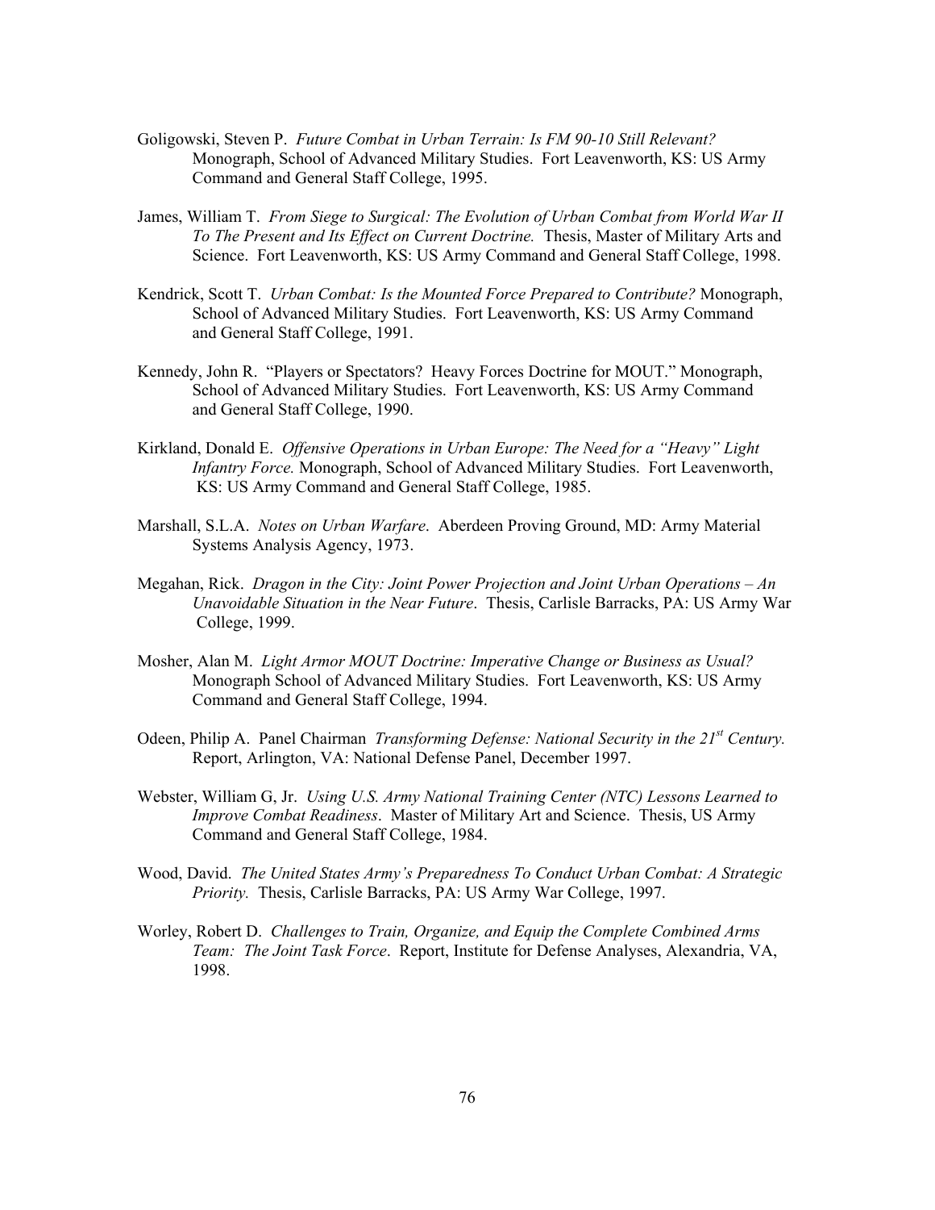Goligowski, Steven P. *Future Combat in Urban Terrain: Is FM 90-10 Still Relevant?* Monograph, School of Advanced Military Studies. Fort Leavenworth, KS: US Army Command and General Staff College, 1995.

James, William T. *From Siege to Surgical: The Evolution of Urban Combat from World War II To The Present and Its Effect on Current Doctrine.* Thesis, Master of Military Arts and Science. Fort Leavenworth, KS: US Army Command and General Staff College, 1998.

Kendrick, Scott T. *Urban Combat: Is the Mounted Force Prepared to Contribute?* Monograph, School of Advanced Military Studies. Fort Leavenworth, KS: US Army Command and General Staff College, 1991.

Kennedy, John R. "Players or Spectators? Heavy Forces Doctrine for MOUT." Monograph, School of Advanced Military Studies. Fort Leavenworth, KS: US Army Command and General Staff College, 1990.

Kirkland, Donald E. *Offensive Operations in Urban Europe: The Need for a "Heavy" Light Infantry Force.* Monograph, School of Advanced Military Studies. Fort Leavenworth, KS: US Army Command and General Staff College, 1985.

Marshall, S.L.A. *Notes on Urban Warfare*. Aberdeen Proving Ground, MD: Army Material Systems Analysis Agency, 1973.

Megahan, Rick. *Dragon in the City: Joint Power Projection and Joint Urban Operations – An Unavoidable Situation in the Near Future*. Thesis, Carlisle Barracks, PA: US Army War College, 1999.

Mosher, Alan M. *Light Armor MOUT Doctrine: Imperative Change or Business as Usual?* Monograph School of Advanced Military Studies. Fort Leavenworth, KS: US Army Command and General Staff College, 1994.

Odeen, Philip A. Panel Chairman *Transforming Defense: National Security in the 21st Century.* Report, Arlington, VA: National Defense Panel, December 1997.

Webster, William G, Jr. *Using U.S. Army National Training Center (NTC) Lessons Learned to Improve Combat Readiness*. Master of Military Art and Science. Thesis, US Army Command and General Staff College, 1984.

Wood, David. *The United States Army's Preparedness To Conduct Urban Combat: A Strategic Priority.* Thesis, Carlisle Barracks, PA: US Army War College, 1997.

Worley, Robert D. *Challenges to Train, Organize, and Equip the Complete Combined Arms Team: The Joint Task Force*. Report, Institute for Defense Analyses, Alexandria, VA, 1998.